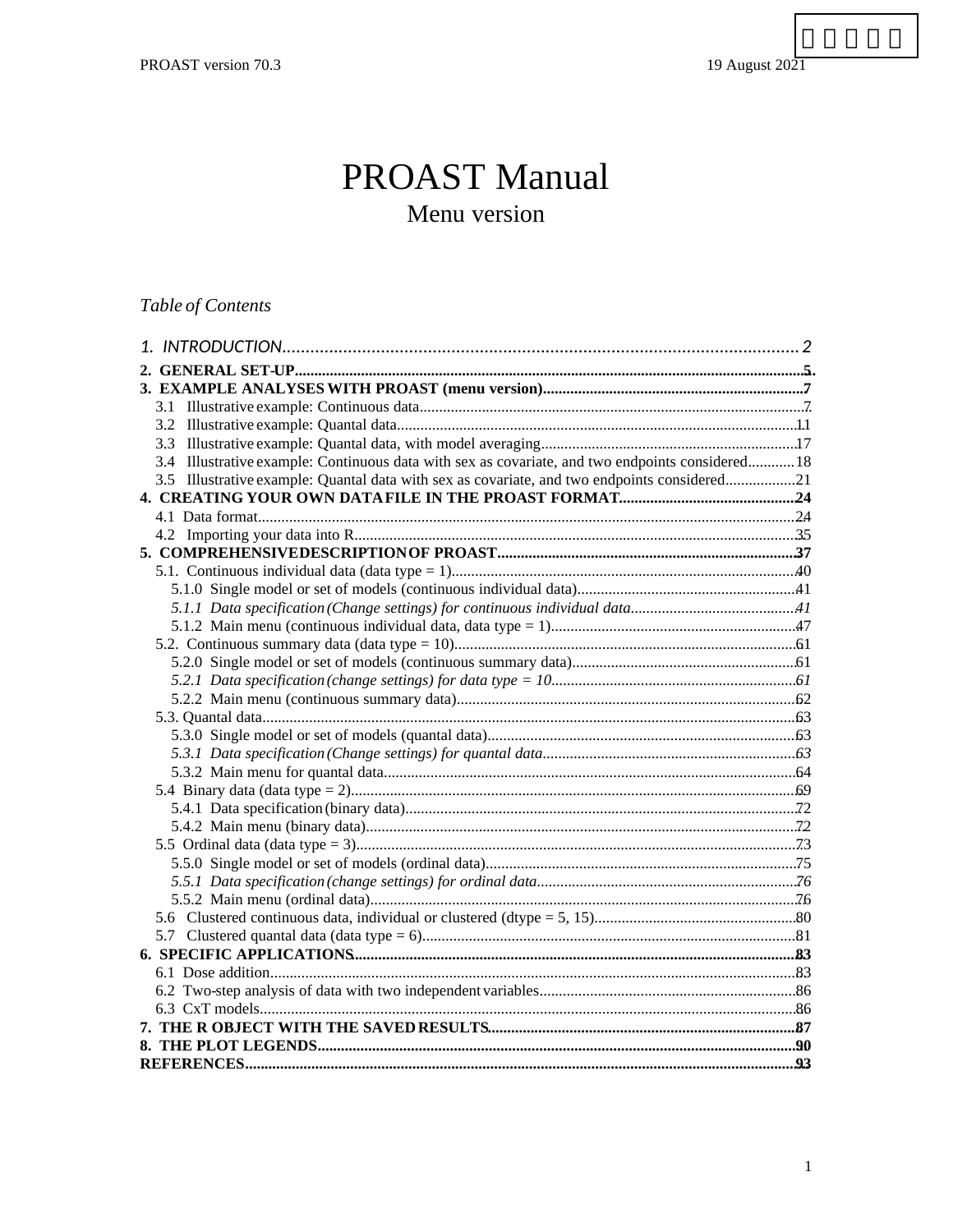# PROAST Manual

## Menu version

*Table of Contents*

*1. INTRODUCTION* ............ *2*

**2. GENERAL SET-UP** ............ **5**

**3. EXAMPLE ANALYSES WITH PROAST (menu version)** ............ **7**

- 3.1 Illustrative example: Continuous data ............ 7
- 3.2 Illustrative example: Quantal data ............ 11
- 3.3 Illustrative example: Quantal data, with model averaging ............ 17
- 3.4 Illustrative example: Continuous data with sex as covariate, and two endpoints considered ............ 18
- 3.5 Illustrative example: Quantal data with sex as covariate, and two endpoints considered ............ 21

**4. CREATING YOUR OWN DATA FILE IN THE PROAST FORMAT** ............ **24**

- 4.1 Data format ............ 24
- 4.2 Importing your data into R ............ 35

**5. COMPREHENSIVE DESCRIPTION OF PROAST** ............ **37**

- 5.1. Continuous individual data (data type = 1) ............ 40
  - 5.1.0 Single model or set of models (continuous individual data) ............ 41
  - *5.1.1 Data specification (Change settings) for continuous individual data* ............ *41*
  - 5.1.2 Main menu (continuous individual data, data type = 1) ............ 47
- 5.2. Continuous summary data (data type = 10) ............ 61
  - 5.2.0 Single model or set of models (continuous summary data) ............ 61
  - *5.2.1 Data specification (change settings) for data type = 10* ............ *61*
  - 5.2.2 Main menu (continuous summary data) ............ 62
- 5.3. Quantal data ............ 63
  - 5.3.0 Single model or set of models (quantal data) ............ 63
  - *5.3.1 Data specification (Change settings) for quantal data* ............ *63*
  - 5.3.2 Main menu for quantal data ............ 64
- 5.4 Binary data (data type = 2) ............ 69
  - 5.4.1 Data specification (binary data) ............ 72
  - 5.4.2 Main menu (binary data) ............ 72
- 5.5 Ordinal data (data type = 3) ............ 73
  - 5.5.0 Single model or set of models (ordinal data) ............ 75
  - *5.5.1 Data specification (change settings) for ordinal data* ............ *76*
  - 5.5.2 Main menu (ordinal data) ............ 76
- 5.6 Clustered continuous data, individual or clustered (dtype = 5, 15) ............ 80
- 5.7 Clustered quantal data (data type = 6) ............ 81

**6. SPECIFIC APPLICATIONS** ............ **83**

- 6.1 Dose addition ............ 83
- 6.2 Two-step analysis of data with two independent variables ............ 86
- 6.3 CxT models ............ 86

**7. THE R OBJECT WITH THE SAVED RESULTS** ............ **87**

**8. THE PLOT LEGENDS** ............ **90**

**REFERENCES** ............ **93**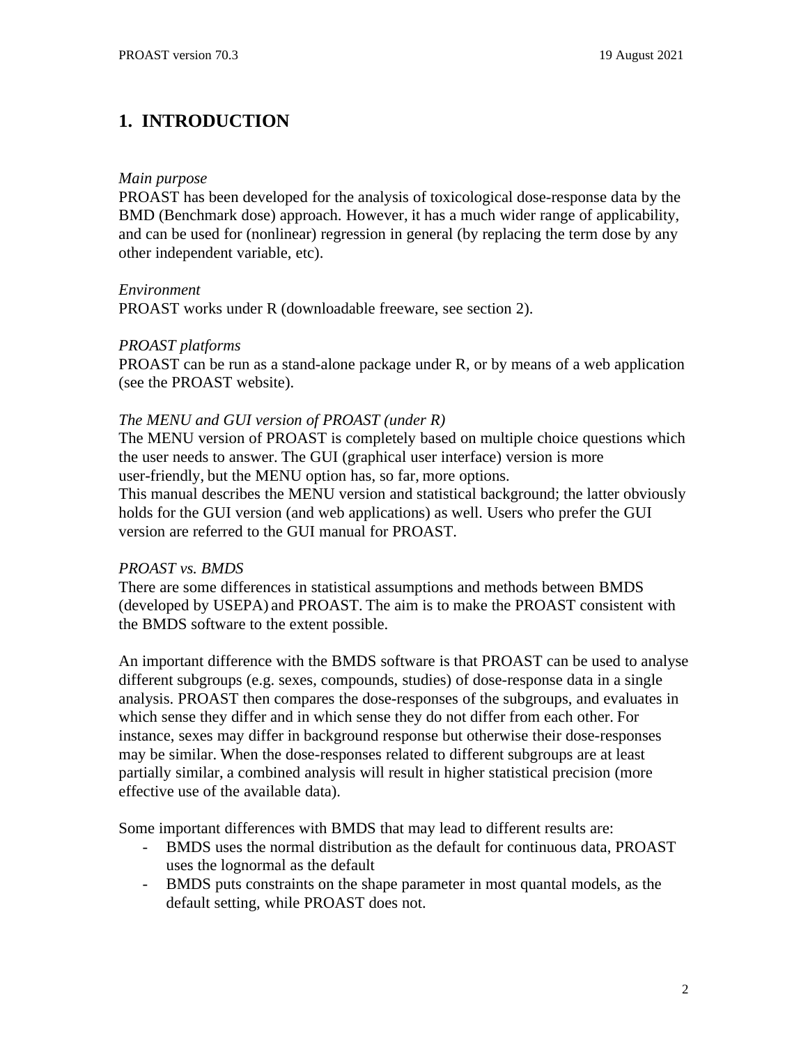# 1. INTRODUCTION

*Main purpose*

PROAST has been developed for the analysis of toxicological dose-response data by the BMD (Benchmark dose) approach. However, it has a much wider range of applicability, and can be used for (nonlinear) regression in general (by replacing the term dose by any other independent variable, etc).

*Environment*

PROAST works under R (downloadable freeware, see section 2).

*PROAST platforms*

PROAST can be run as a stand-alone package under R, or by means of a web application (see the PROAST website).

*The MENU and GUI version of PROAST (under R)*

The MENU version of PROAST is completely based on multiple choice questions which the user needs to answer. The GUI (graphical user interface) version is more user-friendly, but the MENU option has, so far, more options.
This manual describes the MENU version and statistical background; the latter obviously holds for the GUI version (and web applications) as well. Users who prefer the GUI version are referred to the GUI manual for PROAST.

*PROAST vs. BMDS*

There are some differences in statistical assumptions and methods between BMDS (developed by USEPA) and PROAST. The aim is to make the PROAST consistent with the BMDS software to the extent possible.

An important difference with the BMDS software is that PROAST can be used to analyse different subgroups (e.g. sexes, compounds, studies) of dose-response data in a single analysis. PROAST then compares the dose-responses of the subgroups, and evaluates in which sense they differ and in which sense they do not differ from each other. For instance, sexes may differ in background response but otherwise their dose-responses may be similar. When the dose-responses related to different subgroups are at least partially similar, a combined analysis will result in higher statistical precision (more effective use of the available data).

Some important differences with BMDS that may lead to different results are:

- BMDS uses the normal distribution as the default for continuous data, PROAST uses the lognormal as the default
- BMDS puts constraints on the shape parameter in most quantal models, as the default setting, while PROAST does not.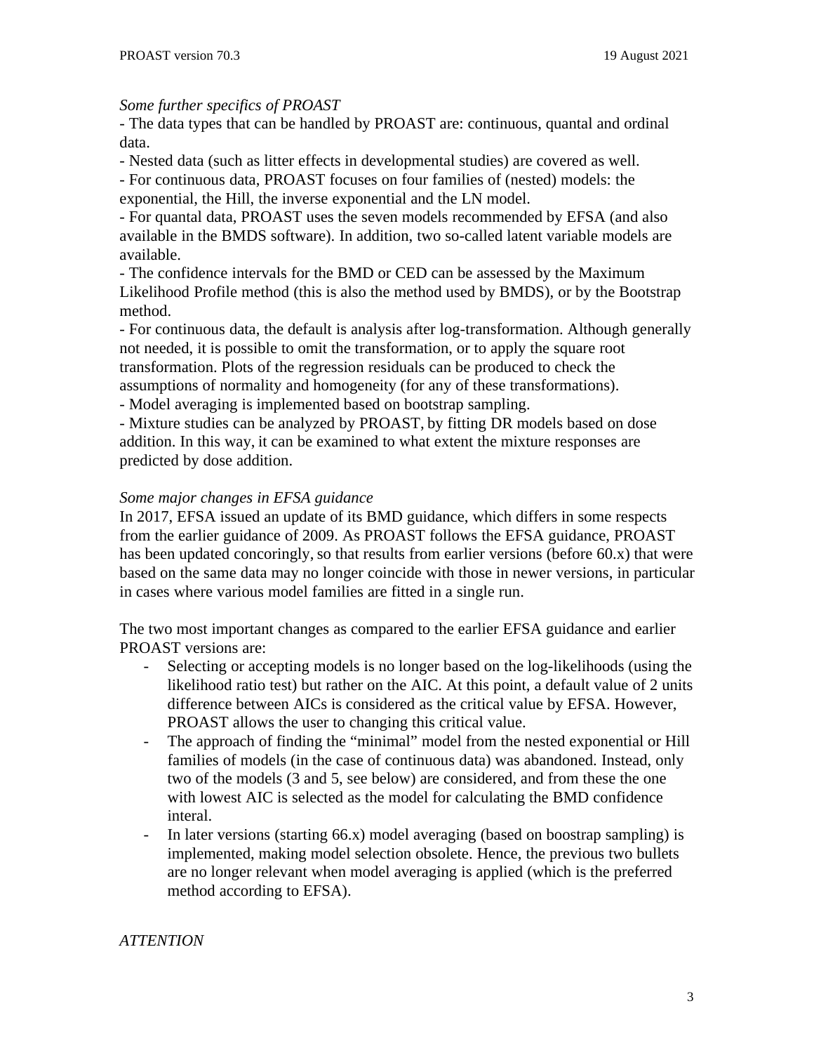*Some further specifics of PROAST*

- The data types that can be handled by PROAST are: continuous, quantal and ordinal data.
- Nested data (such as litter effects in developmental studies) are covered as well.
- For continuous data, PROAST focuses on four families of (nested) models: the exponential, the Hill, the inverse exponential and the LN model.
- For quantal data, PROAST uses the seven models recommended by EFSA (and also available in the BMDS software). In addition, two so-called latent variable models are available.
- The confidence intervals for the BMD or CED can be assessed by the Maximum Likelihood Profile method (this is also the method used by BMDS), or by the Bootstrap method.
- For continuous data, the default is analysis after log-transformation. Although generally not needed, it is possible to omit the transformation, or to apply the square root transformation. Plots of the regression residuals can be produced to check the assumptions of normality and homogeneity (for any of these transformations).
- Model averaging is implemented based on bootstrap sampling.
- Mixture studies can be analyzed by PROAST, by fitting DR models based on dose addition. In this way, it can be examined to what extent the mixture responses are predicted by dose addition.

*Some major changes in EFSA guidance*

In 2017, EFSA issued an update of its BMD guidance, which differs in some respects from the earlier guidance of 2009. As PROAST follows the EFSA guidance, PROAST has been updated concoringly, so that results from earlier versions (before 60.x) that were based on the same data may no longer coincide with those in newer versions, in particular in cases where various model families are fitted in a single run.

The two most important changes as compared to the earlier EFSA guidance and earlier PROAST versions are:

- Selecting or accepting models is no longer based on the log-likelihoods (using the likelihood ratio test) but rather on the AIC. At this point, a default value of 2 units difference between AICs is considered as the critical value by EFSA. However, PROAST allows the user to changing this critical value.
- The approach of finding the "minimal" model from the nested exponential or Hill families of models (in the case of continuous data) was abandoned. Instead, only two of the models (3 and 5, see below) are considered, and from these the one with lowest AIC is selected as the model for calculating the BMD confidence interal.
- In later versions (starting 66.x) model averaging (based on boostrap sampling) is implemented, making model selection obsolete. Hence, the previous two bullets are no longer relevant when model averaging is applied (which is the preferred method according to EFSA).

*ATTENTION*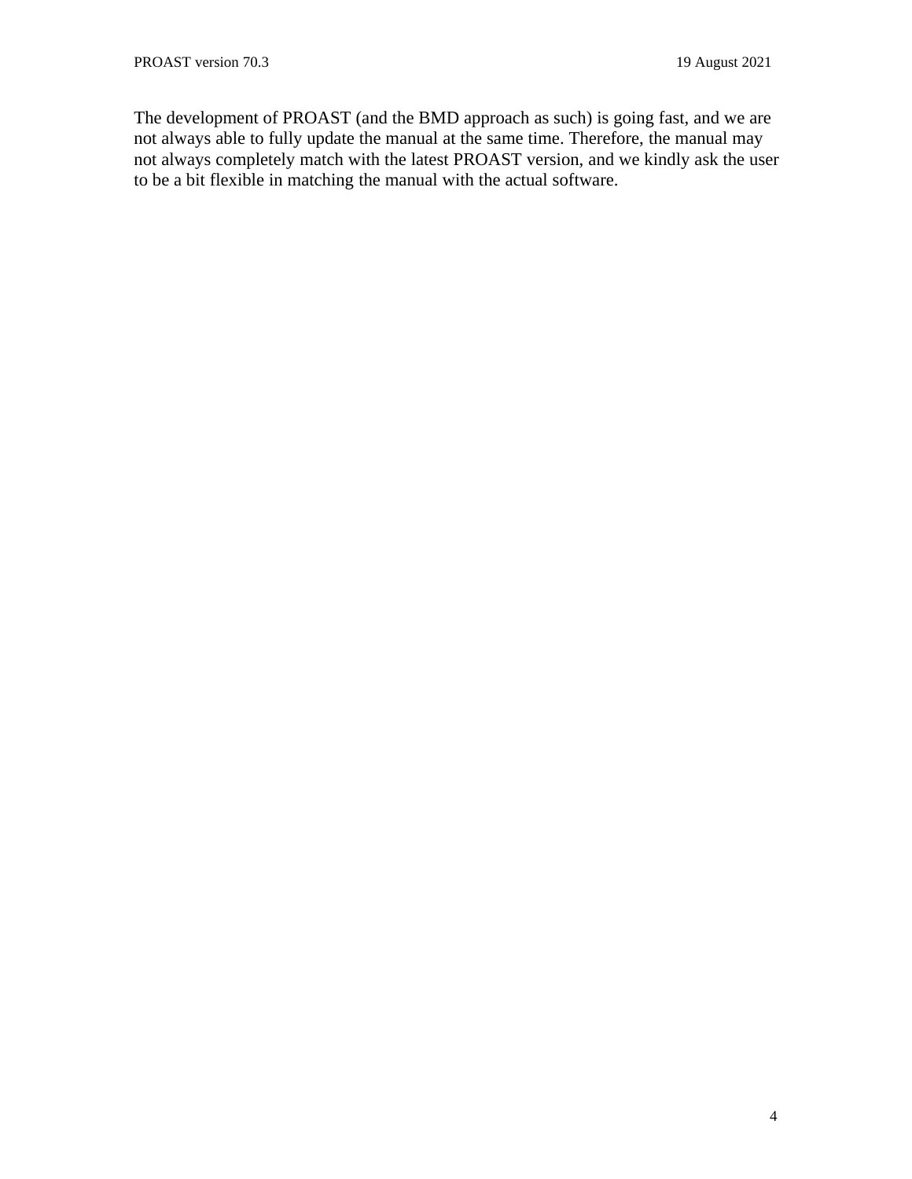The development of PROAST (and the BMD approach as such) is going fast, and we are not always able to fully update the manual at the same time. Therefore, the manual may not always completely match with the latest PROAST version, and we kindly ask the user to be a bit flexible in matching the manual with the actual software.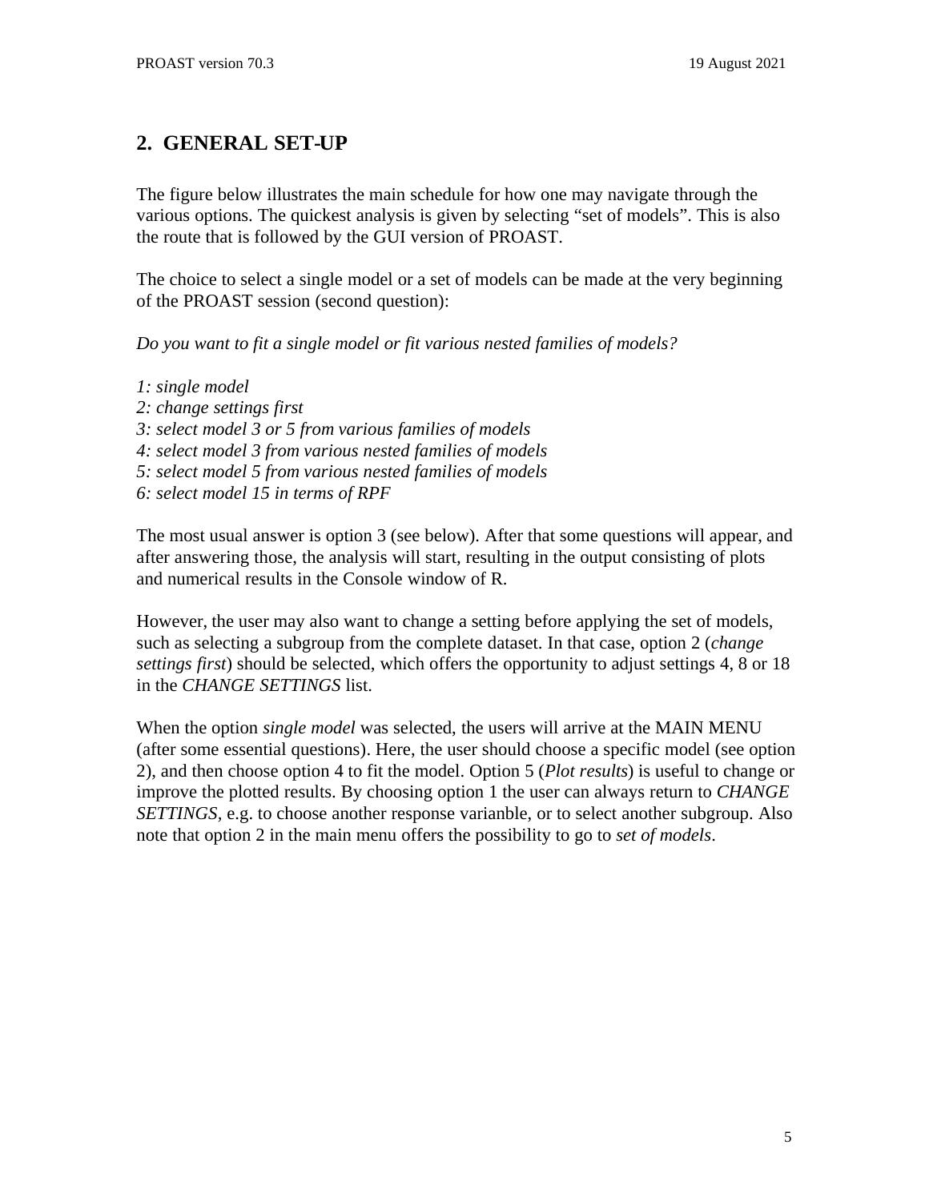## 2. GENERAL SET-UP

The figure below illustrates the main schedule for how one may navigate through the various options. The quickest analysis is given by selecting "set of models". This is also the route that is followed by the GUI version of PROAST.

The choice to select a single model or a set of models can be made at the very beginning of the PROAST session (second question):

*Do you want to fit a single model or fit various nested families of models?*

*1: single model*
*2: change settings first*
*3: select model 3 or 5 from various families of models*
*4: select model 3 from various nested families of models*
*5: select model 5 from various nested families of models*
*6: select model 15 in terms of RPF*

The most usual answer is option 3 (see below). After that some questions will appear, and after answering those, the analysis will start, resulting in the output consisting of plots and numerical results in the Console window of R.

However, the user may also want to change a setting before applying the set of models, such as selecting a subgroup from the complete dataset. In that case, option 2 (*change settings first*) should be selected, which offers the opportunity to adjust settings 4, 8 or 18 in the *CHANGE SETTINGS* list.

When the option *single model* was selected, the users will arrive at the MAIN MENU (after some essential questions). Here, the user should choose a specific model (see option 2), and then choose option 4 to fit the model. Option 5 (*Plot results*) is useful to change or improve the plotted results. By choosing option 1 the user can always return to *CHANGE SETTINGS*, e.g. to choose another response varianble, or to select another subgroup. Also note that option 2 in the main menu offers the possibility to go to *set of models*.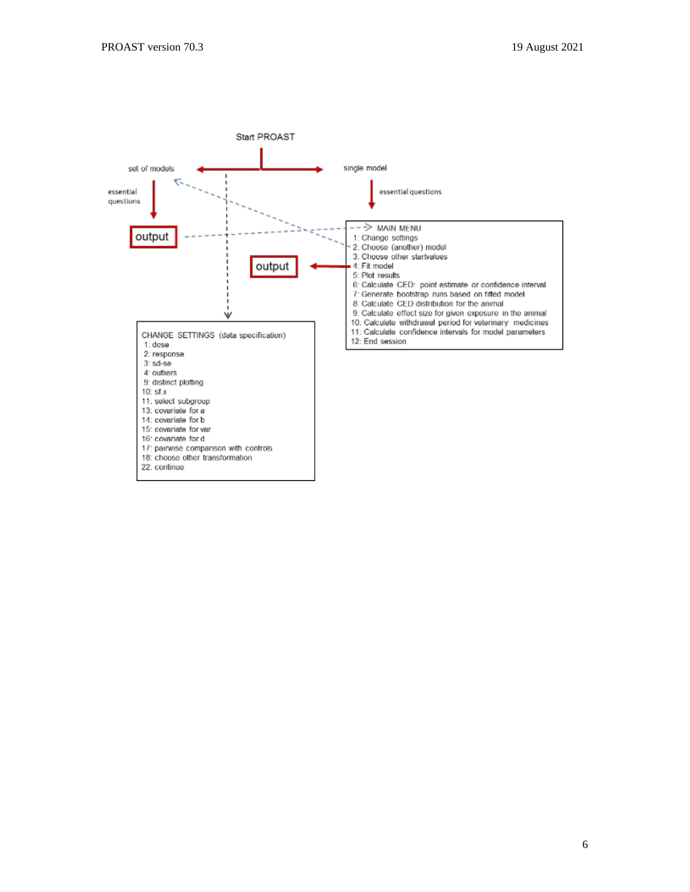Start PROAST

set of models

essential questions

output

single model

essential questions

MAIN MENU
1: Change settings
2: Choose (another) model
3. Choose other startvalues
4: Fit model
5: Plot results
6: Calculate CED: point estimate or confidence interval
7: Generate bootstrap runs based on fitted model
8: Calculate CED distribution for the animal
9: Calculate effect size for given exposure in the animal
10. Calculate withdrawal period for veterinary medicines
11: Calculate confidence intervals for model parameters
12: End session

output

CHANGE SETTINGS (data specification)
1: dose
2: response
3: sd-se
4: outliers
9: distinct plotting
10: sf.x
11: select subgroup
13: covariate for a
14: covariate for b
15: covariate for var
16: covariate for d
17: pairwise comparison with controls
18: choose other transformation
22: continue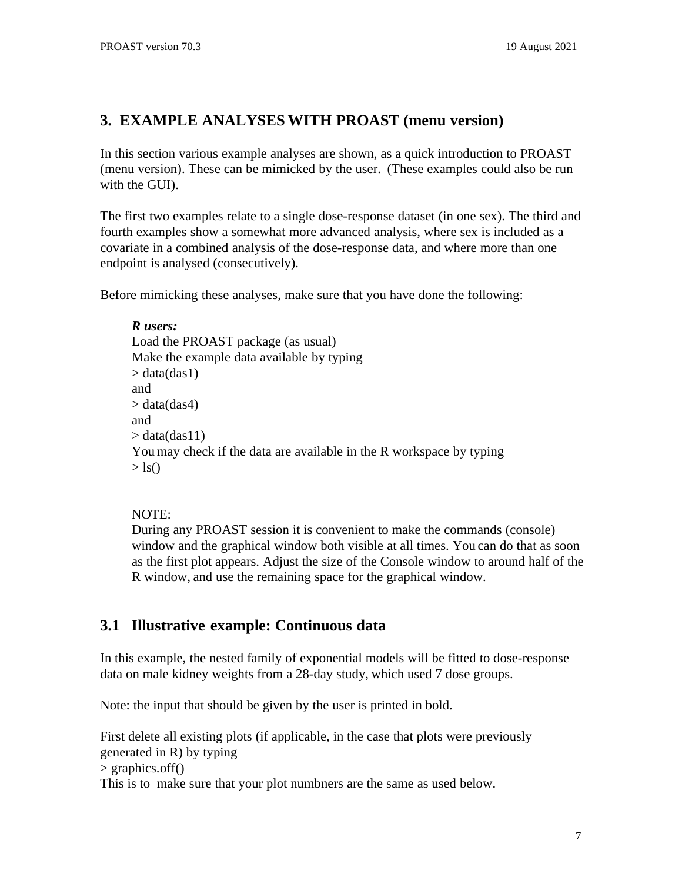## 3. EXAMPLE ANALYSES WITH PROAST (menu version)

In this section various example analyses are shown, as a quick introduction to PROAST (menu version). These can be mimicked by the user. (These examples could also be run with the GUI).

The first two examples relate to a single dose-response dataset (in one sex). The third and fourth examples show a somewhat more advanced analysis, where sex is included as a covariate in a combined analysis of the dose-response data, and where more than one endpoint is analysed (consecutively).

Before mimicking these analyses, make sure that you have done the following:

> ***R users:***
> Load the PROAST package (as usual)
> Make the example data available by typing
> \> data(das1)
> and
> \> data(das4)
> and
> \> data(das11)
> You may check if the data are available in the R workspace by typing
> \> ls()
>
> NOTE:
> During any PROAST session it is convenient to make the commands (console) window and the graphical window both visible at all times. You can do that as soon as the first plot appears. Adjust the size of the Console window to around half of the R window, and use the remaining space for the graphical window.

### 3.1 Illustrative example: Continuous data

In this example, the nested family of exponential models will be fitted to dose-response data on male kidney weights from a 28-day study, which used 7 dose groups.

Note: the input that should be given by the user is printed in bold.

First delete all existing plots (if applicable, in the case that plots were previously generated in R) by typing
\> graphics.off()
This is to make sure that your plot numbners are the same as used below.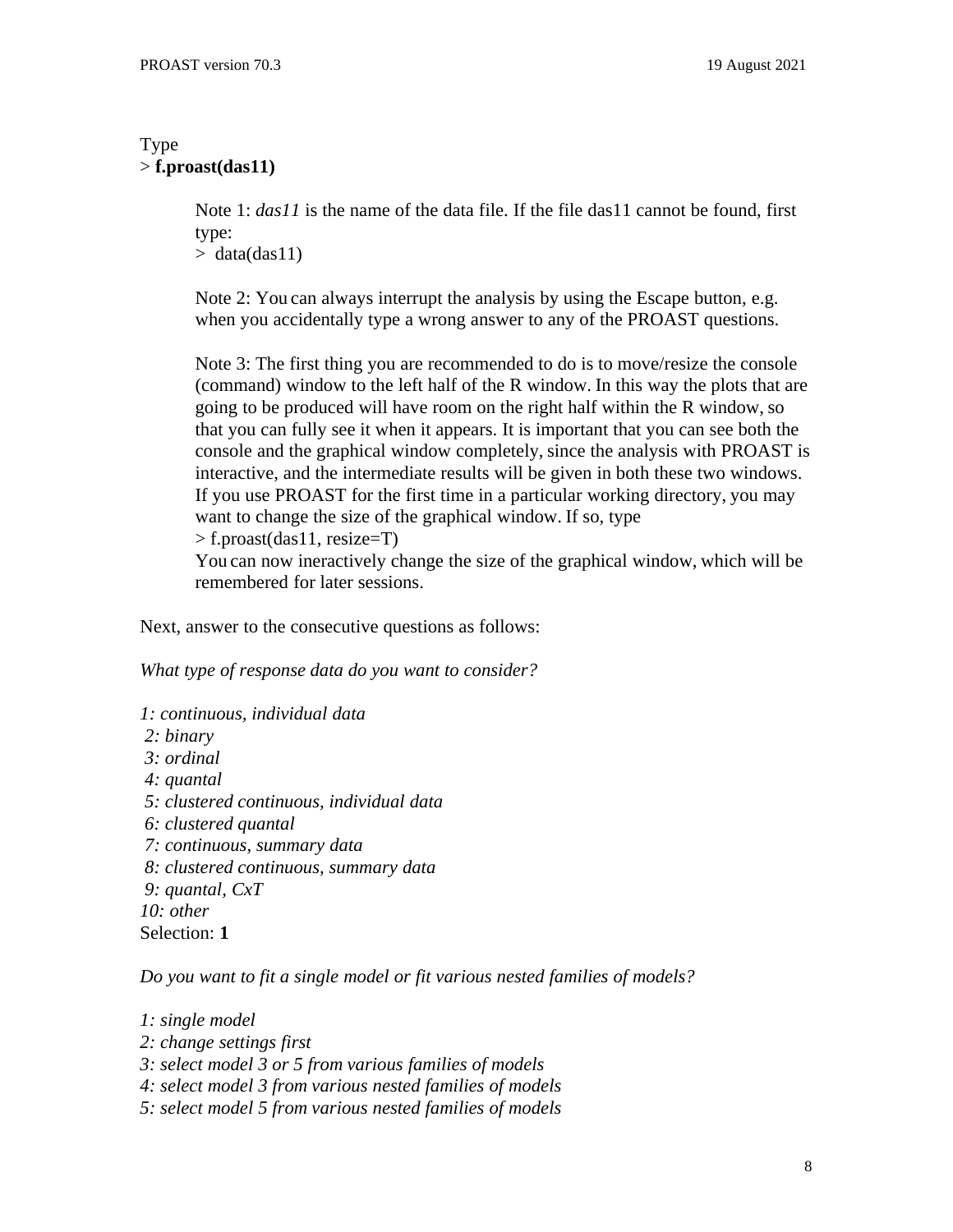Type
> **f.proast(das11)**

> Note 1: *das11* is the name of the data file. If the file das11 cannot be found, first type:
> \>  data(das11)
>
> Note 2: You can always interrupt the analysis by using the Escape button, e.g. when you accidentally type a wrong answer to any of the PROAST questions.
>
> Note 3: The first thing you are recommended to do is to move/resize the console (command) window to the left half of the R window. In this way the plots that are going to be produced will have room on the right half within the R window, so that you can fully see it when it appears. It is important that you can see both the console and the graphical window completely, since the analysis with PROAST is interactive, and the intermediate results will be given in both these two windows. If you use PROAST for the first time in a particular working directory, you may want to change the size of the graphical window. If so, type
> \> f.proast(das11, resize=T)
> You can now ineractively change the size of the graphical window, which will be remembered for later sessions.

Next, answer to the consecutive questions as follows:

*What type of response data do you want to consider?*

*1: continuous, individual data*
*2: binary*
*3: ordinal*
*4: quantal*
*5: clustered continuous, individual data*
*6: clustered quantal*
*7: continuous, summary data*
*8: clustered continuous, summary data*
*9: quantal, CxT*
*10: other*
Selection: **1**

*Do you want to fit a single model or fit various nested families of models?*

*1: single model*
*2: change settings first*
*3: select model 3 or 5 from various families of models*
*4: select model 3 from various nested families of models*
*5: select model 5 from various nested families of models*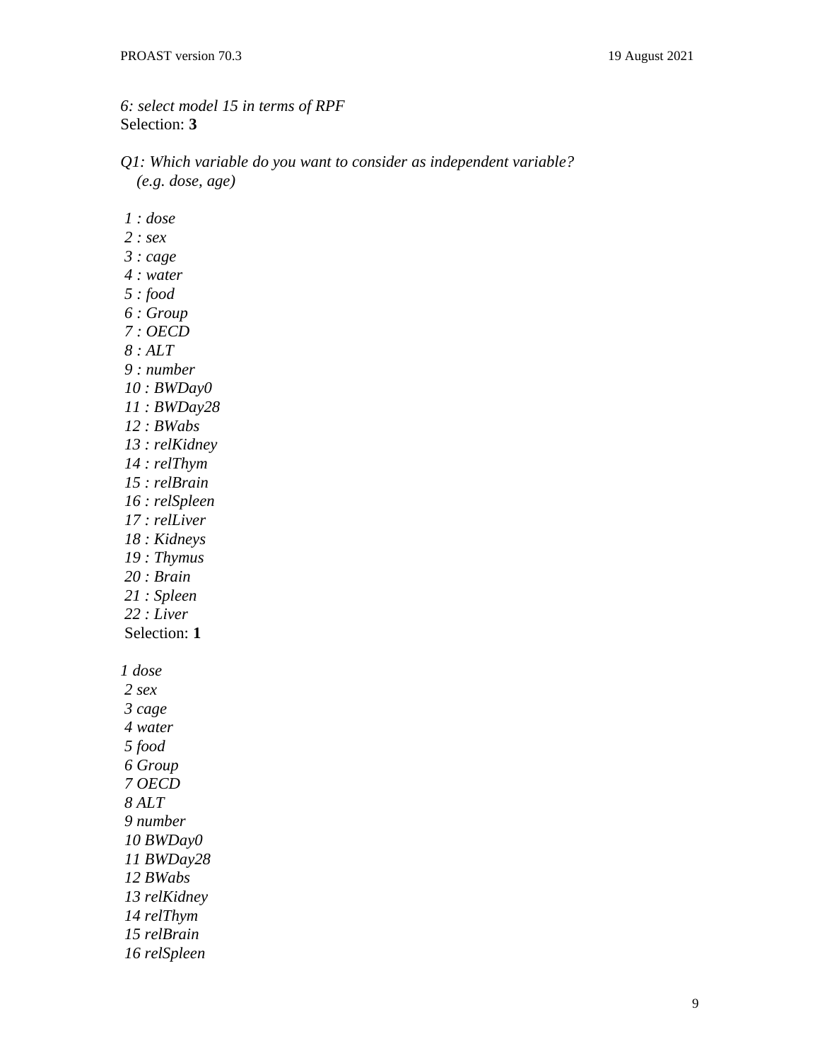*6: select model 15 in terms of RPF*
Selection: **3**

*Q1: Which variable do you want to consider as independent variable?*
*(e.g. dose, age)*

*1 : dose*
*2 : sex*
*3 : cage*
*4 : water*
*5 : food*
*6 : Group*
*7 : OECD*
*8 : ALT*
*9 : number*
*10 : BWDay0*
*11 : BWDay28*
*12 : BWabs*
*13 : relKidney*
*14 : relThym*
*15 : relBrain*
*16 : relSpleen*
*17 : relLiver*
*18 : Kidneys*
*19 : Thymus*
*20 : Brain*
*21 : Spleen*
*22 : Liver*
Selection: **1**

*1 dose*
*2 sex*
*3 cage*
*4 water*
*5 food*
*6 Group*
*7 OECD*
*8 ALT*
*9 number*
*10 BWDay0*
*11 BWDay28*
*12 BWabs*
*13 relKidney*
*14 relThym*
*15 relBrain*
*16 relSpleen*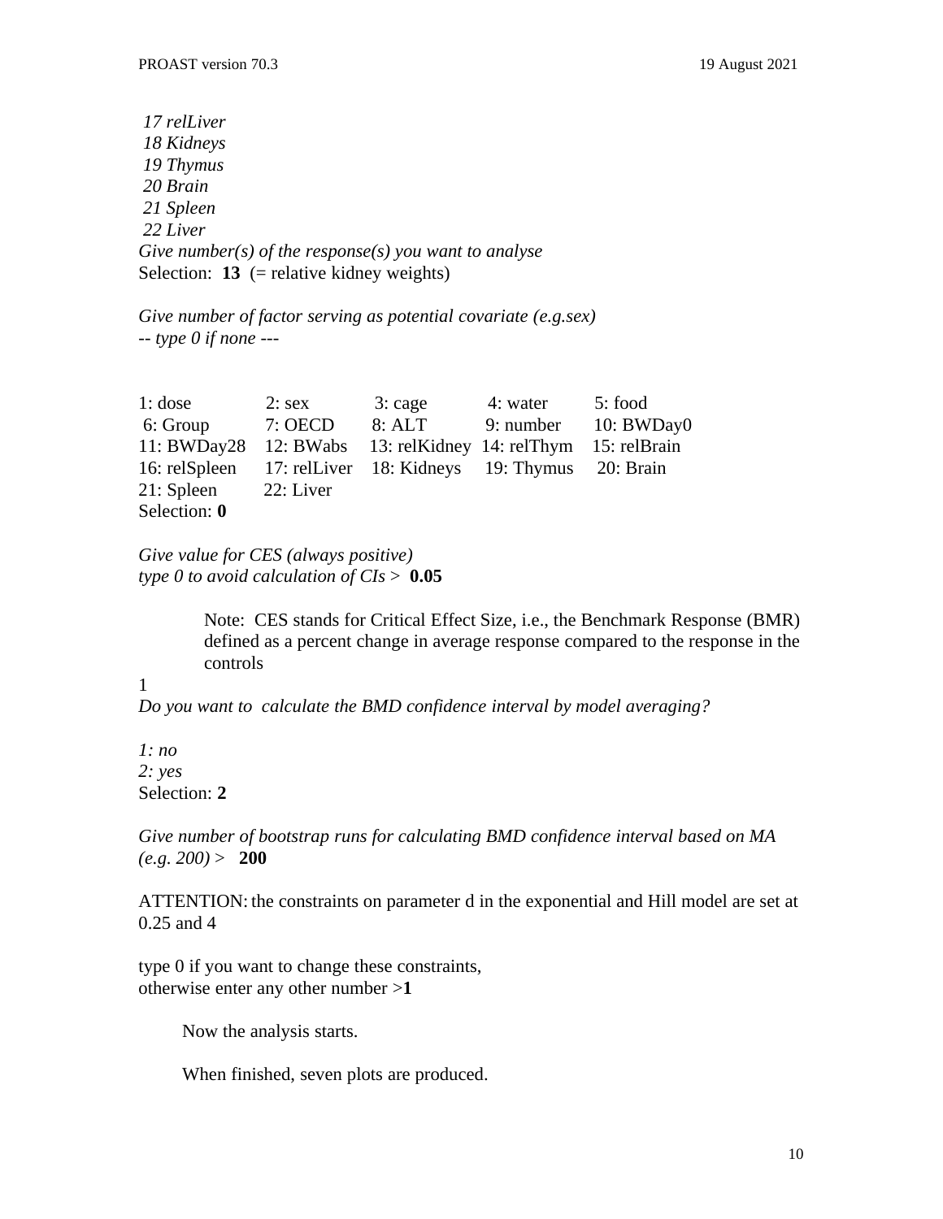*17 relLiver*
*18 Kidneys*
*19 Thymus*
*20 Brain*
*21 Spleen*
*22 Liver*
*Give number(s) of the response(s) you want to analyse*
Selection: **13** (= relative kidney weights)

*Give number of factor serving as potential covariate (e.g.sex)*
*-- type 0 if none ---*

| | | | | |
|---|---|---|---|---|
| 1: dose | 2: sex | 3: cage | 4: water | 5: food |
| 6: Group | 7: OECD | 8: ALT | 9: number | 10: BWDay0 |
| 11: BWDay28 | 12: BWabs | 13: relKidney | 14: relThym | 15: relBrain |
| 16: relSpleen | 17: relLiver | 18: Kidneys | 19: Thymus | 20: Brain |
| 21: Spleen | 22: Liver | | | |

Selection: **0**

*Give value for CES (always positive)*
*type 0 to avoid calculation of CIs >* **0.05**

> Note: CES stands for Critical Effect Size, i.e., the Benchmark Response (BMR) defined as a percent change in average response compared to the response in the controls

1
*Do you want to calculate the BMD confidence interval by model averaging?*

*1: no*
*2: yes*
Selection: **2**

*Give number of bootstrap runs for calculating BMD confidence interval based on MA (e.g. 200) >* **200**

ATTENTION: the constraints on parameter d in the exponential and Hill model are set at 0.25 and 4

type 0 if you want to change these constraints,
otherwise enter any other number >**1**

> Now the analysis starts.
>
> When finished, seven plots are produced.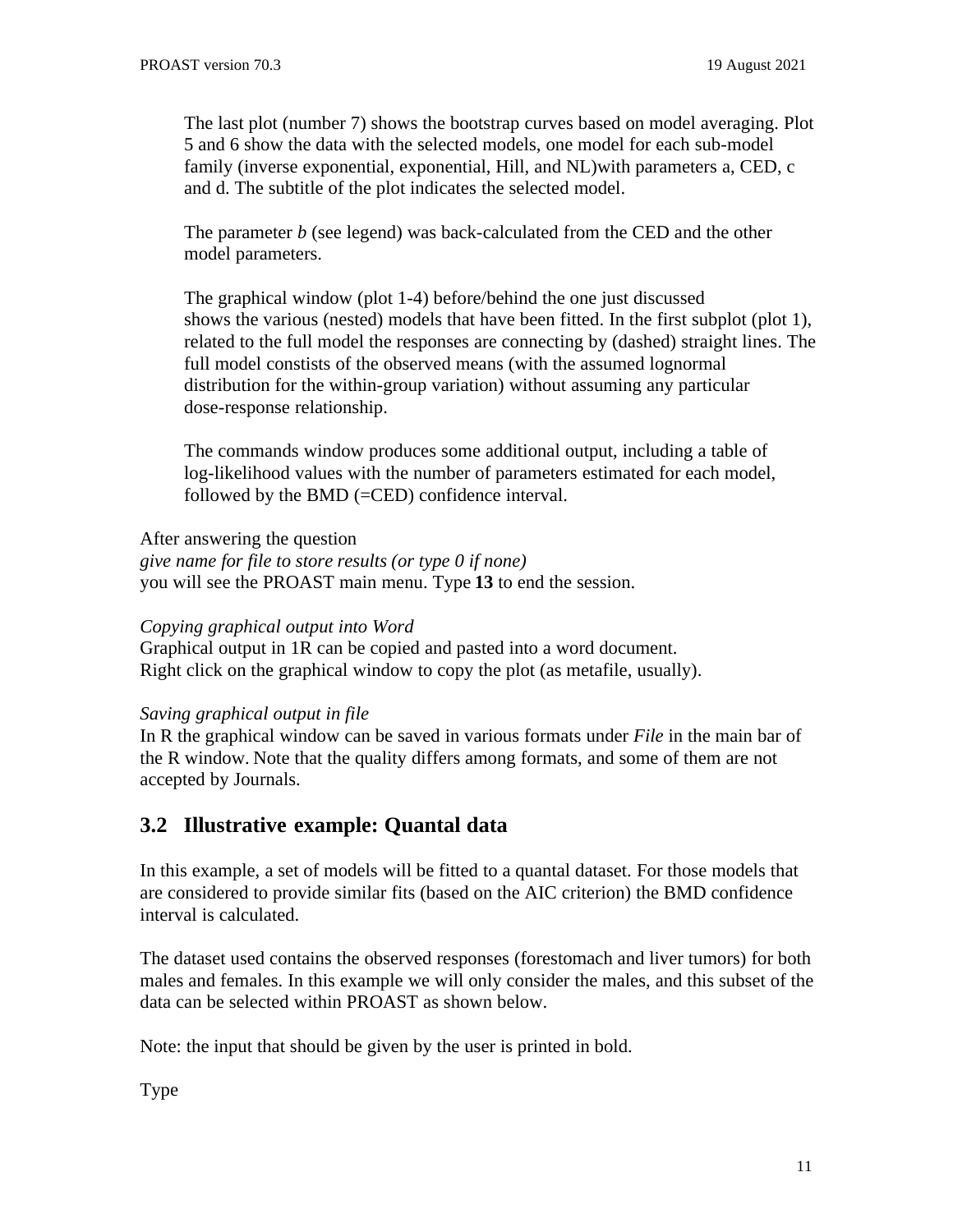The last plot (number 7) shows the bootstrap curves based on model averaging. Plot 5 and 6 show the data with the selected models, one model for each sub-model family (inverse exponential, exponential, Hill, and NL)with parameters a, CED, c and d. The subtitle of the plot indicates the selected model.

The parameter *b* (see legend) was back-calculated from the CED and the other model parameters.

The graphical window (plot 1-4) before/behind the one just discussed shows the various (nested) models that have been fitted. In the first subplot (plot 1), related to the full model the responses are connecting by (dashed) straight lines. The full model constists of the observed means (with the assumed lognormal distribution for the within-group variation) without assuming any particular dose-response relationship.

The commands window produces some additional output, including a table of log-likelihood values with the number of parameters estimated for each model, followed by the BMD (=CED) confidence interval.

After answering the question
*give name for file to store results (or type 0 if none)*
you will see the PROAST main menu. Type **13** to end the session.

*Copying graphical output into Word*
Graphical output in 1R can be copied and pasted into a word document.
Right click on the graphical window to copy the plot (as metafile, usually).

*Saving graphical output in file*
In R the graphical window can be saved in various formats under *File* in the main bar of the R window. Note that the quality differs among formats, and some of them are not accepted by Journals.

## 3.2 Illustrative example: Quantal data

In this example, a set of models will be fitted to a quantal dataset. For those models that are considered to provide similar fits (based on the AIC criterion) the BMD confidence interval is calculated.

The dataset used contains the observed responses (forestomach and liver tumors) for both males and females. In this example we will only consider the males, and this subset of the data can be selected within PROAST as shown below.

Note: the input that should be given by the user is printed in bold.

Type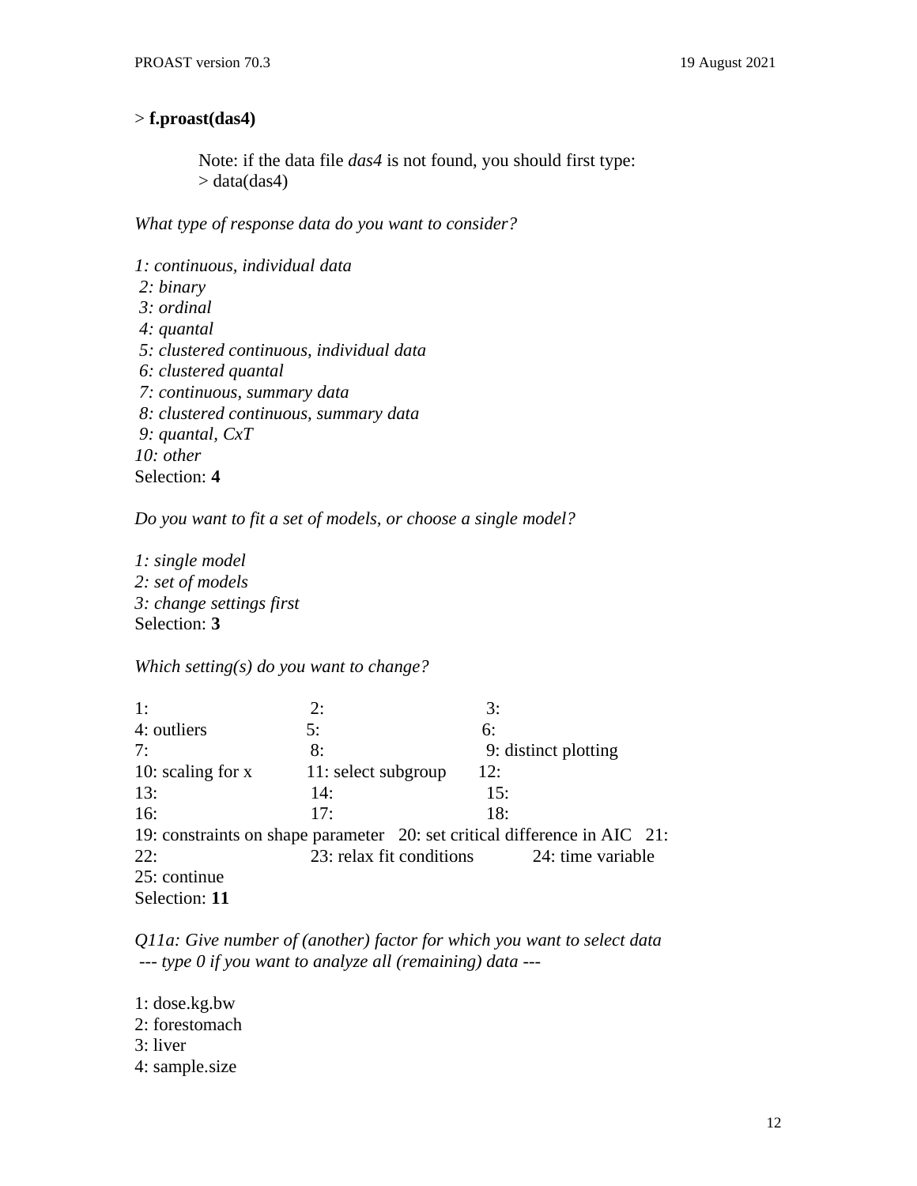> **f.proast(das4)**

> Note: if the data file *das4* is not found, you should first type:
> \> data(das4)

*What type of response data do you want to consider?*

*1: continuous, individual data*
*2: binary*
*3: ordinal*
*4: quantal*
*5: clustered continuous, individual data*
*6: clustered quantal*
*7: continuous, summary data*
*8: clustered continuous, summary data*
*9: quantal, CxT*
*10: other*
Selection: **4**

*Do you want to fit a set of models, or choose a single model?*

*1: single model*
*2: set of models*
*3: change settings first*
Selection: **3**

*Which setting(s) do you want to change?*

```
1:                      2:                      3:
4: outliers             5:                      6:
7:                      8:                      9: distinct plotting
10: scaling for x       11: select subgroup     12:
13:                     14:                     15:
16:                     17:                     18:
19: constraints on shape parameter   20: set critical difference in AIC   21:
22:                     23: relax fit conditions        24: time variable
25: continue
```
Selection: **11**

*Q11a: Give number of (another) factor for which you want to select data*
*--- type 0 if you want to analyze all (remaining) data ---*

1: dose.kg.bw
2: forestomach
3: liver
4: sample.size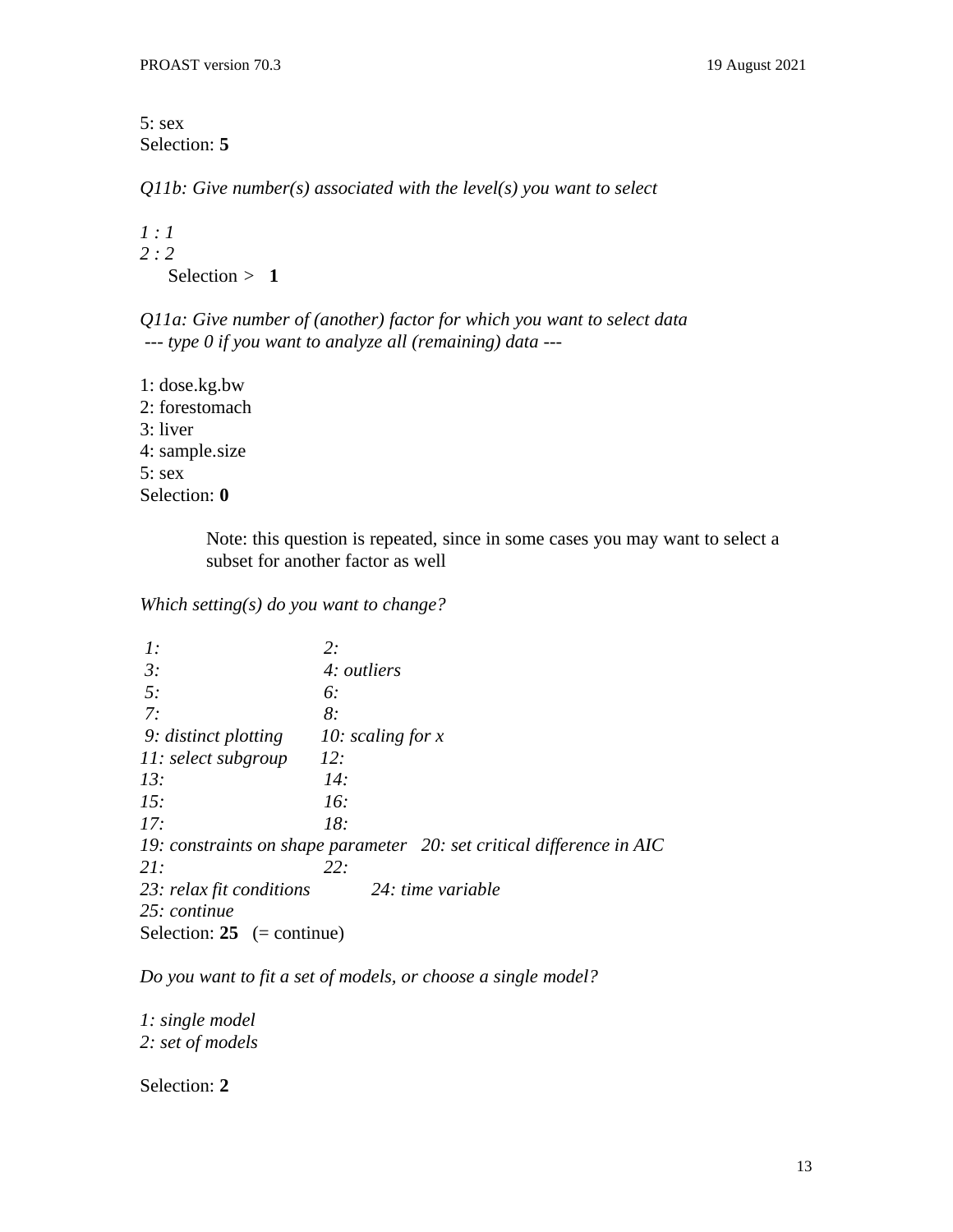5: sex
Selection: **5**

*Q11b: Give number(s) associated with the level(s) you want to select*

*1 : 1*
*2 : 2*
Selection >   **1**

*Q11a: Give number of (another) factor for which you want to select data*
*--- type 0 if you want to analyze all (remaining) data ---*

1: dose.kg.bw
2: forestomach
3: liver
4: sample.size
5: sex
Selection: **0**

> Note: this question is repeated, since in some cases you may want to select a subset for another factor as well

*Which setting(s) do you want to change?*

```
 1:                      2:
 3:                      4: outliers
 5:                      6:
 7:                      8:
 9: distinct plotting   10: scaling for x
11: select subgroup     12:
13:                     14:
15:                     16:
17:                     18:
19: constraints on shape parameter   20: set critical difference in AIC
21:                     22:
23: relax fit conditions            24: time variable
25: continue
```

Selection: **25**   (= continue)

*Do you want to fit a set of models, or choose a single model?*

*1: single model*
*2: set of models*

Selection: **2**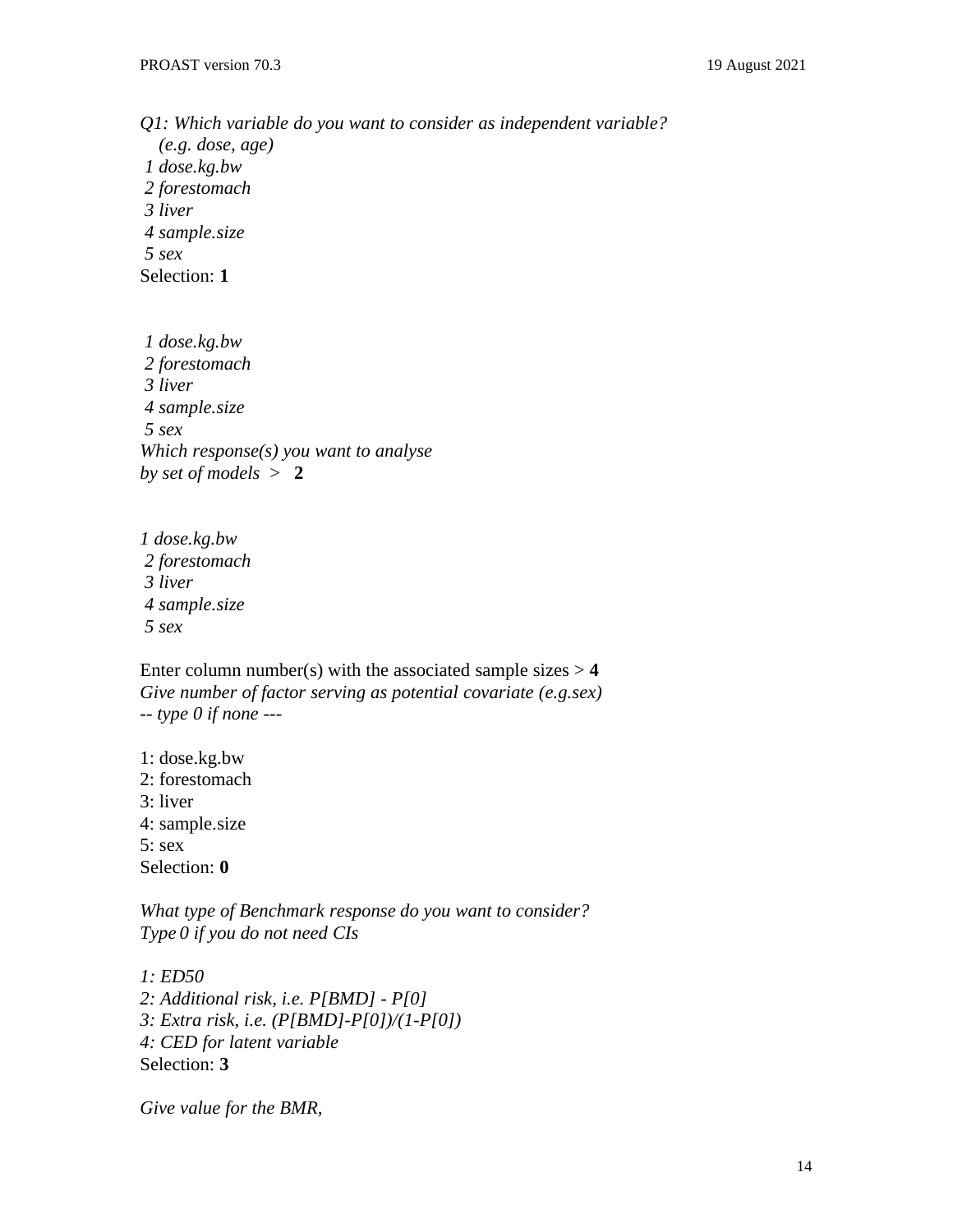*Q1: Which variable do you want to consider as independent variable?*
*(e.g. dose, age)*
*1 dose.kg.bw*
*2 forestomach*
*3 liver*
*4 sample.size*
*5 sex*
Selection: **1**

*1 dose.kg.bw*
*2 forestomach*
*3 liver*
*4 sample.size*
*5 sex*
*Which response(s) you want to analyse*
*by set of models >* **2**

*1 dose.kg.bw*
*2 forestomach*
*3 liver*
*4 sample.size*
*5 sex*

Enter column number(s) with the associated sample sizes > **4**
*Give number of factor serving as potential covariate (e.g.sex)*
*-- type 0 if none ---*

1: dose.kg.bw
2: forestomach
3: liver
4: sample.size
5: sex
Selection: **0**

*What type of Benchmark response do you want to consider?*
*Type 0 if you do not need CIs*

*1: ED50*
*2: Additional risk, i.e. P[BMD] - P[0]*
*3: Extra risk, i.e. (P[BMD]-P[0])/(1-P[0])*
*4: CED for latent variable*
Selection: **3**

*Give value for the BMR,*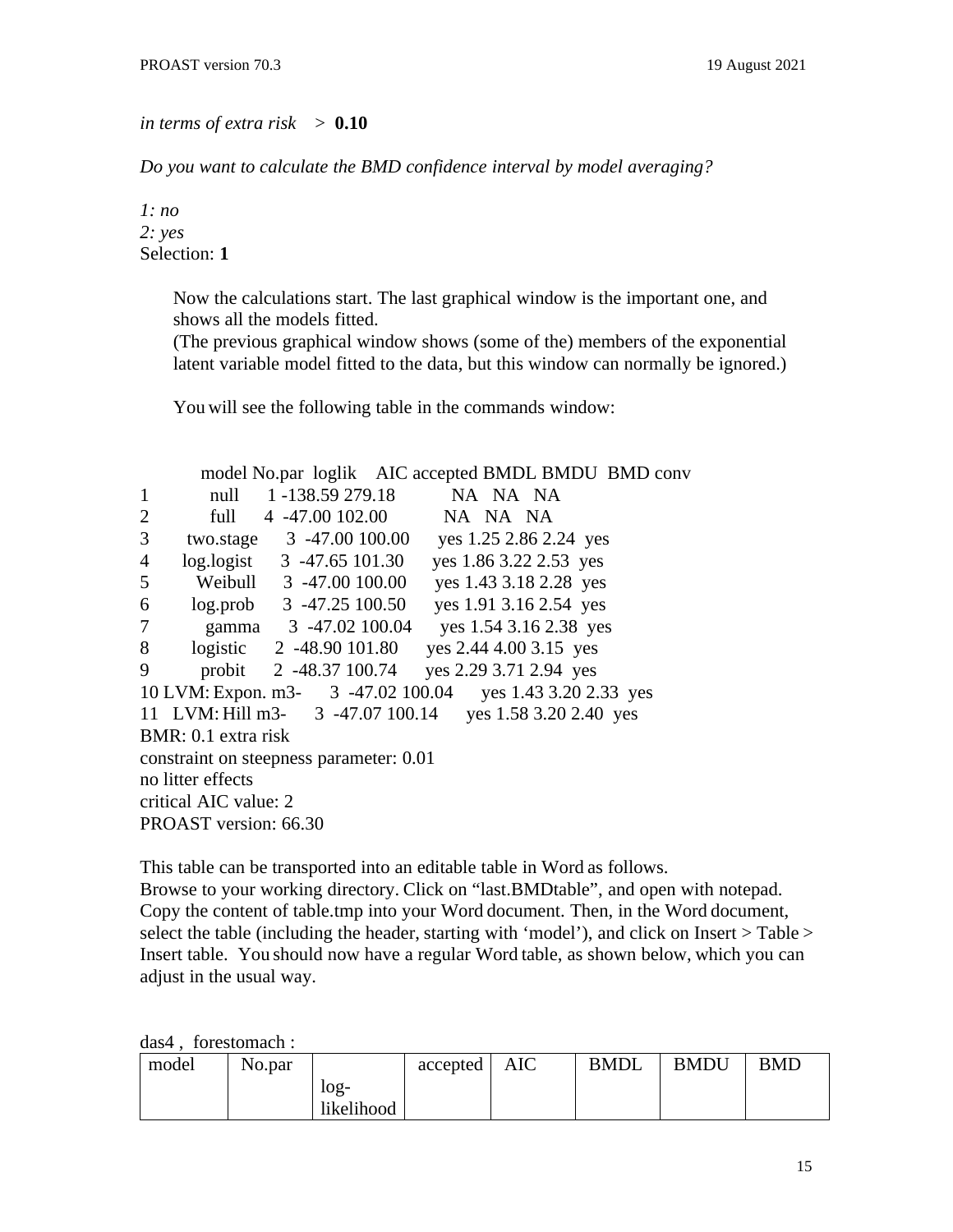*in terms of extra risk* > **0.10**

*Do you want to calculate the BMD confidence interval by model averaging?*

*1: no*
*2: yes*
Selection: **1**

Now the calculations start. The last graphical window is the important one, and shows all the models fitted.
(The previous graphical window shows (some of the) members of the exponential latent variable model fitted to the data, but this window can normally be ignored.)

You will see the following table in the commands window:

```
          model No.par  loglik    AIC accepted BMDL BMDU  BMD conv
1          null      1 -138.59 279.18           NA   NA   NA
2          full      4  -47.00 102.00           NA   NA   NA
3     two.stage      3  -47.00 100.00      yes 1.25 2.86 2.24  yes
4     log.logist     3  -47.65 101.30      yes 1.86 3.22 2.53  yes
5       Weibull      3  -47.00 100.00      yes 1.43 3.18 2.28  yes
6      log.prob      3  -47.25 100.50      yes 1.91 3.16 2.54  yes
7         gamma      3  -47.02 100.04      yes 1.54 3.16 2.38  yes
8      logistic      2  -48.90 101.80      yes 2.44 4.00 3.15  yes
9        probit      2  -48.37 100.74      yes 2.29 3.71 2.94  yes
10 LVM: Expon. m3-   3  -47.02 100.04      yes 1.43 3.20 2.33  yes
11   LVM: Hill m3-   3  -47.07 100.14      yes 1.58 3.20 2.40  yes
BMR: 0.1 extra risk
constraint on steepness parameter: 0.01
no litter effects
critical AIC value: 2
PROAST version: 66.30
```

This table can be transported into an editable table in Word as follows.
Browse to your working directory. Click on “last.BMDtable”, and open with notepad. Copy the content of table.tmp into your Word document. Then, in the Word document, select the table (including the header, starting with ‘model’), and click on Insert > Table > Insert table. You should now have a regular Word table, as shown below, which you can adjust in the usual way.

das4 , forestomach :

| model | No.par | log-likelihood | accepted | AIC | BMDL | BMDU | BMD |
|---|---|---|---|---|---|---|---|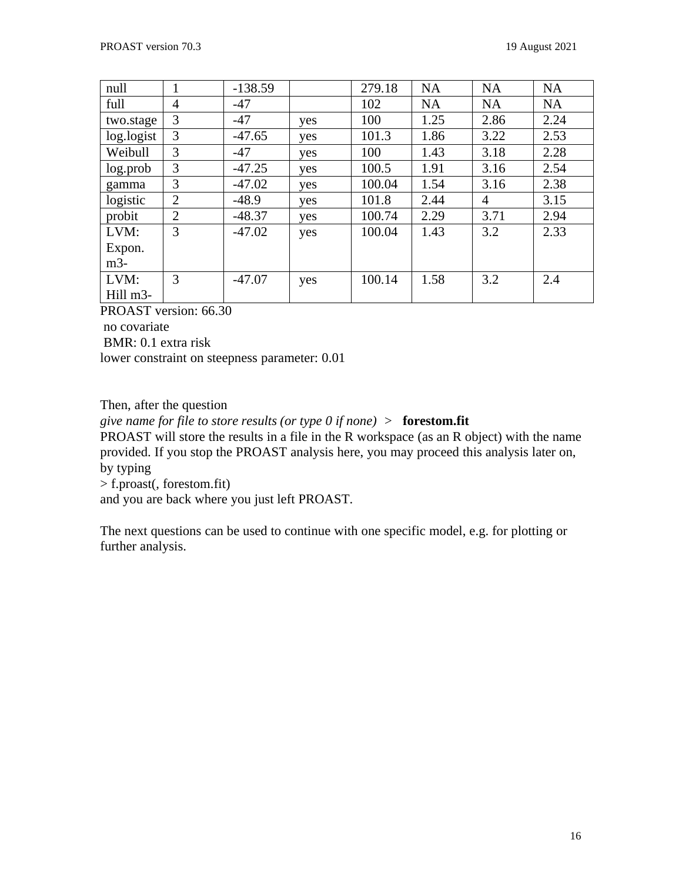| null | 1 | -138.59 | | 279.18 | NA | NA | NA |
|---|---|---|---|---|---|---|---|
| full | 4 | -47 | | 102 | NA | NA | NA |
| two.stage | 3 | -47 | yes | 100 | 1.25 | 2.86 | 2.24 |
| log.logist | 3 | -47.65 | yes | 101.3 | 1.86 | 3.22 | 2.53 |
| Weibull | 3 | -47 | yes | 100 | 1.43 | 3.18 | 2.28 |
| log.prob | 3 | -47.25 | yes | 100.5 | 1.91 | 3.16 | 2.54 |
| gamma | 3 | -47.02 | yes | 100.04 | 1.54 | 3.16 | 2.38 |
| logistic | 2 | -48.9 | yes | 101.8 | 2.44 | 4 | 3.15 |
| probit | 2 | -48.37 | yes | 100.74 | 2.29 | 3.71 | 2.94 |
| LVM: Expon. m3- | 3 | -47.02 | yes | 100.04 | 1.43 | 3.2 | 2.33 |
| LVM: Hill m3- | 3 | -47.07 | yes | 100.14 | 1.58 | 3.2 | 2.4 |

PROAST version: 66.30
no covariate
BMR: 0.1 extra risk
lower constraint on steepness parameter: 0.01

Then, after the question
*give name for file to store results (or type 0 if none)* > **forestom.fit**
PROAST will store the results in a file in the R workspace (as an R object) with the name provided. If you stop the PROAST analysis here, you may proceed this analysis later on, by typing
> f.proast(, forestom.fit)
and you are back where you just left PROAST.

The next questions can be used to continue with one specific model, e.g. for plotting or further analysis.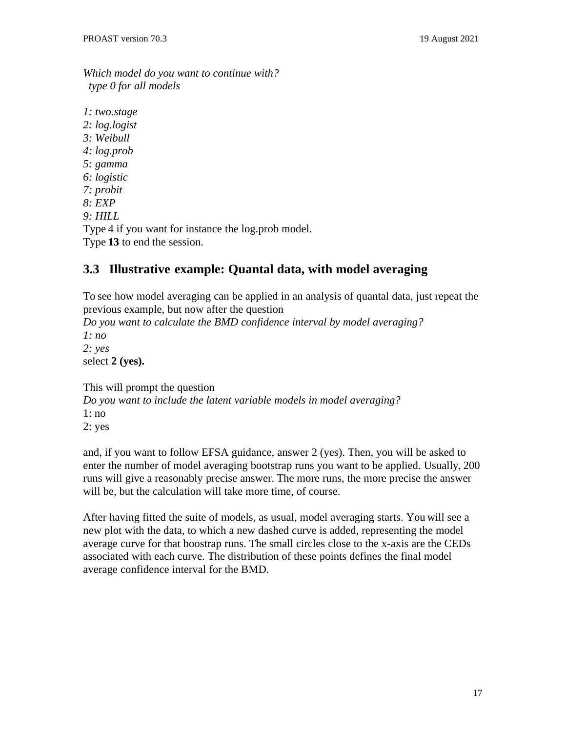*Which model do you want to continue with?*
*type 0 for all models*

*1: two.stage*
*2: log.logist*
*3: Weibull*
*4: log.prob*
*5: gamma*
*6: logistic*
*7: probit*
*8: EXP*
*9: HILL*
Type 4 if you want for instance the log.prob model.
Type **13** to end the session.

## 3.3 Illustrative example: Quantal data, with model averaging

To see how model averaging can be applied in an analysis of quantal data, just repeat the previous example, but now after the question
*Do you want to calculate the BMD confidence interval by model averaging?*
*1: no*
*2: yes*
select **2 (yes).**

This will prompt the question
*Do you want to include the latent variable models in model averaging?*
1: no
2: yes

and, if you want to follow EFSA guidance, answer 2 (yes). Then, you will be asked to enter the number of model averaging bootstrap runs you want to be applied. Usually, 200 runs will give a reasonably precise answer. The more runs, the more precise the answer will be, but the calculation will take more time, of course.

After having fitted the suite of models, as usual, model averaging starts. You will see a new plot with the data, to which a new dashed curve is added, representing the model average curve for that boostrap runs. The small circles close to the x-axis are the CEDs associated with each curve. The distribution of these points defines the final model average confidence interval for the BMD.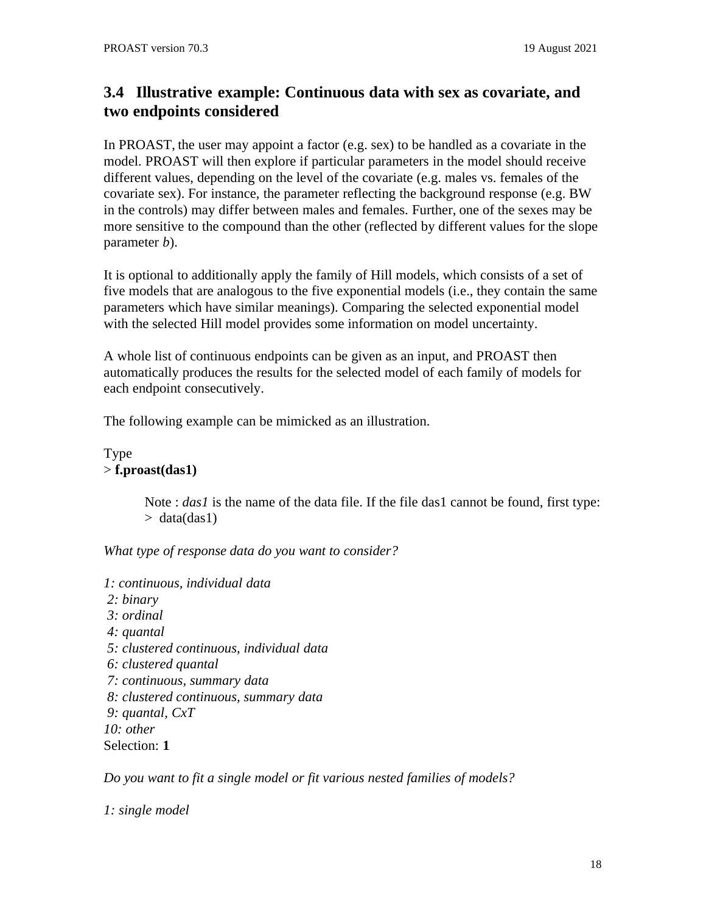### 3.4 Illustrative example: Continuous data with sex as covariate, and two endpoints considered

In PROAST, the user may appoint a factor (e.g. sex) to be handled as a covariate in the model. PROAST will then explore if particular parameters in the model should receive different values, depending on the level of the covariate (e.g. males vs. females of the covariate sex). For instance, the parameter reflecting the background response (e.g. BW in the controls) may differ between males and females. Further, one of the sexes may be more sensitive to the compound than the other (reflected by different values for the slope parameter *b*).

It is optional to additionally apply the family of Hill models, which consists of a set of five models that are analogous to the five exponential models (i.e., they contain the same parameters which have similar meanings). Comparing the selected exponential model with the selected Hill model provides some information on model uncertainty.

A whole list of continuous endpoints can be given as an input, and PROAST then automatically produces the results for the selected model of each family of models for each endpoint consecutively.

The following example can be mimicked as an illustration.

Type
\> **f.proast(das1)**

> Note : *das1* is the name of the data file. If the file das1 cannot be found, first type:
> \> data(das1)

*What type of response data do you want to consider?*

*1: continuous, individual data*
*2: binary*
*3: ordinal*
*4: quantal*
*5: clustered continuous, individual data*
*6: clustered quantal*
*7: continuous, summary data*
*8: clustered continuous, summary data*
*9: quantal, CxT*
*10: other*
Selection: **1**

*Do you want to fit a single model or fit various nested families of models?*

*1: single model*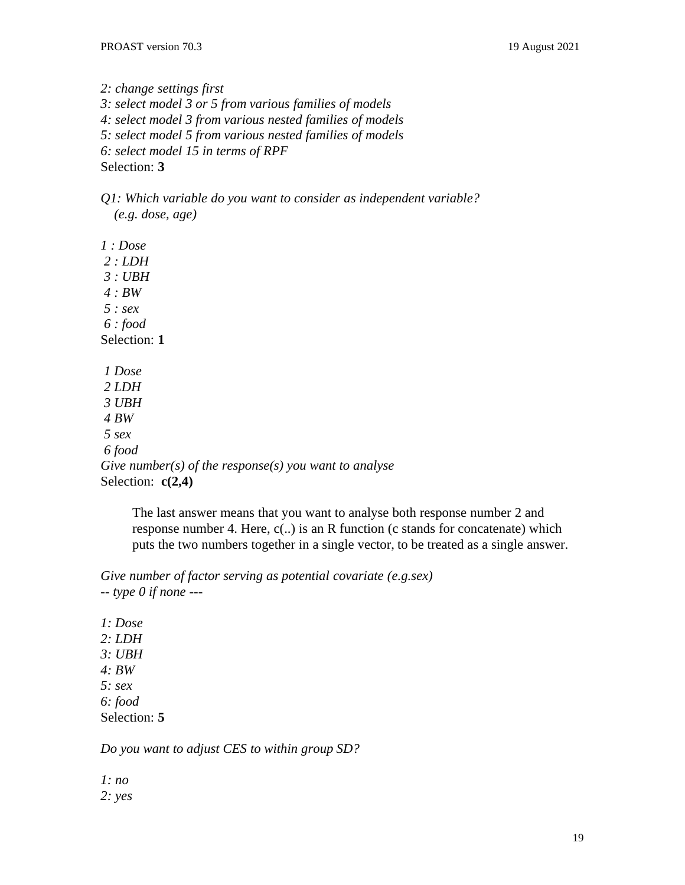*2: change settings first*
*3: select model 3 or 5 from various families of models*
*4: select model 3 from various nested families of models*
*5: select model 5 from various nested families of models*
*6: select model 15 in terms of RPF*
Selection: **3**

*Q1: Which variable do you want to consider as independent variable?*
*(e.g. dose, age)*

*1 : Dose*
*2 : LDH*
*3 : UBH*
*4 : BW*
*5 : sex*
*6 : food*
Selection: **1**

*1 Dose*
*2 LDH*
*3 UBH*
*4 BW*
*5 sex*
*6 food*
*Give number(s) of the response(s) you want to analyse*
Selection: **c(2,4)**

> The last answer means that you want to analyse both response number 2 and response number 4. Here, c(..) is an R function (c stands for concatenate) which puts the two numbers together in a single vector, to be treated as a single answer.

*Give number of factor serving as potential covariate (e.g.sex)*
*-- type 0 if none ---*

*1: Dose*
*2: LDH*
*3: UBH*
*4: BW*
*5: sex*
*6: food*
Selection: **5**

*Do you want to adjust CES to within group SD?*

*1: no*
*2: yes*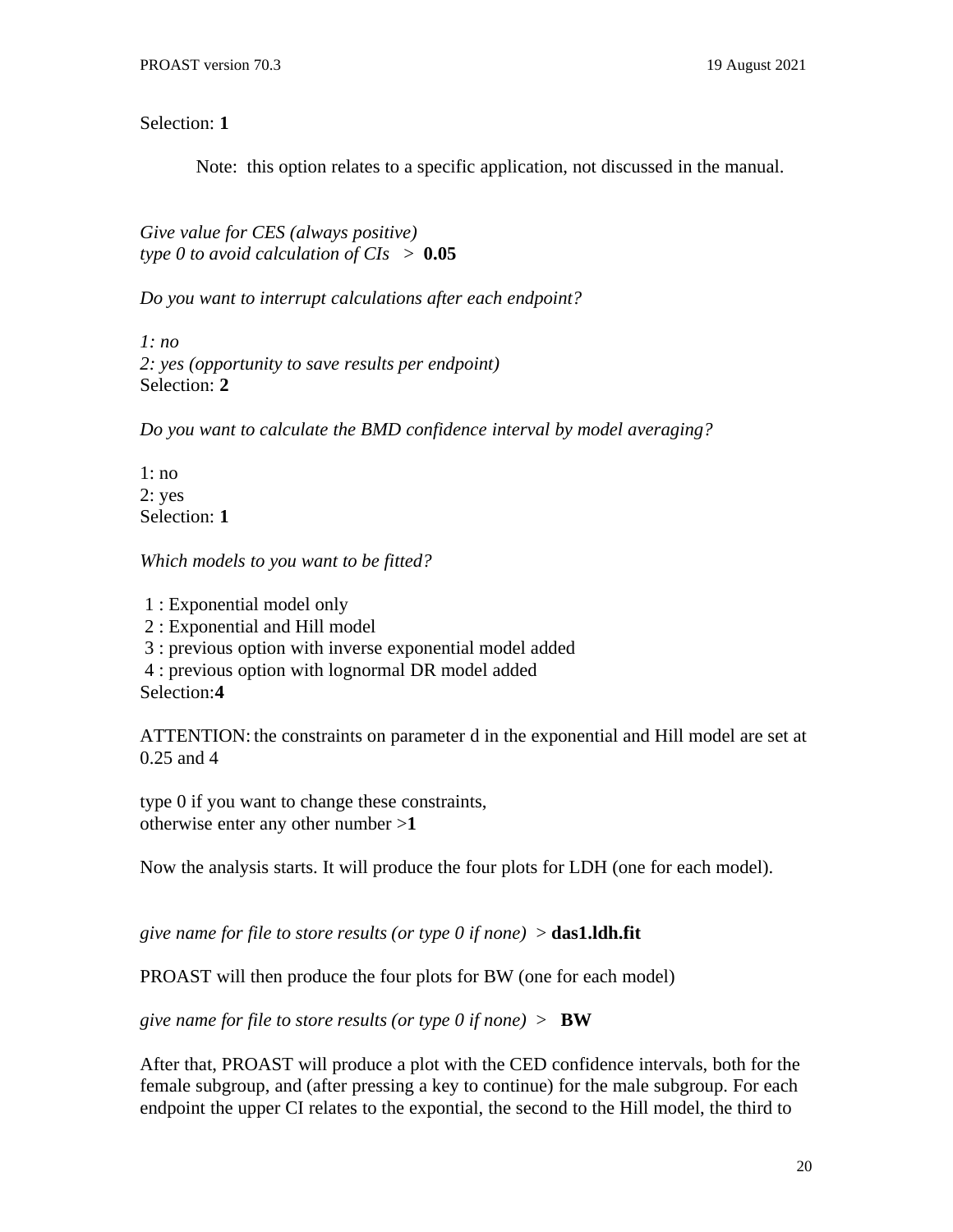Selection: **1**

> Note: this option relates to a specific application, not discussed in the manual.

*Give value for CES (always positive)*
*type 0 to avoid calculation of CIs* > **0.05**

*Do you want to interrupt calculations after each endpoint?*

*1: no*
*2: yes (opportunity to save results per endpoint)*
Selection: **2**

*Do you want to calculate the BMD confidence interval by model averaging?*

1: no
2: yes
Selection: **1**

*Which models to you want to be fitted?*

1 : Exponential model only
2 : Exponential and Hill model
3 : previous option with inverse exponential model added
4 : previous option with lognormal DR model added
Selection:**4**

ATTENTION: the constraints on parameter d in the exponential and Hill model are set at 0.25 and 4

type 0 if you want to change these constraints,
otherwise enter any other number >**1**

Now the analysis starts. It will produce the four plots for LDH (one for each model).

*give name for file to store results (or type 0 if none)* > **das1.ldh.fit**

PROAST will then produce the four plots for BW (one for each model)

*give name for file to store results (or type 0 if none)* > **BW**

After that, PROAST will produce a plot with the CED confidence intervals, both for the female subgroup, and (after pressing a key to continue) for the male subgroup. For each endpoint the upper CI relates to the expontial, the second to the Hill model, the third to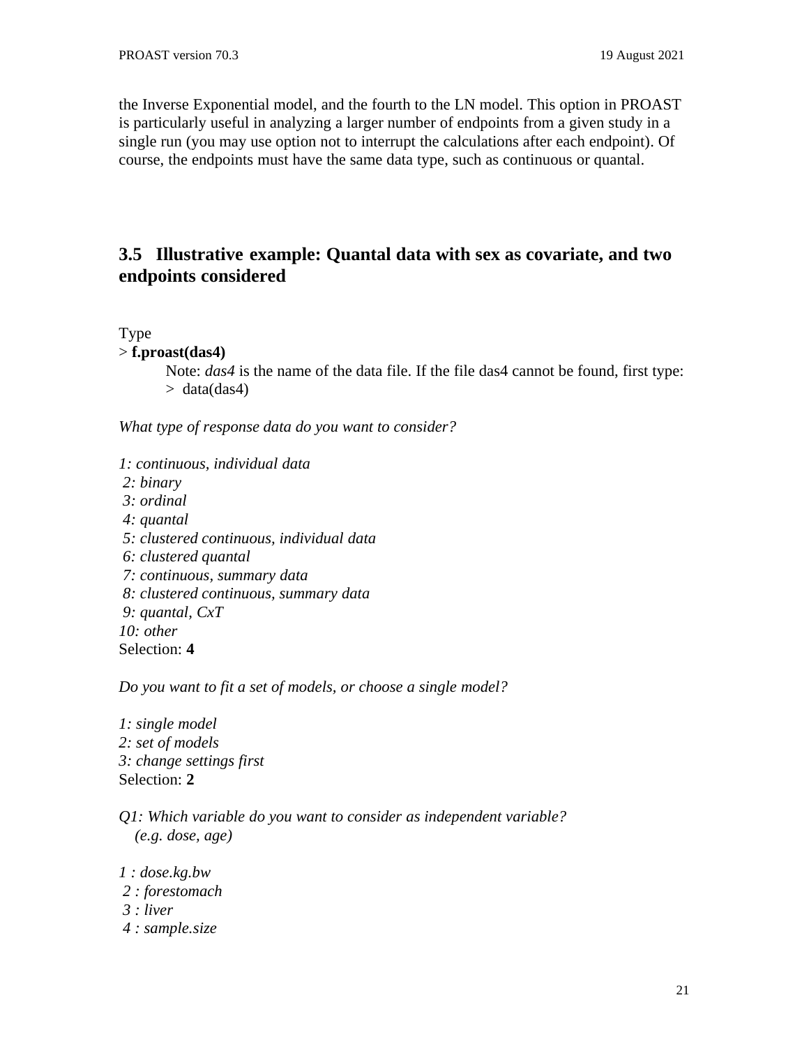the Inverse Exponential model, and the fourth to the LN model. This option in PROAST is particularly useful in analyzing a larger number of endpoints from a given study in a single run (you may use option not to interrupt the calculations after each endpoint). Of course, the endpoints must have the same data type, such as continuous or quantal.

## 3.5 Illustrative example: Quantal data with sex as covariate, and two endpoints considered

Type

> **f.proast(das4)**

Note: *das4* is the name of the data file. If the file das4 cannot be found, first type:
> data(das4)

*What type of response data do you want to consider?*

*1: continuous, individual data*
*2: binary*
*3: ordinal*
*4: quantal*
*5: clustered continuous, individual data*
*6: clustered quantal*
*7: continuous, summary data*
*8: clustered continuous, summary data*
*9: quantal, CxT*
*10: other*
Selection: **4**

*Do you want to fit a set of models, or choose a single model?*

*1: single model*
*2: set of models*
*3: change settings first*
Selection: **2**

*Q1: Which variable do you want to consider as independent variable?*
*(e.g. dose, age)*

*1 : dose.kg.bw*
*2 : forestomach*
*3 : liver*
*4 : sample.size*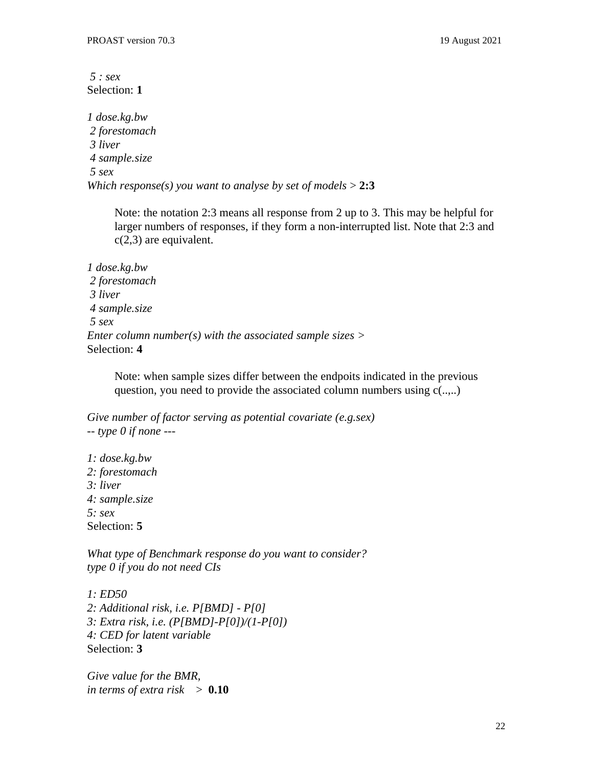*5 : sex*
Selection: **1**

*1 dose.kg.bw*
*2 forestomach*
*3 liver*
*4 sample.size*
*5 sex*
*Which response(s) you want to analyse by set of models >* **2:3**

> Note: the notation 2:3 means all response from 2 up to 3. This may be helpful for larger numbers of responses, if they form a non-interrupted list. Note that 2:3 and c(2,3) are equivalent.

*1 dose.kg.bw*
*2 forestomach*
*3 liver*
*4 sample.size*
*5 sex*
*Enter column number(s) with the associated sample sizes >*
Selection: **4**

> Note: when sample sizes differ between the endpoits indicated in the previous question, you need to provide the associated column numbers using c(..,..)

*Give number of factor serving as potential covariate (e.g.sex)*
*-- type 0 if none ---*

*1: dose.kg.bw*
*2: forestomach*
*3: liver*
*4: sample.size*
*5: sex*
Selection: **5**

*What type of Benchmark response do you want to consider?*
*type 0 if you do not need CIs*

*1: ED50*
*2: Additional risk, i.e. P[BMD] - P[0]*
*3: Extra risk, i.e. (P[BMD]-P[0])/(1-P[0])*
*4: CED for latent variable*
Selection: **3**

*Give value for the BMR,*
*in terms of extra risk >* **0.10**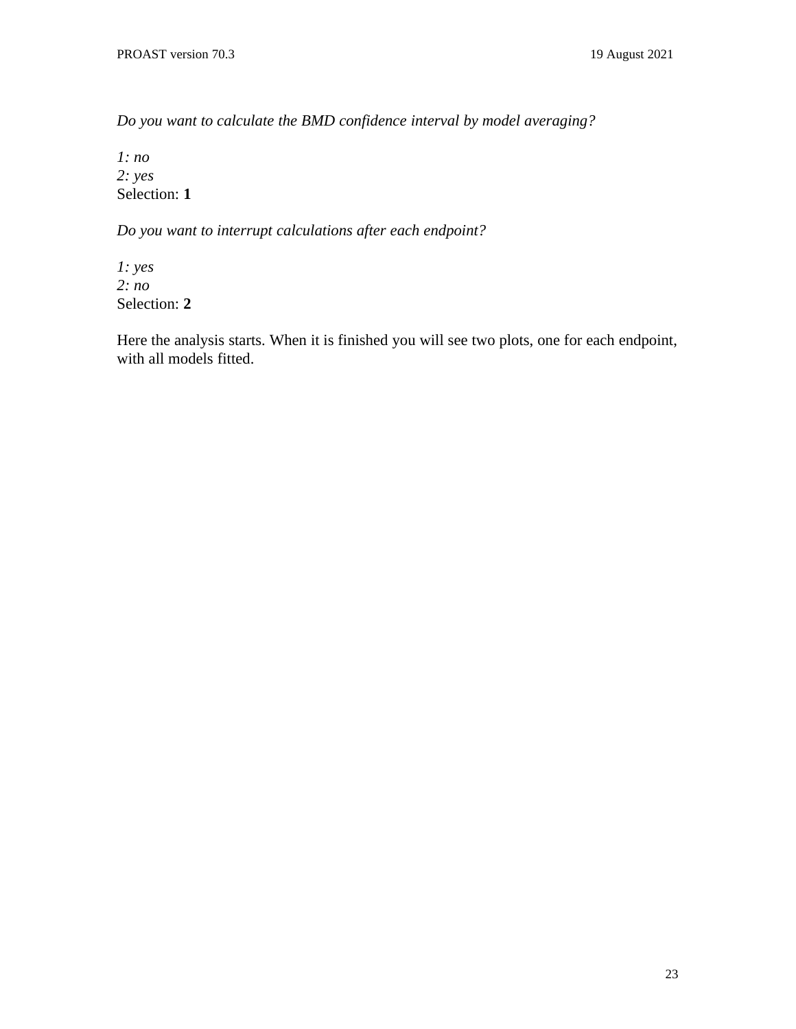*Do you want to calculate the BMD confidence interval by model averaging?*

*1: no*  
*2: yes*  
Selection: **1**

*Do you want to interrupt calculations after each endpoint?*

*1: yes*  
*2: no*  
Selection: **2**

Here the analysis starts. When it is finished you will see two plots, one for each endpoint, with all models fitted.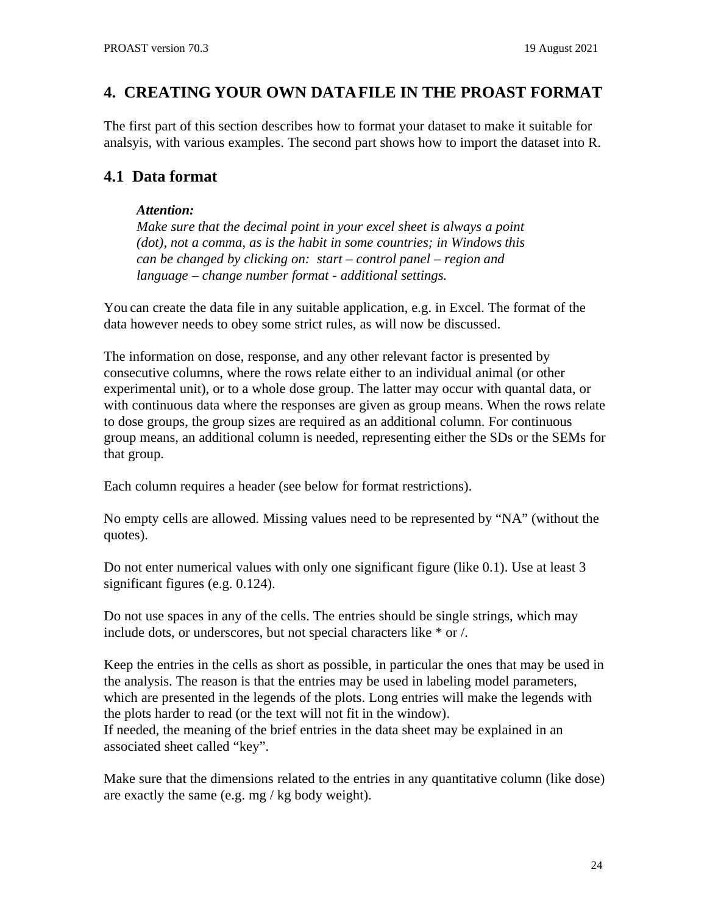# 4. CREATING YOUR OWN DATAFILE IN THE PROAST FORMAT

The first part of this section describes how to format your dataset to make it suitable for analsyis, with various examples. The second part shows how to import the dataset into R.

## 4.1 Data format

> ***Attention:***
> *Make sure that the decimal point in your excel sheet is always a point (dot), not a comma, as is the habit in some countries; in Windows this can be changed by clicking on: start – control panel – region and language – change number format - additional settings.*

You can create the data file in any suitable application, e.g. in Excel. The format of the data however needs to obey some strict rules, as will now be discussed.

The information on dose, response, and any other relevant factor is presented by consecutive columns, where the rows relate either to an individual animal (or other experimental unit), or to a whole dose group. The latter may occur with quantal data, or with continuous data where the responses are given as group means. When the rows relate to dose groups, the group sizes are required as an additional column. For continuous group means, an additional column is needed, representing either the SDs or the SEMs for that group.

Each column requires a header (see below for format restrictions).

No empty cells are allowed. Missing values need to be represented by “NA” (without the quotes).

Do not enter numerical values with only one significant figure (like 0.1). Use at least 3 significant figures (e.g. 0.124).

Do not use spaces in any of the cells. The entries should be single strings, which may include dots, or underscores, but not special characters like * or /.

Keep the entries in the cells as short as possible, in particular the ones that may be used in the analysis. The reason is that the entries may be used in labeling model parameters, which are presented in the legends of the plots. Long entries will make the legends with the plots harder to read (or the text will not fit in the window).
If needed, the meaning of the brief entries in the data sheet may be explained in an associated sheet called “key”.

Make sure that the dimensions related to the entries in any quantitative column (like dose) are exactly the same (e.g. mg / kg body weight).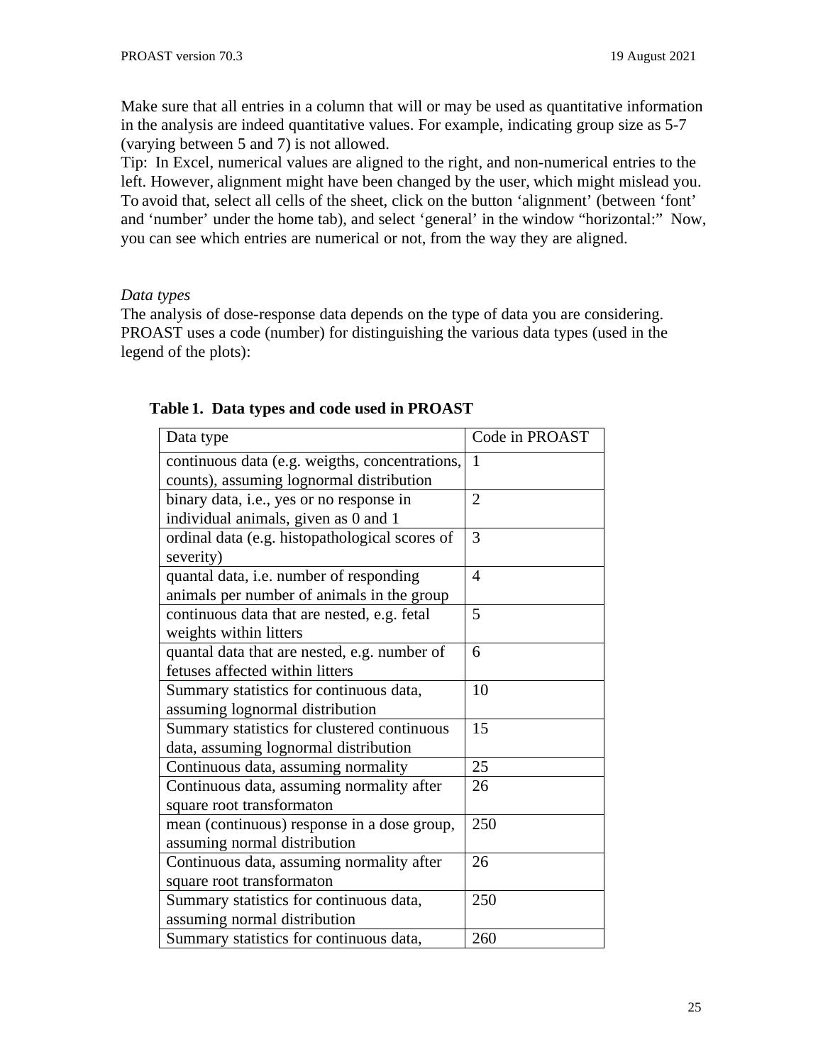Make sure that all entries in a column that will or may be used as quantitative information in the analysis are indeed quantitative values. For example, indicating group size as 5-7 (varying between 5 and 7) is not allowed.

Tip: In Excel, numerical values are aligned to the right, and non-numerical entries to the left. However, alignment might have been changed by the user, which might mislead you. To avoid that, select all cells of the sheet, click on the button 'alignment' (between 'font' and 'number' under the home tab), and select 'general' in the window "horizontal:" Now, you can see which entries are numerical or not, from the way they are aligned.

*Data types*

The analysis of dose-response data depends on the type of data you are considering. PROAST uses a code (number) for distinguishing the various data types (used in the legend of the plots):

**Table 1. Data types and code used in PROAST**

| Data type | Code in PROAST |
|---|---|
| continuous data (e.g. weigths, concentrations, counts), assuming lognormal distribution | 1 |
| binary data, i.e., yes or no response in individual animals, given as 0 and 1 | 2 |
| ordinal data (e.g. histopathological scores of severity) | 3 |
| quantal data, i.e. number of responding animals per number of animals in the group | 4 |
| continuous data that are nested, e.g. fetal weights within litters | 5 |
| quantal data that are nested, e.g. number of fetuses affected within litters | 6 |
| Summary statistics for continuous data, assuming lognormal distribution | 10 |
| Summary statistics for clustered continuous data, assuming lognormal distribution | 15 |
| Continuous data, assuming normality | 25 |
| Continuous data, assuming normality after square root transformaton | 26 |
| mean (continuous) response in a dose group, assuming normal distribution | 250 |
| Continuous data, assuming normality after square root transformaton | 26 |
| Summary statistics for continuous data, assuming normal distribution | 250 |
| Summary statistics for continuous data, | 260 |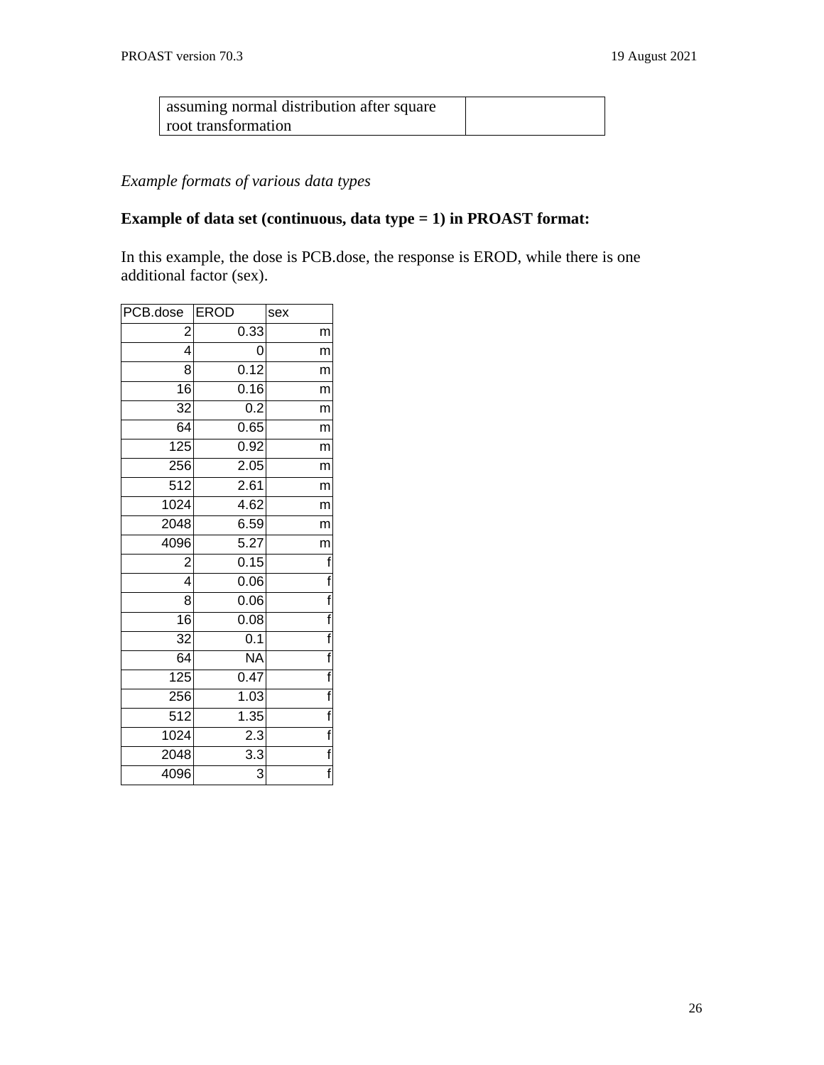| assuming normal distribution after square root transformation | |
|---|---|

*Example formats of various data types*

**Example of data set (continuous, data type = 1) in PROAST format:**

In this example, the dose is PCB.dose, the response is EROD, while there is one additional factor (sex).

| PCB.dose | EROD | sex |
|---|---|---|
| 2 | 0.33 | m |
| 4 | 0 | m |
| 8 | 0.12 | m |
| 16 | 0.16 | m |
| 32 | 0.2 | m |
| 64 | 0.65 | m |
| 125 | 0.92 | m |
| 256 | 2.05 | m |
| 512 | 2.61 | m |
| 1024 | 4.62 | m |
| 2048 | 6.59 | m |
| 4096 | 5.27 | m |
| 2 | 0.15 | f |
| 4 | 0.06 | f |
| 8 | 0.06 | f |
| 16 | 0.08 | f |
| 32 | 0.1 | f |
| 64 | NA | f |
| 125 | 0.47 | f |
| 256 | 1.03 | f |
| 512 | 1.35 | f |
| 1024 | 2.3 | f |
| 2048 | 3.3 | f |
| 4096 | 3 | f |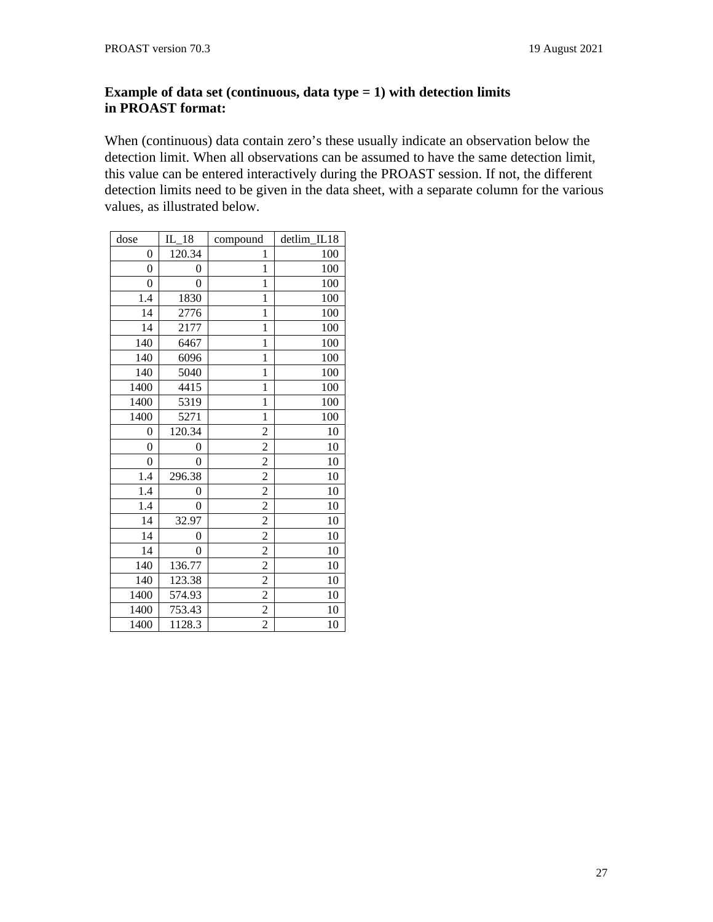**Example of data set (continuous, data type = 1) with detection limits in PROAST format:**

When (continuous) data contain zero's these usually indicate an observation below the detection limit. When all observations can be assumed to have the same detection limit, this value can be entered interactively during the PROAST session. If not, the different detection limits need to be given in the data sheet, with a separate column for the various values, as illustrated below.

| dose | IL_18 | compound | detlim_IL18 |
|---|---|---|---|
| 0 | 120.34 | 1 | 100 |
| 0 | 0 | 1 | 100 |
| 0 | 0 | 1 | 100 |
| 1.4 | 1830 | 1 | 100 |
| 14 | 2776 | 1 | 100 |
| 14 | 2177 | 1 | 100 |
| 140 | 6467 | 1 | 100 |
| 140 | 6096 | 1 | 100 |
| 140 | 5040 | 1 | 100 |
| 1400 | 4415 | 1 | 100 |
| 1400 | 5319 | 1 | 100 |
| 1400 | 5271 | 1 | 100 |
| 0 | 120.34 | 2 | 10 |
| 0 | 0 | 2 | 10 |
| 0 | 0 | 2 | 10 |
| 1.4 | 296.38 | 2 | 10 |
| 1.4 | 0 | 2 | 10 |
| 1.4 | 0 | 2 | 10 |
| 14 | 32.97 | 2 | 10 |
| 14 | 0 | 2 | 10 |
| 14 | 0 | 2 | 10 |
| 140 | 136.77 | 2 | 10 |
| 140 | 123.38 | 2 | 10 |
| 1400 | 574.93 | 2 | 10 |
| 1400 | 753.43 | 2 | 10 |
| 1400 | 1128.3 | 2 | 10 |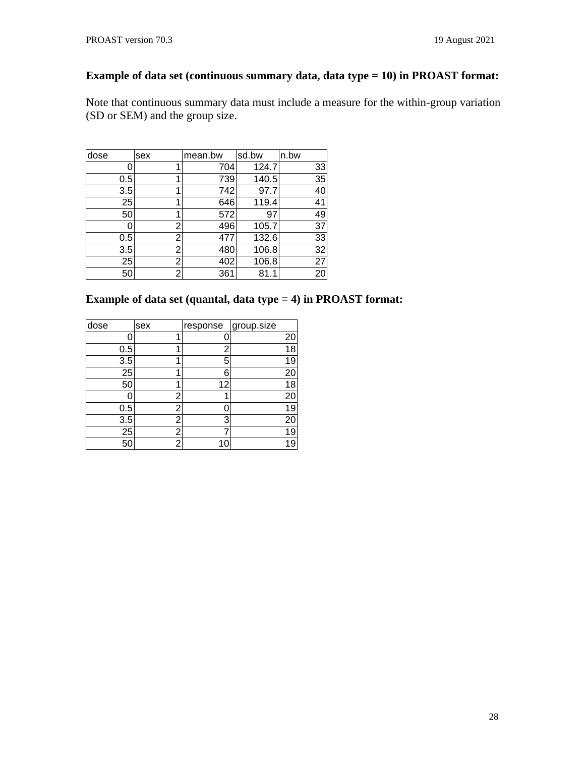**Example of data set (continuous summary data, data type = 10) in PROAST format:**

Note that continuous summary data must include a measure for the within-group variation (SD or SEM) and the group size.

| dose | sex | mean.bw | sd.bw | n.bw |
|---|---|---|---|---|
| 0 | 1 | 704 | 124.7 | 33 |
| 0.5 | 1 | 739 | 140.5 | 35 |
| 3.5 | 1 | 742 | 97.7 | 40 |
| 25 | 1 | 646 | 119.4 | 41 |
| 50 | 1 | 572 | 97 | 49 |
| 0 | 2 | 496 | 105.7 | 37 |
| 0.5 | 2 | 477 | 132.6 | 33 |
| 3.5 | 2 | 480 | 106.8 | 32 |
| 25 | 2 | 402 | 106.8 | 27 |
| 50 | 2 | 361 | 81.1 | 20 |

**Example of data set (quantal, data type = 4) in PROAST format:**

| dose | sex | response | group.size |
|---|---|---|---|
| 0 | 1 | 0 | 20 |
| 0.5 | 1 | 2 | 18 |
| 3.5 | 1 | 5 | 19 |
| 25 | 1 | 6 | 20 |
| 50 | 1 | 12 | 18 |
| 0 | 2 | 1 | 20 |
| 0.5 | 2 | 0 | 19 |
| 3.5 | 2 | 3 | 20 |
| 25 | 2 | 7 | 19 |
| 50 | 2 | 10 | 19 |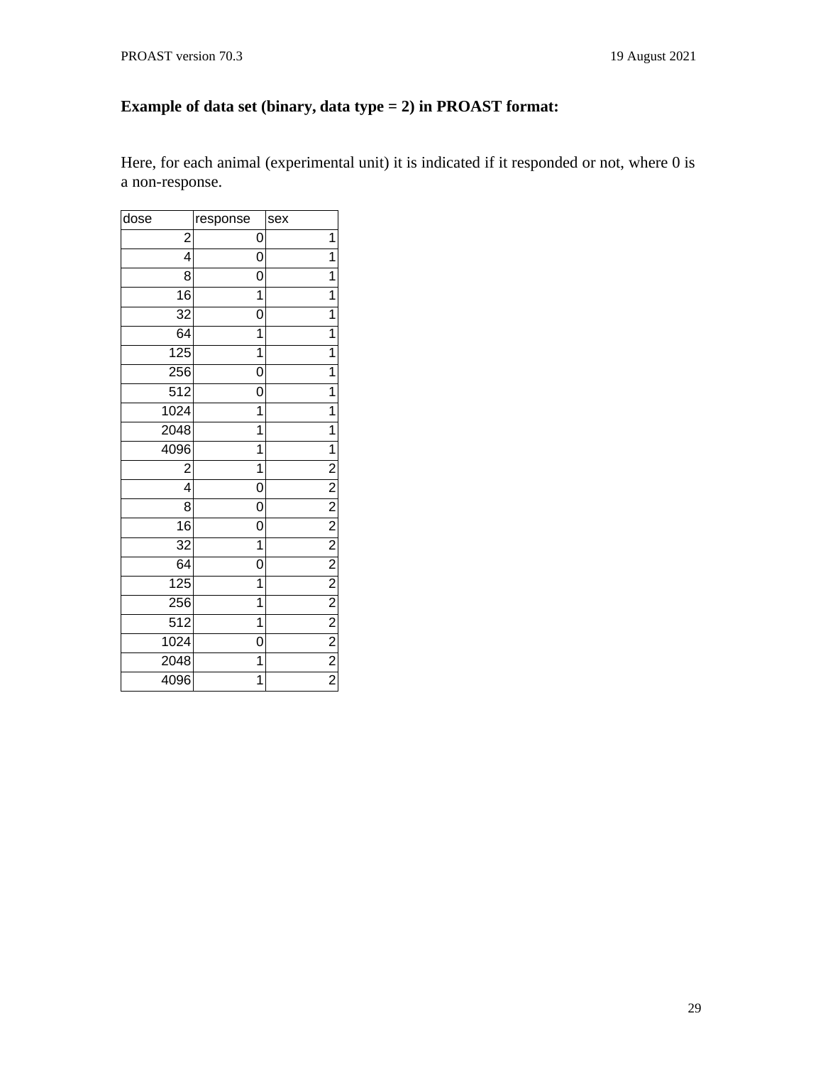**Example of data set (binary, data type = 2) in PROAST format:**

Here, for each animal (experimental unit) it is indicated if it responded or not, where 0 is a non-response.

| dose | response | sex |
|---|---|---|
| 2 | 0 | 1 |
| 4 | 0 | 1 |
| 8 | 0 | 1 |
| 16 | 1 | 1 |
| 32 | 0 | 1 |
| 64 | 1 | 1 |
| 125 | 1 | 1 |
| 256 | 0 | 1 |
| 512 | 0 | 1 |
| 1024 | 1 | 1 |
| 2048 | 1 | 1 |
| 4096 | 1 | 1 |
| 2 | 1 | 2 |
| 4 | 0 | 2 |
| 8 | 0 | 2 |
| 16 | 0 | 2 |
| 32 | 1 | 2 |
| 64 | 0 | 2 |
| 125 | 1 | 2 |
| 256 | 1 | 2 |
| 512 | 1 | 2 |
| 1024 | 0 | 2 |
| 2048 | 1 | 2 |
| 4096 | 1 | 2 |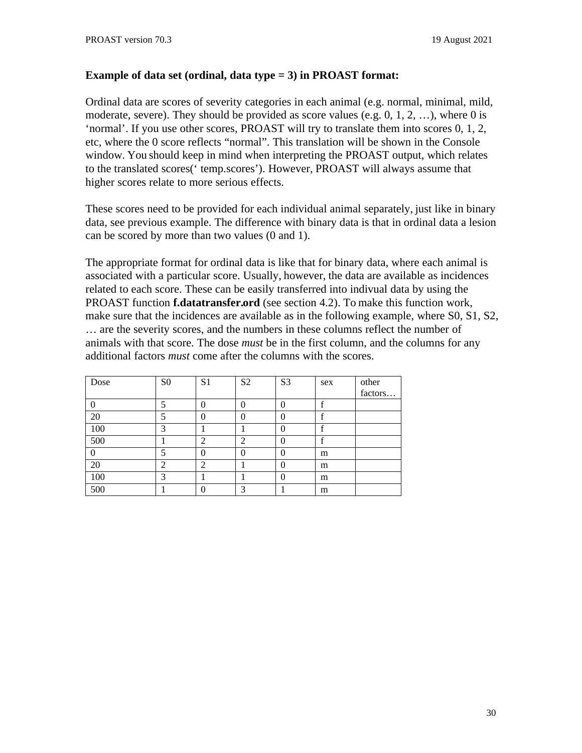**Example of data set (ordinal, data type = 3) in PROAST format:**

Ordinal data are scores of severity categories in each animal (e.g. normal, minimal, mild, moderate, severe). They should be provided as score values (e.g. 0, 1, 2, …), where 0 is ‘normal’. If you use other scores, PROAST will try to translate them into scores 0, 1, 2, etc, where the 0 score reflects “normal”. This translation will be shown in the Console window. You should keep in mind when interpreting the PROAST output, which relates to the translated scores(‘ temp.scores’). However, PROAST will always assume that higher scores relate to more serious effects.

These scores need to be provided for each individual animal separately, just like in binary data, see previous example. The difference with binary data is that in ordinal data a lesion can be scored by more than two values (0 and 1).

The appropriate format for ordinal data is like that for binary data, where each animal is associated with a particular score. Usually, however, the data are available as incidences related to each score. These can be easily transferred into indivual data by using the PROAST function **f.datatransfer.ord** (see section 4.2). To make this function work, make sure that the incidences are available as in the following example, where S0, S1, S2, … are the severity scores, and the numbers in these columns reflect the number of animals with that score. The dose *must* be in the first column, and the columns for any additional factors *must* come after the columns with the scores.

| Dose | S0 | S1 | S2 | S3 | sex | other factors… |
|---|---|---|---|---|---|---|
| 0 | 5 | 0 | 0 | 0 | f | |
| 20 | 5 | 0 | 0 | 0 | f | |
| 100 | 3 | 1 | 1 | 0 | f | |
| 500 | 1 | 2 | 2 | 0 | f | |
| 0 | 5 | 0 | 0 | 0 | m | |
| 20 | 2 | 2 | 1 | 0 | m | |
| 100 | 3 | 1 | 1 | 0 | m | |
| 500 | 1 | 0 | 3 | 1 | m | |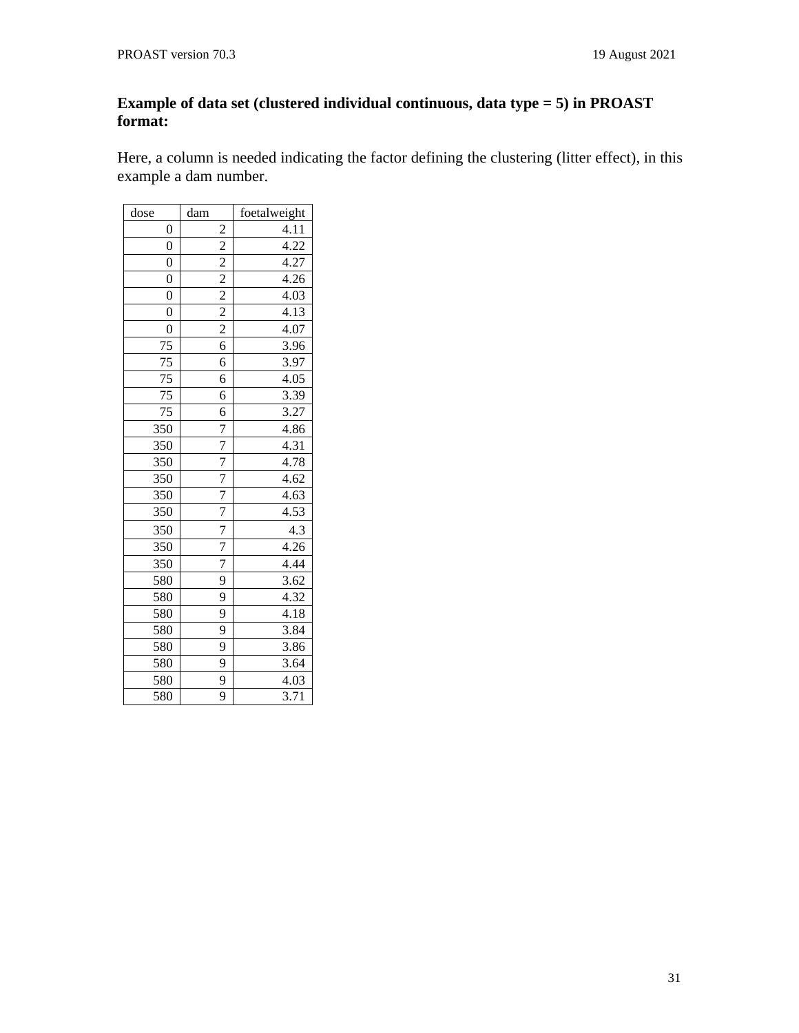**Example of data set (clustered individual continuous, data type = 5) in PROAST format:**

Here, a column is needed indicating the factor defining the clustering (litter effect), in this example a dam number.

| dose | dam | foetalweight |
|---|---|---|
| 0 | 2 | 4.11 |
| 0 | 2 | 4.22 |
| 0 | 2 | 4.27 |
| 0 | 2 | 4.26 |
| 0 | 2 | 4.03 |
| 0 | 2 | 4.13 |
| 0 | 2 | 4.07 |
| 75 | 6 | 3.96 |
| 75 | 6 | 3.97 |
| 75 | 6 | 4.05 |
| 75 | 6 | 3.39 |
| 75 | 6 | 3.27 |
| 350 | 7 | 4.86 |
| 350 | 7 | 4.31 |
| 350 | 7 | 4.78 |
| 350 | 7 | 4.62 |
| 350 | 7 | 4.63 |
| 350 | 7 | 4.53 |
| 350 | 7 | 4.3 |
| 350 | 7 | 4.26 |
| 350 | 7 | 4.44 |
| 580 | 9 | 3.62 |
| 580 | 9 | 4.32 |
| 580 | 9 | 4.18 |
| 580 | 9 | 3.84 |
| 580 | 9 | 3.86 |
| 580 | 9 | 3.64 |
| 580 | 9 | 4.03 |
| 580 | 9 | 3.71 |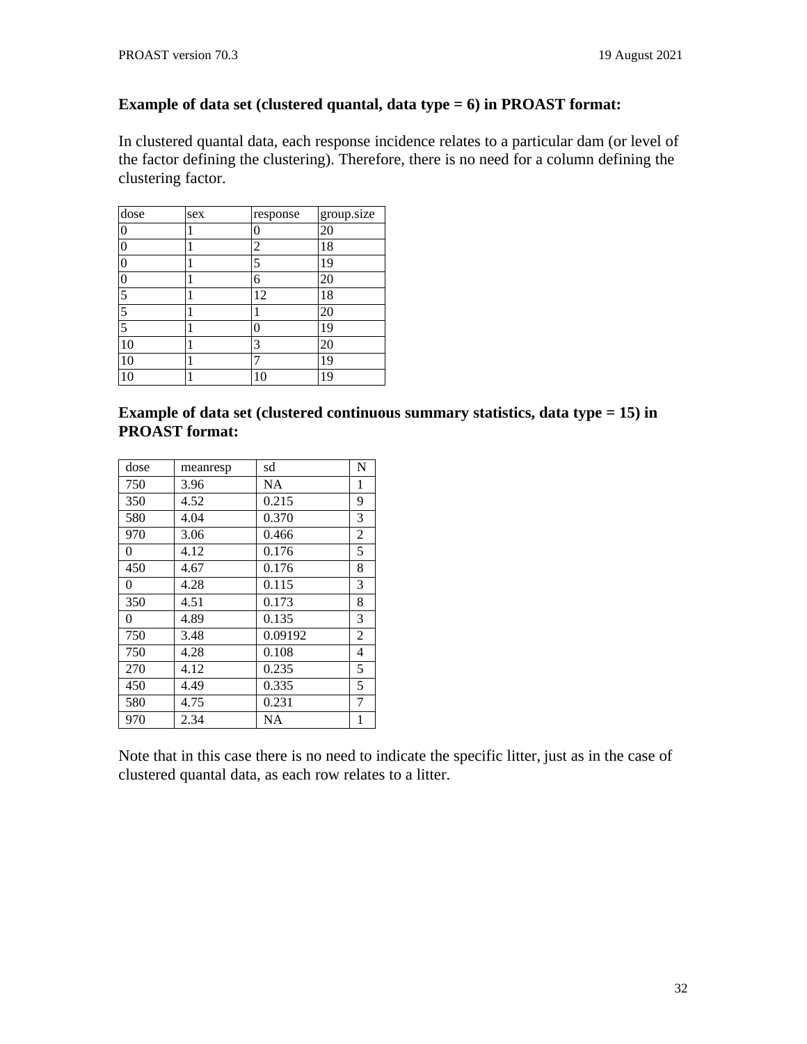**Example of data set (clustered quantal, data type = 6) in PROAST format:**

In clustered quantal data, each response incidence relates to a particular dam (or level of the factor defining the clustering). Therefore, there is no need for a column defining the clustering factor.

| dose | sex | response | group.size |
|---|---|---|---|
| 0 | 1 | 0 | 20 |
| 0 | 1 | 2 | 18 |
| 0 | 1 | 5 | 19 |
| 0 | 1 | 6 | 20 |
| 5 | 1 | 12 | 18 |
| 5 | 1 | 1 | 20 |
| 5 | 1 | 0 | 19 |
| 10 | 1 | 3 | 20 |
| 10 | 1 | 7 | 19 |
| 10 | 1 | 10 | 19 |

**Example of data set (clustered continuous summary statistics, data type = 15) in PROAST format:**

| dose | meanresp | sd | N |
|---|---|---|---|
| 750 | 3.96 | NA | 1 |
| 350 | 4.52 | 0.215 | 9 |
| 580 | 4.04 | 0.370 | 3 |
| 970 | 3.06 | 0.466 | 2 |
| 0 | 4.12 | 0.176 | 5 |
| 450 | 4.67 | 0.176 | 8 |
| 0 | 4.28 | 0.115 | 3 |
| 350 | 4.51 | 0.173 | 8 |
| 0 | 4.89 | 0.135 | 3 |
| 750 | 3.48 | 0.09192 | 2 |
| 750 | 4.28 | 0.108 | 4 |
| 270 | 4.12 | 0.235 | 5 |
| 450 | 4.49 | 0.335 | 5 |
| 580 | 4.75 | 0.231 | 7 |
| 970 | 2.34 | NA | 1 |

Note that in this case there is no need to indicate the specific litter, just as in the case of clustered quantal data, as each row relates to a litter.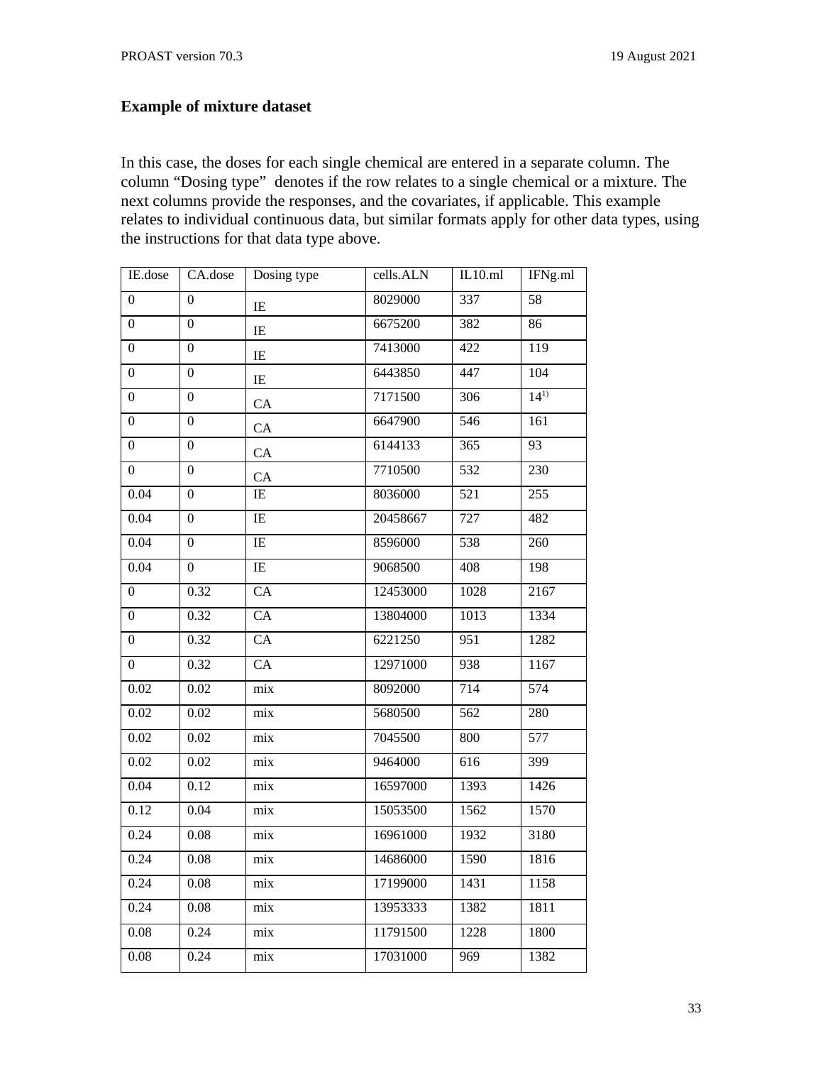**Example of mixture dataset**

In this case, the doses for each single chemical are entered in a separate column. The column “Dosing type” denotes if the row relates to a single chemical or a mixture. The next columns provide the responses, and the covariates, if applicable. This example relates to individual continuous data, but similar formats apply for other data types, using the instructions for that data type above.

| IE.dose | CA.dose | Dosing type | cells.ALN | IL10.ml | IFNg.ml |
|---|---|---|---|---|---|
| 0 | 0 | IE | 8029000 | 337 | 58 |
| 0 | 0 | IE | 6675200 | 382 | 86 |
| 0 | 0 | IE | 7413000 | 422 | 119 |
| 0 | 0 | IE | 6443850 | 447 | 104 |
| 0 | 0 | CA | 7171500 | 306 | 14[1)] |
| 0 | 0 | CA | 6647900 | 546 | 161 |
| 0 | 0 | CA | 6144133 | 365 | 93 |
| 0 | 0 | CA | 7710500 | 532 | 230 |
| 0.04 | 0 | IE | 8036000 | 521 | 255 |
| 0.04 | 0 | IE | 20458667 | 727 | 482 |
| 0.04 | 0 | IE | 8596000 | 538 | 260 |
| 0.04 | 0 | IE | 9068500 | 408 | 198 |
| 0 | 0.32 | CA | 12453000 | 1028 | 2167 |
| 0 | 0.32 | CA | 13804000 | 1013 | 1334 |
| 0 | 0.32 | CA | 6221250 | 951 | 1282 |
| 0 | 0.32 | CA | 12971000 | 938 | 1167 |
| 0.02 | 0.02 | mix | 8092000 | 714 | 574 |
| 0.02 | 0.02 | mix | 5680500 | 562 | 280 |
| 0.02 | 0.02 | mix | 7045500 | 800 | 577 |
| 0.02 | 0.02 | mix | 9464000 | 616 | 399 |
| 0.04 | 0.12 | mix | 16597000 | 1393 | 1426 |
| 0.12 | 0.04 | mix | 15053500 | 1562 | 1570 |
| 0.24 | 0.08 | mix | 16961000 | 1932 | 3180 |
| 0.24 | 0.08 | mix | 14686000 | 1590 | 1816 |
| 0.24 | 0.08 | mix | 17199000 | 1431 | 1158 |
| 0.24 | 0.08 | mix | 13953333 | 1382 | 1811 |
| 0.08 | 0.24 | mix | 11791500 | 1228 | 1800 |
| 0.08 | 0.24 | mix | 17031000 | 969 | 1382 |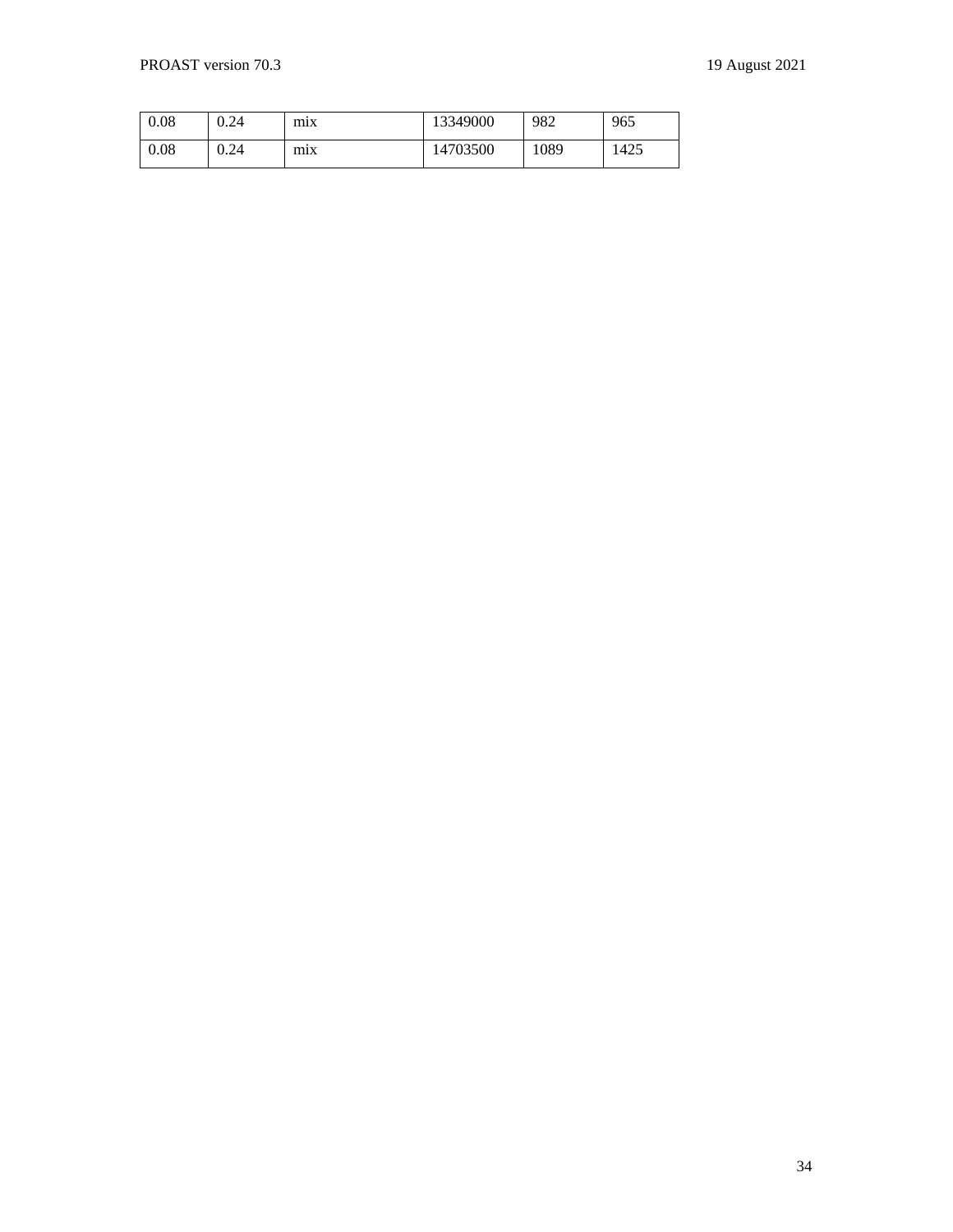| 0.08 | 0.24 | mix | 13349000 | 982 | 965 |
|---|---|---|---|---|---|
| 0.08 | 0.24 | mix | 14703500 | 1089 | 1425 |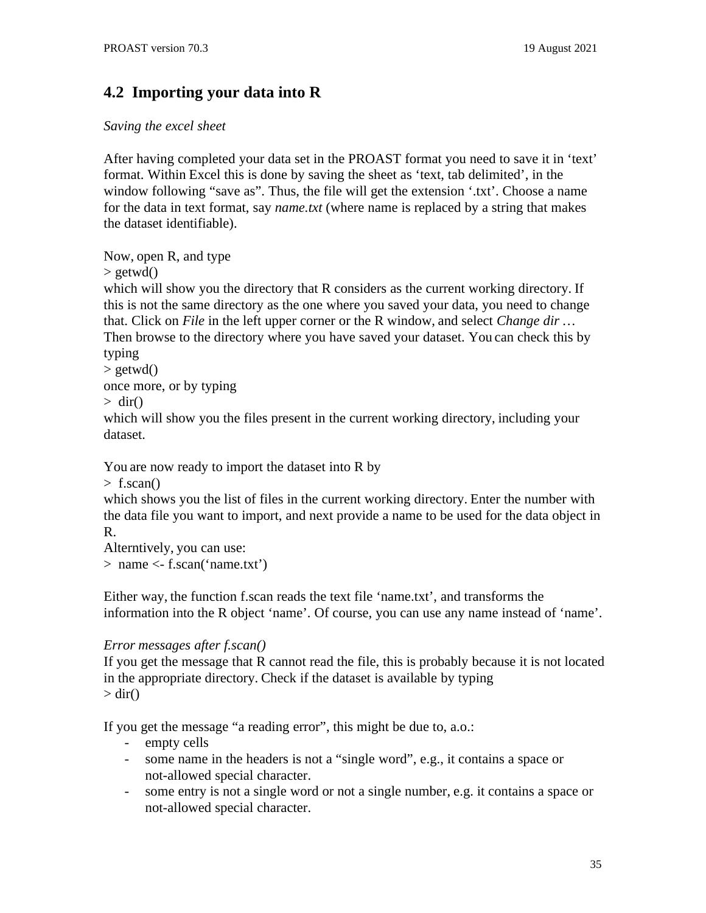## 4.2 Importing your data into R

*Saving the excel sheet*

After having completed your data set in the PROAST format you need to save it in 'text' format. Within Excel this is done by saving the sheet as 'text, tab delimited', in the window following "save as". Thus, the file will get the extension '.txt'. Choose a name for the data in text format, say *name.txt* (where name is replaced by a string that makes the dataset identifiable).

Now, open R, and type

> getwd()

which will show you the directory that R considers as the current working directory. If this is not the same directory as the one where you saved your data, you need to change that. Click on *File* in the left upper corner or the R window, and select *Change dir* … Then browse to the directory where you have saved your dataset. You can check this by typing

> getwd()

once more, or by typing

> dir()

which will show you the files present in the current working directory, including your dataset.

You are now ready to import the dataset into R by

> f.scan()

which shows you the list of files in the current working directory. Enter the number with the data file you want to import, and next provide a name to be used for the data object in R.

Alterntively, you can use:

> name <- f.scan('name.txt')

Either way, the function f.scan reads the text file 'name.txt', and transforms the information into the R object 'name'. Of course, you can use any name instead of 'name'.

*Error messages after f.scan()*

If you get the message that R cannot read the file, this is probably because it is not located in the appropriate directory. Check if the dataset is available by typing

> dir()

If you get the message "a reading error", this might be due to, a.o.:

- empty cells
- some name in the headers is not a "single word", e.g., it contains a space or not-allowed special character.
- some entry is not a single word or not a single number, e.g. it contains a space or not-allowed special character.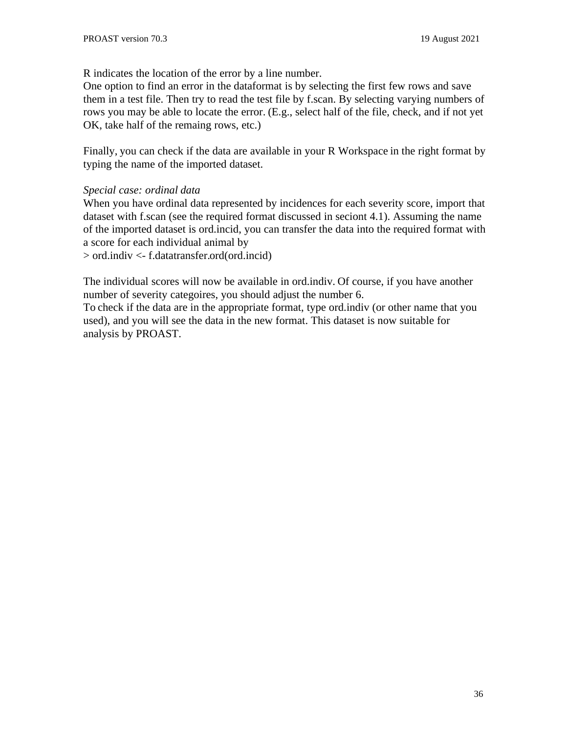R indicates the location of the error by a line number.
One option to find an error in the dataformat is by selecting the first few rows and save them in a test file. Then try to read the test file by f.scan. By selecting varying numbers of rows you may be able to locate the error. (E.g., select half of the file, check, and if not yet OK, take half of the remaing rows, etc.)

Finally, you can check if the data are available in your R Workspace in the right format by typing the name of the imported dataset.

*Special case: ordinal data*
When you have ordinal data represented by incidences for each severity score, import that dataset with f.scan (see the required format discussed in seciont 4.1). Assuming the name of the imported dataset is ord.incid, you can transfer the data into the required format with a score for each individual animal by

```
> ord.indiv <- f.datatransfer.ord(ord.incid)
```

The individual scores will now be available in ord.indiv. Of course, if you have another number of severity categoires, you should adjust the number 6.
To check if the data are in the appropriate format, type ord.indiv (or other name that you used), and you will see the data in the new format. This dataset is now suitable for analysis by PROAST.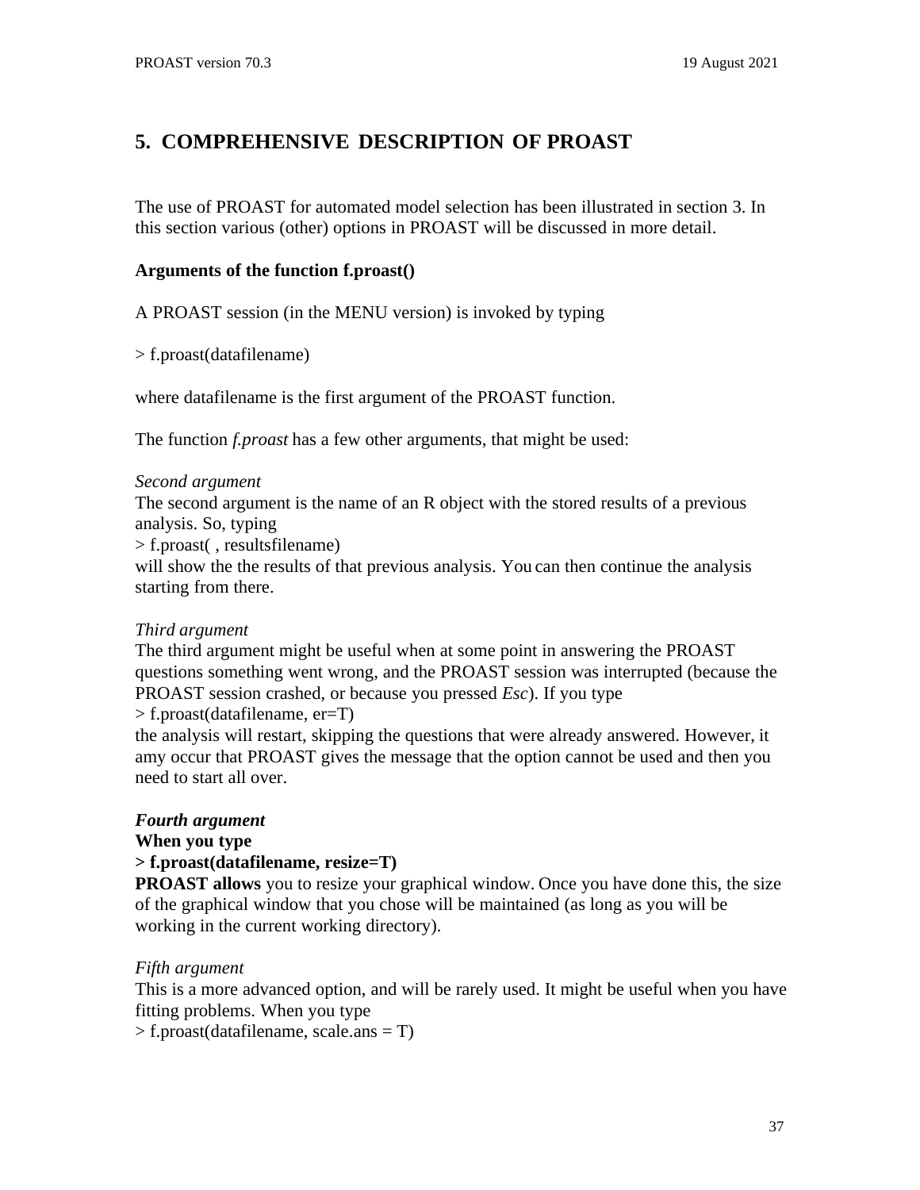# 5. COMPREHENSIVE DESCRIPTION OF PROAST

The use of PROAST for automated model selection has been illustrated in section 3. In this section various (other) options in PROAST will be discussed in more detail.

**Arguments of the function f.proast()**

A PROAST session (in the MENU version) is invoked by typing

> f.proast(datafilename)

where datafilename is the first argument of the PROAST function.

The function *f.proast* has a few other arguments, that might be used:

*Second argument*
The second argument is the name of an R object with the stored results of a previous analysis. So, typing
> f.proast( , resultsfilename)
will show the the results of that previous analysis. You can then continue the analysis starting from there.

*Third argument*
The third argument might be useful when at some point in answering the PROAST questions something went wrong, and the PROAST session was interrupted (because the PROAST session crashed, or because you pressed *Esc*). If you type
> f.proast(datafilename, er=T)
the analysis will restart, skipping the questions that were already answered. However, it amy occur that PROAST gives the message that the option cannot be used and then you need to start all over.

***Fourth argument***
**When you type**
**> f.proast(datafilename, resize=T)**
**PROAST allows** you to resize your graphical window. Once you have done this, the size of the graphical window that you chose will be maintained (as long as you will be working in the current working directory).

*Fifth argument*
This is a more advanced option, and will be rarely used. It might be useful when you have fitting problems. When you type
> f.proast(datafilename, scale.ans = T)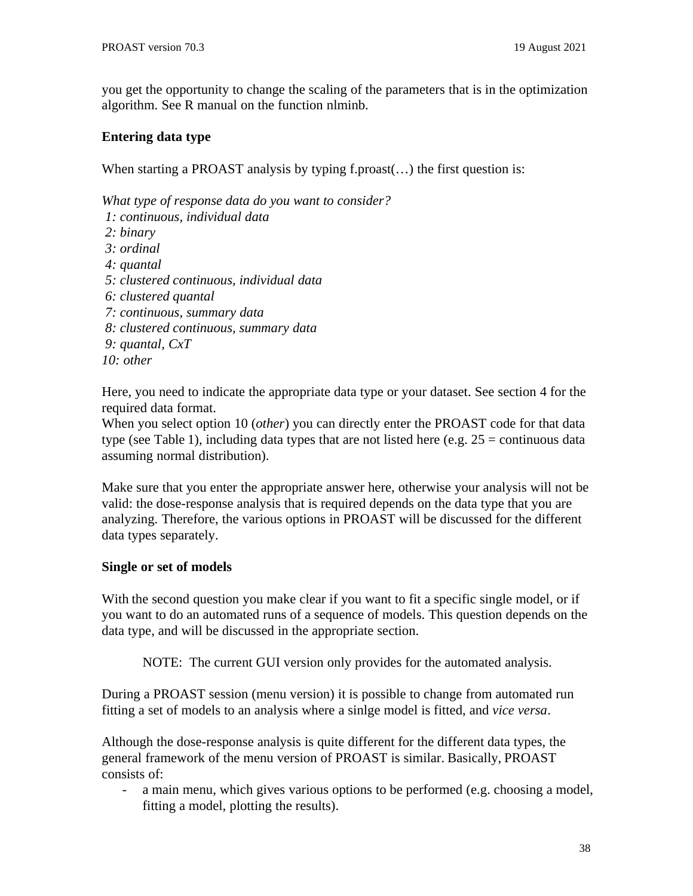you get the opportunity to change the scaling of the parameters that is in the optimization algorithm. See R manual on the function nlminb.

**Entering data type**

When starting a PROAST analysis by typing f.proast(…) the first question is:

*What type of response data do you want to consider?*
*1: continuous, individual data*
*2: binary*
*3: ordinal*
*4: quantal*
*5: clustered continuous, individual data*
*6: clustered quantal*
*7: continuous, summary data*
*8: clustered continuous, summary data*
*9: quantal, CxT*
*10: other*

Here, you need to indicate the appropriate data type or your dataset. See section 4 for the required data format.
When you select option 10 (*other*) you can directly enter the PROAST code for that data type (see Table 1), including data types that are not listed here (e.g. 25 = continuous data assuming normal distribution).

Make sure that you enter the appropriate answer here, otherwise your analysis will not be valid: the dose-response analysis that is required depends on the data type that you are analyzing. Therefore, the various options in PROAST will be discussed for the different data types separately.

**Single or set of models**

With the second question you make clear if you want to fit a specific single model, or if you want to do an automated runs of a sequence of models. This question depends on the data type, and will be discussed in the appropriate section.

> NOTE: The current GUI version only provides for the automated analysis.

During a PROAST session (menu version) it is possible to change from automated run fitting a set of models to an analysis where a sinlge model is fitted, and *vice versa*.

Although the dose-response analysis is quite different for the different data types, the general framework of the menu version of PROAST is similar. Basically, PROAST consists of:

- a main menu, which gives various options to be performed (e.g. choosing a model, fitting a model, plotting the results).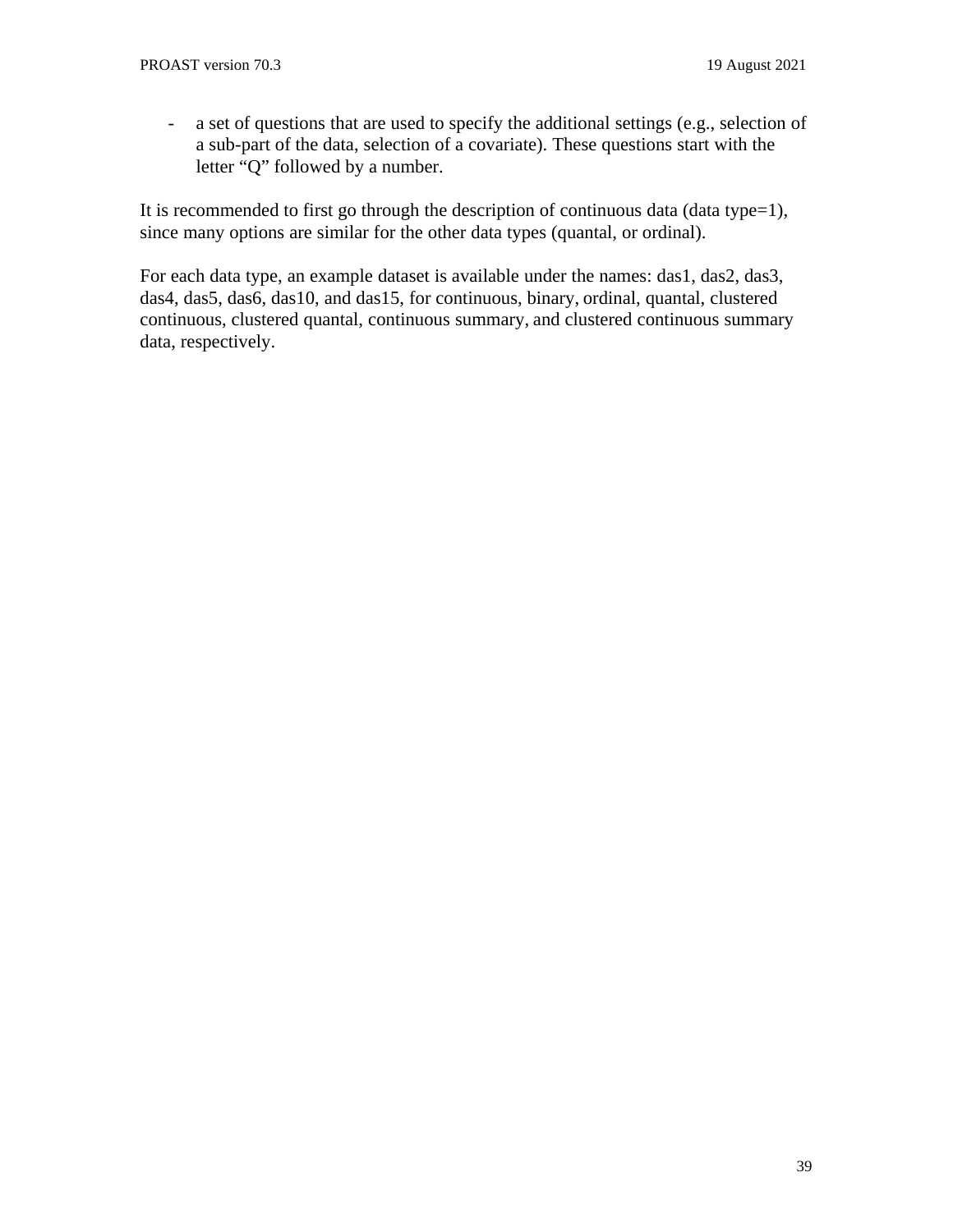- a set of questions that are used to specify the additional settings (e.g., selection of a sub-part of the data, selection of a covariate). These questions start with the letter "Q" followed by a number.

It is recommended to first go through the description of continuous data (data type=1), since many options are similar for the other data types (quantal, or ordinal).

For each data type, an example dataset is available under the names: das1, das2, das3, das4, das5, das6, das10, and das15, for continuous, binary, ordinal, quantal, clustered continuous, clustered quantal, continuous summary, and clustered continuous summary data, respectively.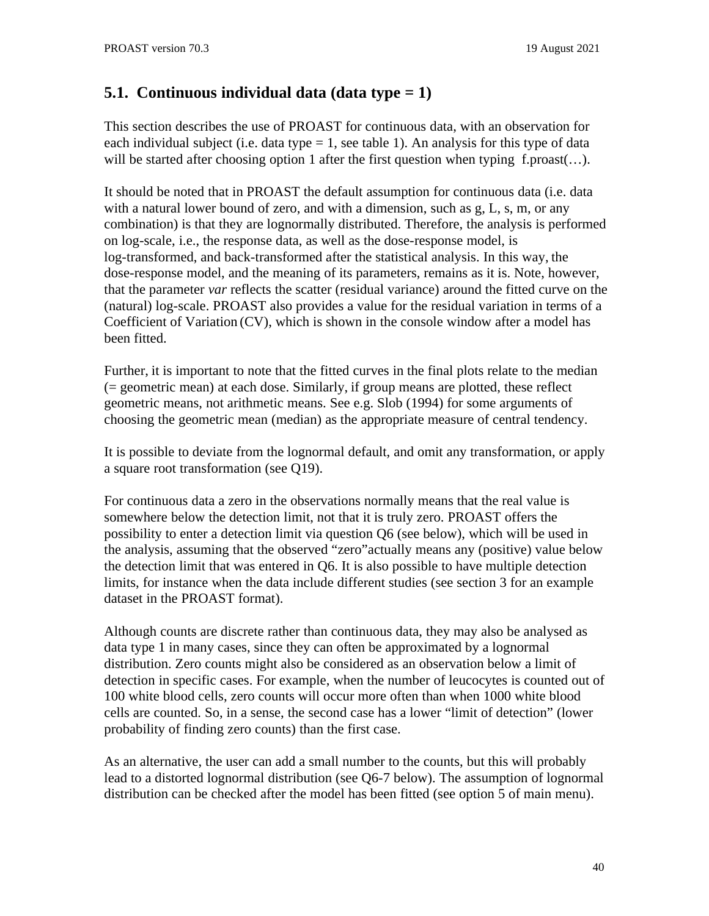## 5.1. Continuous individual data (data type = 1)

This section describes the use of PROAST for continuous data, with an observation for each individual subject (i.e. data type = 1, see table 1). An analysis for this type of data will be started after choosing option 1 after the first question when typing f.proast(…).

It should be noted that in PROAST the default assumption for continuous data (i.e. data with a natural lower bound of zero, and with a dimension, such as g, L, s, m, or any combination) is that they are lognormally distributed. Therefore, the analysis is performed on log-scale, i.e., the response data, as well as the dose-response model, is log-transformed, and back-transformed after the statistical analysis. In this way, the dose-response model, and the meaning of its parameters, remains as it is. Note, however, that the parameter *var* reflects the scatter (residual variance) around the fitted curve on the (natural) log-scale. PROAST also provides a value for the residual variation in terms of a Coefficient of Variation (CV), which is shown in the console window after a model has been fitted.

Further, it is important to note that the fitted curves in the final plots relate to the median (= geometric mean) at each dose. Similarly, if group means are plotted, these reflect geometric means, not arithmetic means. See e.g. Slob (1994) for some arguments of choosing the geometric mean (median) as the appropriate measure of central tendency.

It is possible to deviate from the lognormal default, and omit any transformation, or apply a square root transformation (see Q19).

For continuous data a zero in the observations normally means that the real value is somewhere below the detection limit, not that it is truly zero. PROAST offers the possibility to enter a detection limit via question Q6 (see below), which will be used in the analysis, assuming that the observed “zero”actually means any (positive) value below the detection limit that was entered in Q6. It is also possible to have multiple detection limits, for instance when the data include different studies (see section 3 for an example dataset in the PROAST format).

Although counts are discrete rather than continuous data, they may also be analysed as data type 1 in many cases, since they can often be approximated by a lognormal distribution. Zero counts might also be considered as an observation below a limit of detection in specific cases. For example, when the number of leucocytes is counted out of 100 white blood cells, zero counts will occur more often than when 1000 white blood cells are counted. So, in a sense, the second case has a lower “limit of detection” (lower probability of finding zero counts) than the first case.

As an alternative, the user can add a small number to the counts, but this will probably lead to a distorted lognormal distribution (see Q6-7 below). The assumption of lognormal distribution can be checked after the model has been fitted (see option 5 of main menu).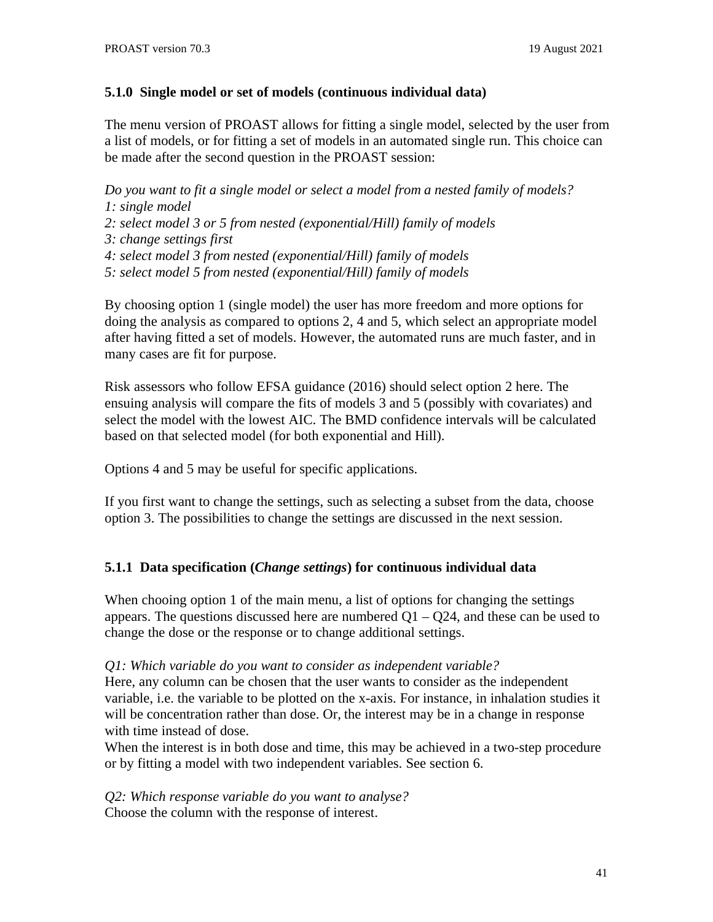### 5.1.0 Single model or set of models (continuous individual data)

The menu version of PROAST allows for fitting a single model, selected by the user from a list of models, or for fitting a set of models in an automated single run. This choice can be made after the second question in the PROAST session:

*Do you want to fit a single model or select a model from a nested family of models?*
*1: single model*
*2: select model 3 or 5 from nested (exponential/Hill) family of models*
*3: change settings first*
*4: select model 3 from nested (exponential/Hill) family of models*
*5: select model 5 from nested (exponential/Hill) family of models*

By choosing option 1 (single model) the user has more freedom and more options for doing the analysis as compared to options 2, 4 and 5, which select an appropriate model after having fitted a set of models. However, the automated runs are much faster, and in many cases are fit for purpose.

Risk assessors who follow EFSA guidance (2016) should select option 2 here. The ensuing analysis will compare the fits of models 3 and 5 (possibly with covariates) and select the model with the lowest AIC. The BMD confidence intervals will be calculated based on that selected model (for both exponential and Hill).

Options 4 and 5 may be useful for specific applications.

If you first want to change the settings, such as selecting a subset from the data, choose option 3. The possibilities to change the settings are discussed in the next session.

### 5.1.1 Data specification (*Change settings*) for continuous individual data

When chooing option 1 of the main menu, a list of options for changing the settings appears. The questions discussed here are numbered Q1 – Q24, and these can be used to change the dose or the response or to change additional settings.

*Q1: Which variable do you want to consider as independent variable?*
Here, any column can be chosen that the user wants to consider as the independent variable, i.e. the variable to be plotted on the x-axis. For instance, in inhalation studies it will be concentration rather than dose. Or, the interest may be in a change in response with time instead of dose.
When the interest is in both dose and time, this may be achieved in a two-step procedure or by fitting a model with two independent variables. See section 6.

*Q2: Which response variable do you want to analyse?*
Choose the column with the response of interest.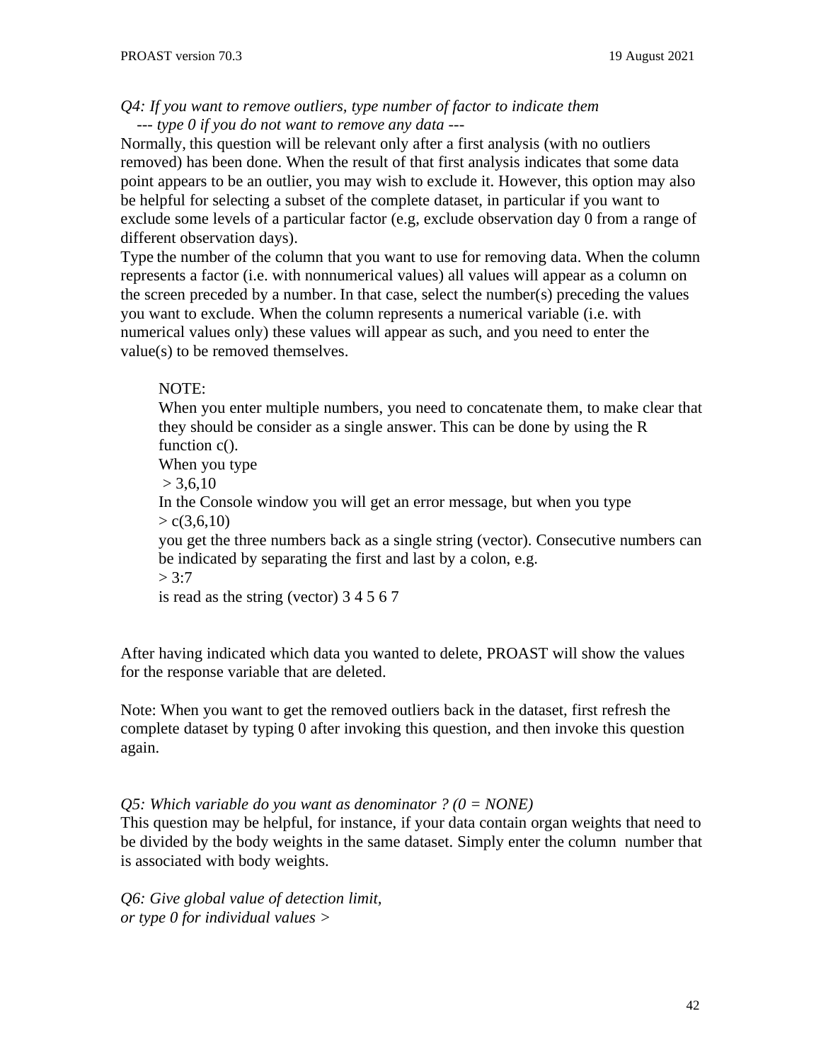*Q4: If you want to remove outliers, type number of factor to indicate them*
*--- type 0 if you do not want to remove any data ---*

Normally, this question will be relevant only after a first analysis (with no outliers removed) has been done. When the result of that first analysis indicates that some data point appears to be an outlier, you may wish to exclude it. However, this option may also be helpful for selecting a subset of the complete dataset, in particular if you want to exclude some levels of a particular factor (e.g, exclude observation day 0 from a range of different observation days).

Type the number of the column that you want to use for removing data. When the column represents a factor (i.e. with nonnumerical values) all values will appear as a column on the screen preceded by a number. In that case, select the number(s) preceding the values you want to exclude. When the column represents a numerical variable (i.e. with numerical values only) these values will appear as such, and you need to enter the value(s) to be removed themselves.

> NOTE:
> When you enter multiple numbers, you need to concatenate them, to make clear that they should be consider as a single answer. This can be done by using the R function c().
> When you type
> \> 3,6,10
> In the Console window you will get an error message, but when you type
> \> c(3,6,10)
> you get the three numbers back as a single string (vector). Consecutive numbers can be indicated by separating the first and last by a colon, e.g.
> \> 3:7
> is read as the string (vector) 3 4 5 6 7

After having indicated which data you wanted to delete, PROAST will show the values for the response variable that are deleted.

Note: When you want to get the removed outliers back in the dataset, first refresh the complete dataset by typing 0 after invoking this question, and then invoke this question again.

*Q5: Which variable do you want as denominator ? (0 = NONE)*

This question may be helpful, for instance, if your data contain organ weights that need to be divided by the body weights in the same dataset. Simply enter the column number that is associated with body weights.

*Q6: Give global value of detection limit,*
*or type 0 for individual values >*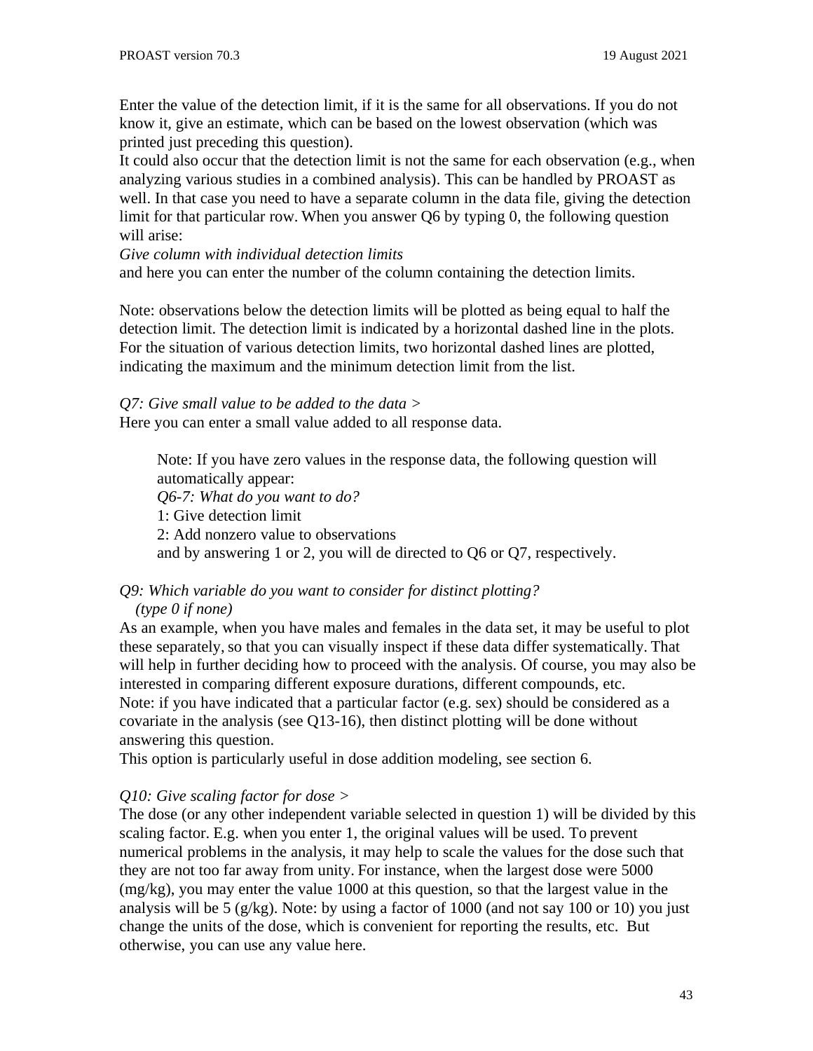Enter the value of the detection limit, if it is the same for all observations. If you do not know it, give an estimate, which can be based on the lowest observation (which was printed just preceding this question).

It could also occur that the detection limit is not the same for each observation (e.g., when analyzing various studies in a combined analysis). This can be handled by PROAST as well. In that case you need to have a separate column in the data file, giving the detection limit for that particular row. When you answer Q6 by typing 0, the following question will arise:

*Give column with individual detection limits*

and here you can enter the number of the column containing the detection limits.

Note: observations below the detection limits will be plotted as being equal to half the detection limit. The detection limit is indicated by a horizontal dashed line in the plots. For the situation of various detection limits, two horizontal dashed lines are plotted, indicating the maximum and the minimum detection limit from the list.

*Q7: Give small value to be added to the data >*

Here you can enter a small value added to all response data.

> Note: If you have zero values in the response data, the following question will automatically appear:
> *Q6-7: What do you want to do?*
> 1: Give detection limit
> 2: Add nonzero value to observations
> and by answering 1 or 2, you will de directed to Q6 or Q7, respectively.

*Q9: Which variable do you want to consider for distinct plotting?*
*(type 0 if none)*

As an example, when you have males and females in the data set, it may be useful to plot these separately, so that you can visually inspect if these data differ systematically. That will help in further deciding how to proceed with the analysis. Of course, you may also be interested in comparing different exposure durations, different compounds, etc.

Note: if you have indicated that a particular factor (e.g. sex) should be considered as a covariate in the analysis (see Q13-16), then distinct plotting will be done without answering this question.

This option is particularly useful in dose addition modeling, see section 6.

*Q10: Give scaling factor for dose >*

The dose (or any other independent variable selected in question 1) will be divided by this scaling factor. E.g. when you enter 1, the original values will be used. To prevent numerical problems in the analysis, it may help to scale the values for the dose such that they are not too far away from unity. For instance, when the largest dose were 5000 (mg/kg), you may enter the value 1000 at this question, so that the largest value in the analysis will be 5 (g/kg). Note: by using a factor of 1000 (and not say 100 or 10) you just change the units of the dose, which is convenient for reporting the results, etc. But otherwise, you can use any value here.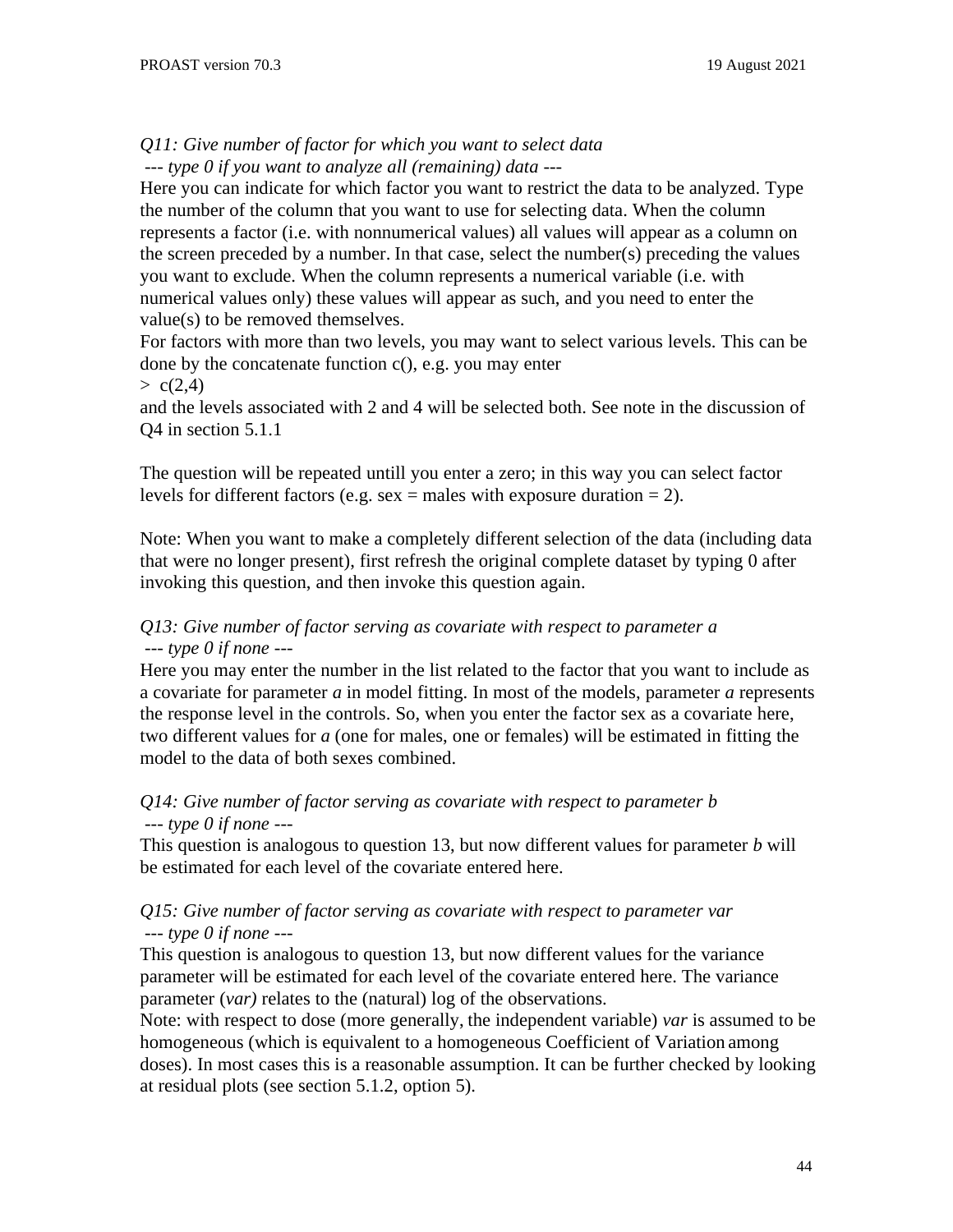*Q11: Give number of factor for which you want to select data*
*--- type 0 if you want to analyze all (remaining) data ---*

Here you can indicate for which factor you want to restrict the data to be analyzed. Type the number of the column that you want to use for selecting data. When the column represents a factor (i.e. with nonnumerical values) all values will appear as a column on the screen preceded by a number. In that case, select the number(s) preceding the values you want to exclude. When the column represents a numerical variable (i.e. with numerical values only) these values will appear as such, and you need to enter the value(s) to be removed themselves.

For factors with more than two levels, you may want to select various levels. This can be done by the concatenate function c(), e.g. you may enter

```
>  c(2,4)
```

and the levels associated with 2 and 4 will be selected both. See note in the discussion of Q4 in section 5.1.1

The question will be repeated untill you enter a zero; in this way you can select factor levels for different factors (e.g. sex = males with exposure duration = 2).

Note: When you want to make a completely different selection of the data (including data that were no longer present), first refresh the original complete dataset by typing 0 after invoking this question, and then invoke this question again.

*Q13: Give number of factor serving as covariate with respect to parameter a*
*--- type 0 if none ---*

Here you may enter the number in the list related to the factor that you want to include as a covariate for parameter *a* in model fitting. In most of the models, parameter *a* represents the response level in the controls. So, when you enter the factor sex as a covariate here, two different values for *a* (one for males, one or females) will be estimated in fitting the model to the data of both sexes combined.

*Q14: Give number of factor serving as covariate with respect to parameter b*
*--- type 0 if none ---*

This question is analogous to question 13, but now different values for parameter *b* will be estimated for each level of the covariate entered here.

*Q15: Give number of factor serving as covariate with respect to parameter var*
*--- type 0 if none ---*

This question is analogous to question 13, but now different values for the variance parameter will be estimated for each level of the covariate entered here. The variance parameter (*var)* relates to the (natural) log of the observations.

Note: with respect to dose (more generally, the independent variable) *var* is assumed to be homogeneous (which is equivalent to a homogeneous Coefficient of Variation among doses). In most cases this is a reasonable assumption. It can be further checked by looking at residual plots (see section 5.1.2, option 5).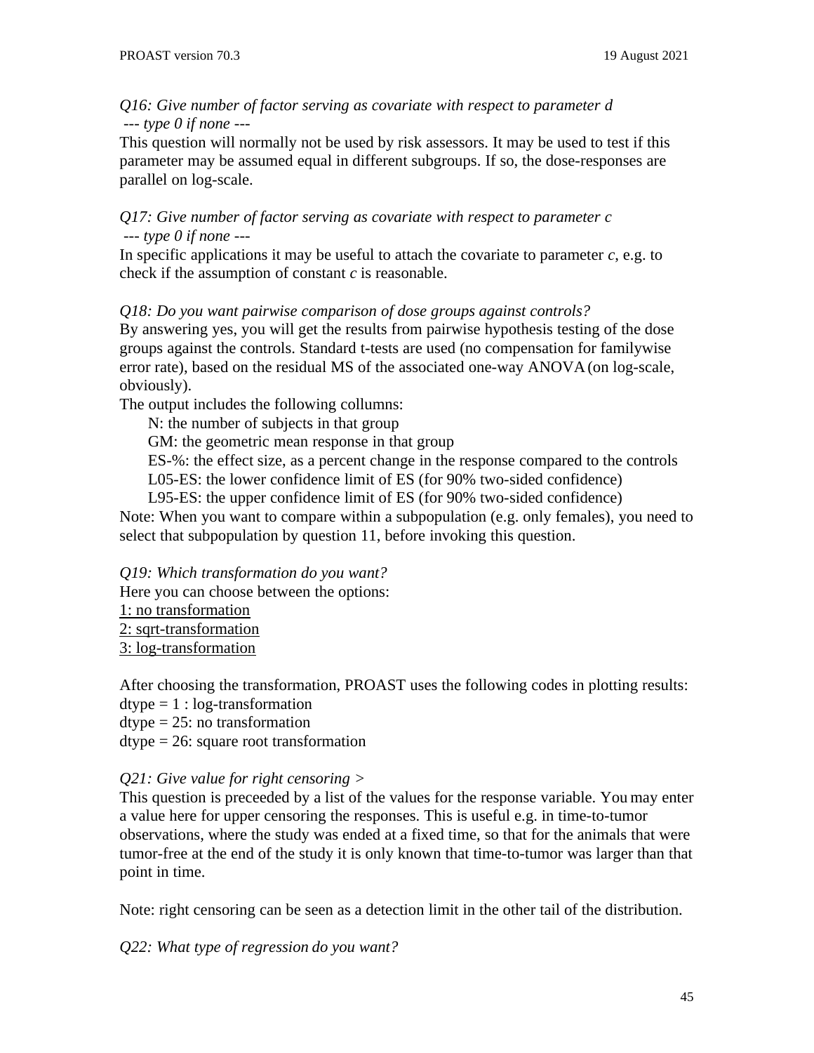*Q16: Give number of factor serving as covariate with respect to parameter d*
*--- type 0 if none ---*

This question will normally not be used by risk assessors. It may be used to test if this parameter may be assumed equal in different subgroups. If so, the dose-responses are parallel on log-scale.

*Q17: Give number of factor serving as covariate with respect to parameter c*
*--- type 0 if none ---*

In specific applications it may be useful to attach the covariate to parameter *c*, e.g. to check if the assumption of constant *c* is reasonable.

*Q18: Do you want pairwise comparison of dose groups against controls?*

By answering yes, you will get the results from pairwise hypothesis testing of the dose groups against the controls. Standard t-tests are used (no compensation for familywise error rate), based on the residual MS of the associated one-way ANOVA (on log-scale, obviously).

The output includes the following collumns:

- N: the number of subjects in that group
- GM: the geometric mean response in that group
- ES-%: the effect size, as a percent change in the response compared to the controls
- L05-ES: the lower confidence limit of ES (for 90% two-sided confidence)
- L95-ES: the upper confidence limit of ES (for 90% two-sided confidence)

Note: When you want to compare within a subpopulation (e.g. only females), you need to select that subpopulation by question 11, before invoking this question.

*Q19: Which transformation do you want?*

Here you can choose between the options:

<u>1: no transformation</u>
<u>2: sqrt-transformation</u>
<u>3: log-transformation</u>

After choosing the transformation, PROAST uses the following codes in plotting results:
dtype = 1 : log-transformation
dtype = 25: no transformation
dtype = 26: square root transformation

*Q21: Give value for right censoring >*

This question is preceeded by a list of the values for the response variable. You may enter a value here for upper censoring the responses. This is useful e.g. in time-to-tumor observations, where the study was ended at a fixed time, so that for the animals that were tumor-free at the end of the study it is only known that time-to-tumor was larger than that point in time.

Note: right censoring can be seen as a detection limit in the other tail of the distribution.

*Q22: What type of regression do you want?*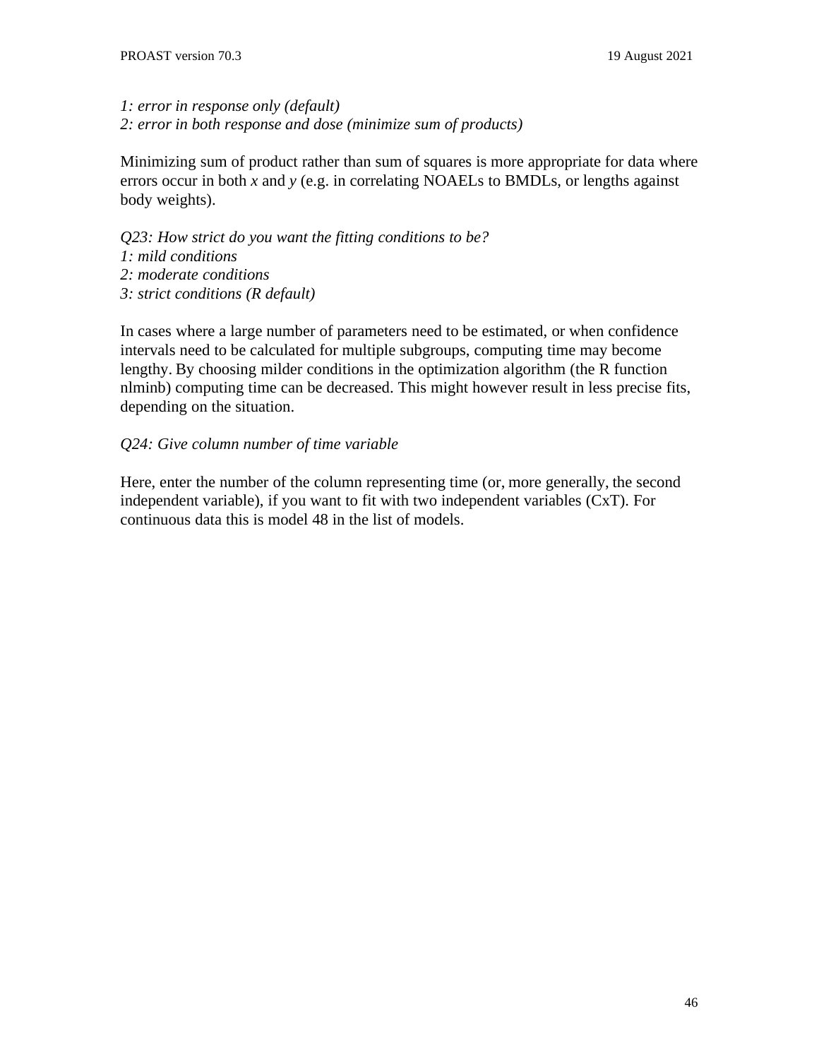*1: error in response only (default)*
*2: error in both response and dose (minimize sum of products)*

Minimizing sum of product rather than sum of squares is more appropriate for data where errors occur in both *x* and *y* (e.g. in correlating NOAELs to BMDLs, or lengths against body weights).

*Q23: How strict do you want the fitting conditions to be?*
*1: mild conditions*
*2: moderate conditions*
*3: strict conditions (R default)*

In cases where a large number of parameters need to be estimated, or when confidence intervals need to be calculated for multiple subgroups, computing time may become lengthy. By choosing milder conditions in the optimization algorithm (the R function nlminb) computing time can be decreased. This might however result in less precise fits, depending on the situation.

*Q24: Give column number of time variable*

Here, enter the number of the column representing time (or, more generally, the second independent variable), if you want to fit with two independent variables (CxT). For continuous data this is model 48 in the list of models.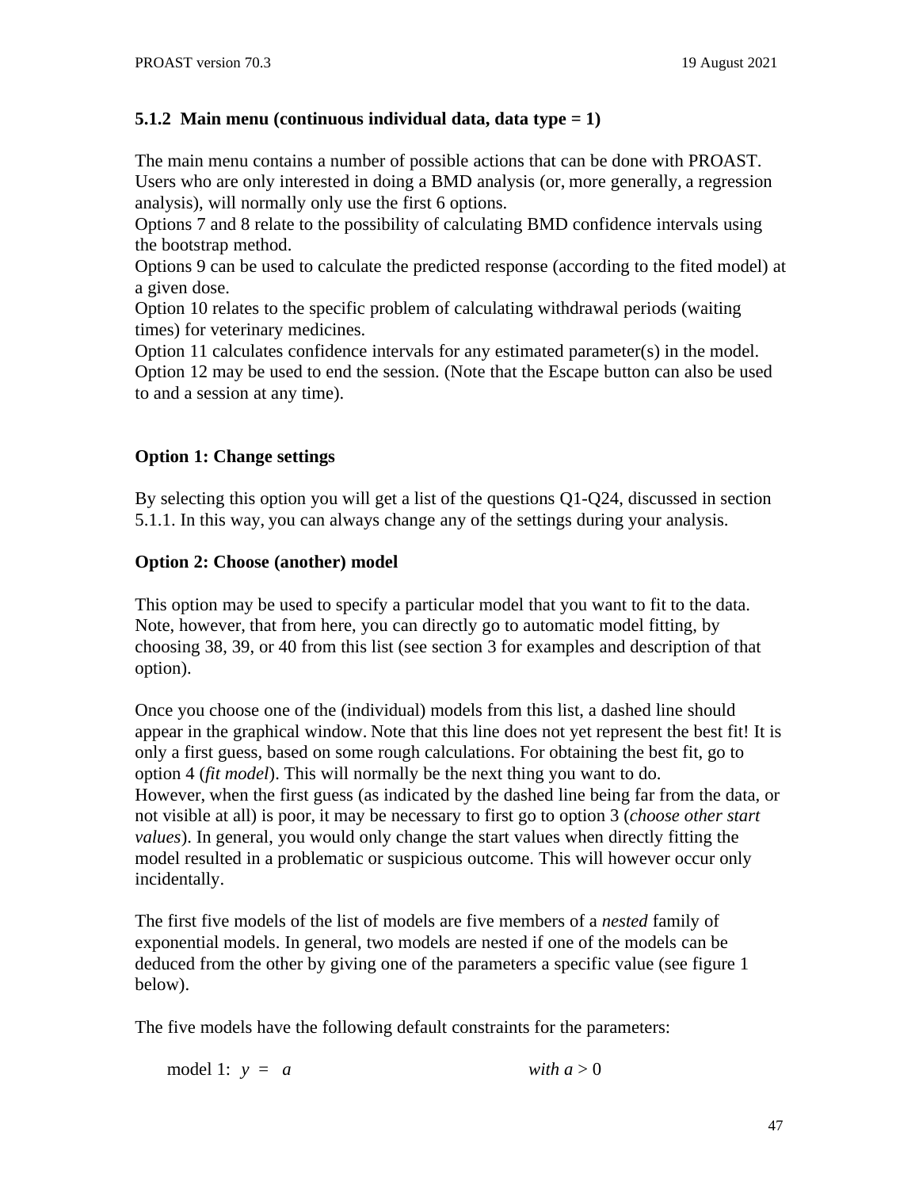### 5.1.2 Main menu (continuous individual data, data type = 1)

The main menu contains a number of possible actions that can be done with PROAST. Users who are only interested in doing a BMD analysis (or, more generally, a regression analysis), will normally only use the first 6 options.
Options 7 and 8 relate to the possibility of calculating BMD confidence intervals using the bootstrap method.
Options 9 can be used to calculate the predicted response (according to the fited model) at a given dose.
Option 10 relates to the specific problem of calculating withdrawal periods (waiting times) for veterinary medicines.
Option 11 calculates confidence intervals for any estimated parameter(s) in the model.
Option 12 may be used to end the session. (Note that the Escape button can also be used to and a session at any time).

**Option 1: Change settings**

By selecting this option you will get a list of the questions Q1-Q24, discussed in section 5.1.1. In this way, you can always change any of the settings during your analysis.

**Option 2: Choose (another) model**

This option may be used to specify a particular model that you want to fit to the data. Note, however, that from here, you can directly go to automatic model fitting, by choosing 38, 39, or 40 from this list (see section 3 for examples and description of that option).

Once you choose one of the (individual) models from this list, a dashed line should appear in the graphical window. Note that this line does not yet represent the best fit! It is only a first guess, based on some rough calculations. For obtaining the best fit, go to option 4 (*fit model*). This will normally be the next thing you want to do.
However, when the first guess (as indicated by the dashed line being far from the data, or not visible at all) is poor, it may be necessary to first go to option 3 (*choose other start values*). In general, you would only change the start values when directly fitting the model resulted in a problematic or suspicious outcome. This will however occur only incidentally.

The first five models of the list of models are five members of a *nested* family of exponential models. In general, two models are nested if one of the models can be deduced from the other by giving one of the parameters a specific value (see figure 1 below).

The five models have the following default constraints for the parameters:

model 1: $y = a$ *with* $a > 0$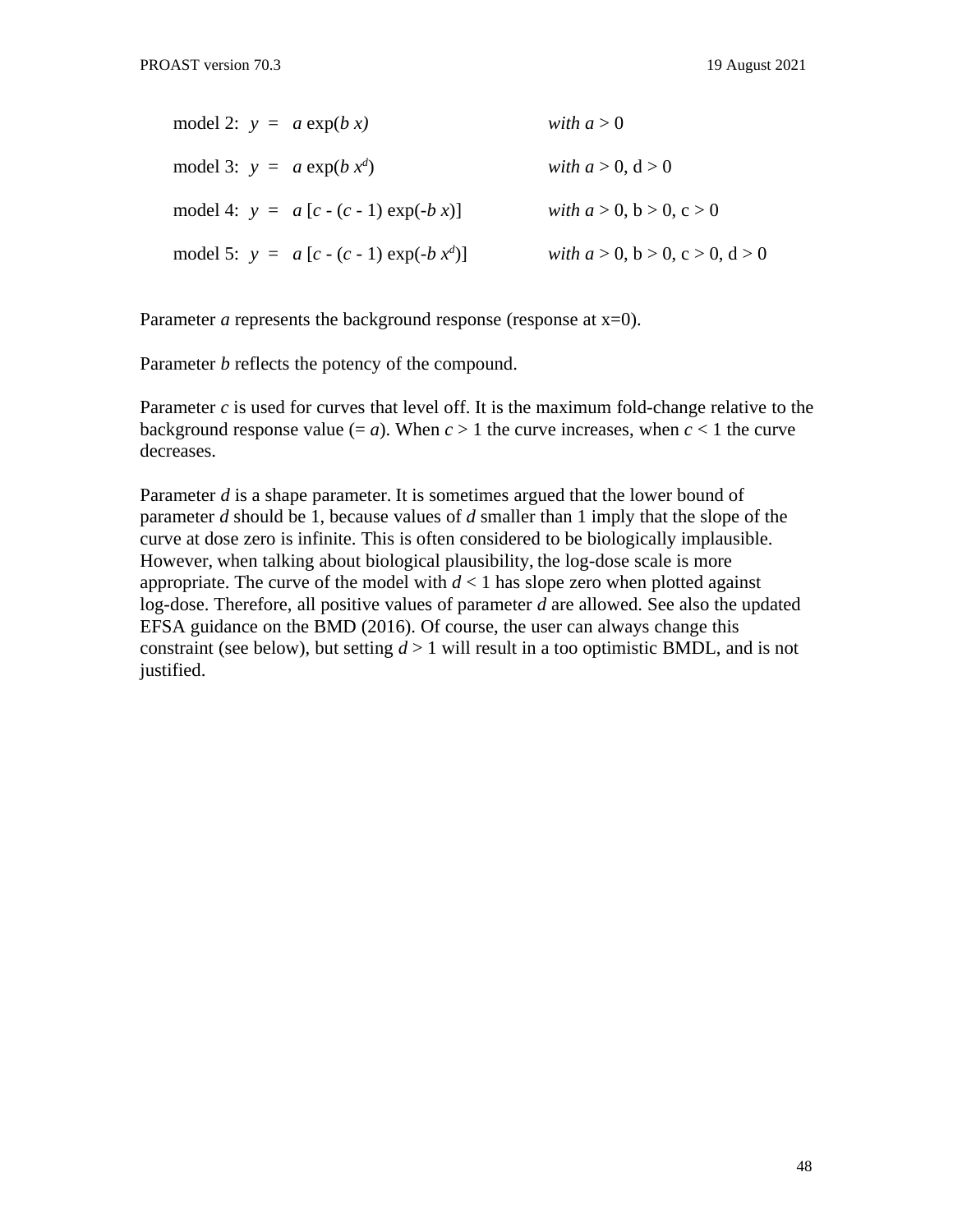model 2: $y = a \exp(b\, x)$ *with* $a > 0$

model 3: $y = a \exp(b\, x^d)$ *with* $a > 0$, $d > 0$

model 4: $y = a\,[c - (c - 1) \exp(-b\, x)]$ *with* $a > 0$, $b > 0$, $c > 0$

model 5: $y = a\,[c - (c - 1) \exp(-b\, x^d)]$ *with* $a > 0$, $b > 0$, $c > 0$, $d > 0$

Parameter $a$ represents the background response (response at x=0).

Parameter $b$ reflects the potency of the compound.

Parameter $c$ is used for curves that level off. It is the maximum fold-change relative to the background response value (= $a$). When $c > 1$ the curve increases, when $c < 1$ the curve decreases.

Parameter $d$ is a shape parameter. It is sometimes argued that the lower bound of parameter $d$ should be 1, because values of $d$ smaller than 1 imply that the slope of the curve at dose zero is infinite. This is often considered to be biologically implausible. However, when talking about biological plausibility, the log-dose scale is more appropriate. The curve of the model with $d < 1$ has slope zero when plotted against log-dose. Therefore, all positive values of parameter $d$ are allowed. See also the updated EFSA guidance on the BMD (2016). Of course, the user can always change this constraint (see below), but setting $d > 1$ will result in a too optimistic BMDL, and is not justified.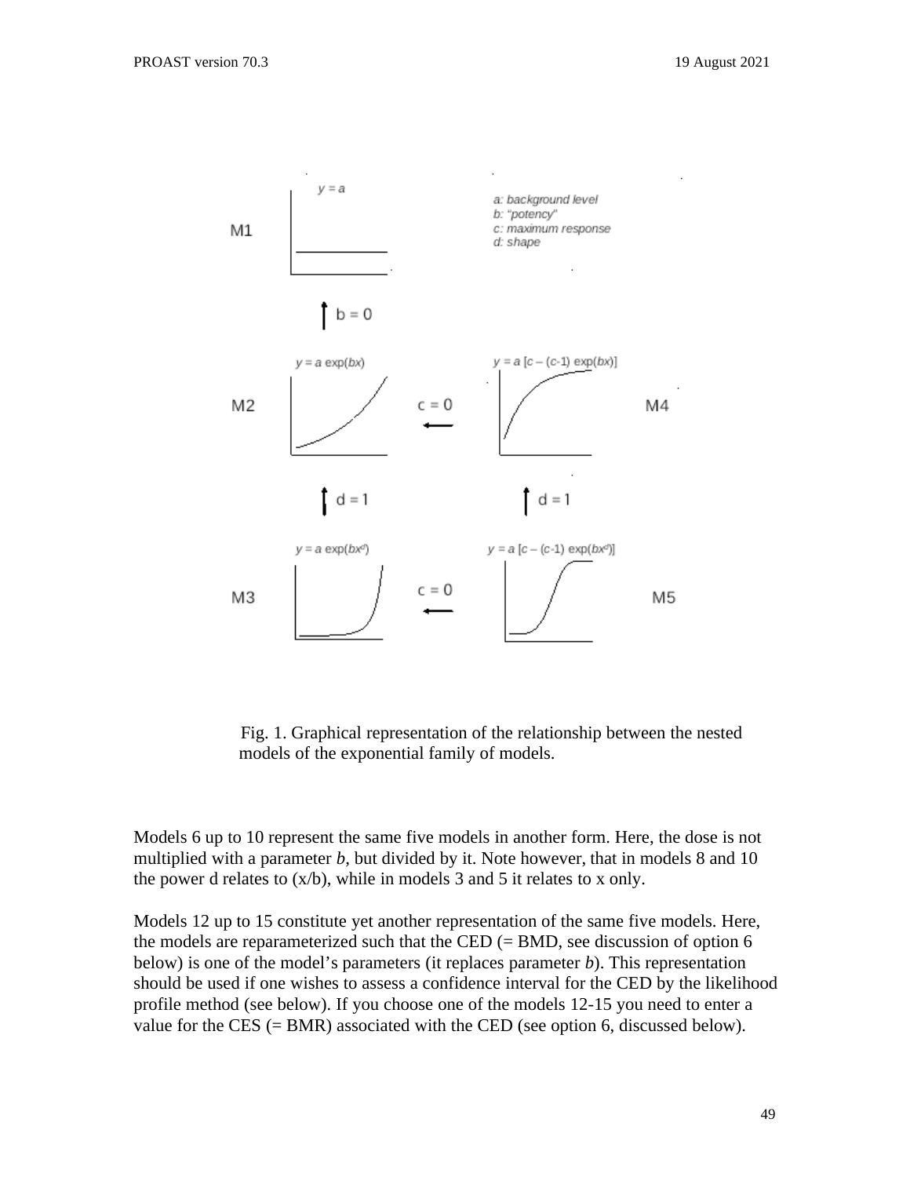M1: $y = a$

a: background level
b: "potency"
c: maximum response
d: shape

$b = 0$

M2: $y = a \exp(bx)$

$c = 0$

M4: $y = a\,[c - (c\text{-}1) \exp(bx)]$

$d = 1$

$d = 1$

M3: $y = a \exp(bx^d)$

$c = 0$

M5: $y = a\,[c - (c\text{-}1) \exp(bx^d)]$

Fig. 1. Graphical representation of the relationship between the nested models of the exponential family of models.

Models 6 up to 10 represent the same five models in another form. Here, the dose is not multiplied with a parameter *b*, but divided by it. Note however, that in models 8 and 10 the power d relates to (x/b), while in models 3 and 5 it relates to x only.

Models 12 up to 15 constitute yet another representation of the same five models. Here, the models are reparameterized such that the CED (= BMD, see discussion of option 6 below) is one of the model's parameters (it replaces parameter *b*). This representation should be used if one wishes to assess a confidence interval for the CED by the likelihood profile method (see below). If you choose one of the models 12-15 you need to enter a value for the CES (= BMR) associated with the CED (see option 6, discussed below).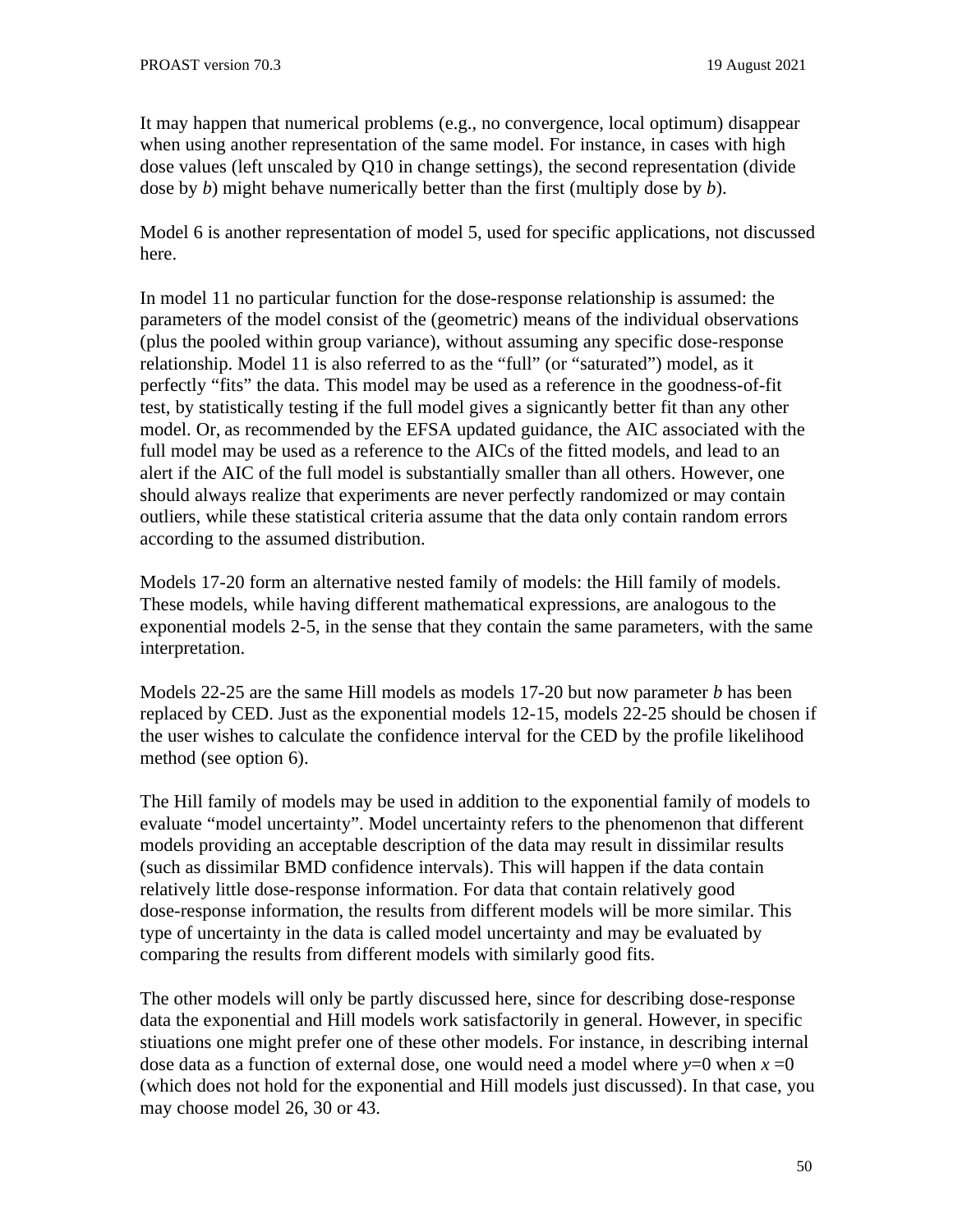It may happen that numerical problems (e.g., no convergence, local optimum) disappear when using another representation of the same model. For instance, in cases with high dose values (left unscaled by Q10 in change settings), the second representation (divide dose by *b*) might behave numerically better than the first (multiply dose by *b*).

Model 6 is another representation of model 5, used for specific applications, not discussed here.

In model 11 no particular function for the dose-response relationship is assumed: the parameters of the model consist of the (geometric) means of the individual observations (plus the pooled within group variance), without assuming any specific dose-response relationship. Model 11 is also referred to as the "full" (or "saturated") model, as it perfectly "fits" the data. This model may be used as a reference in the goodness-of-fit test, by statistically testing if the full model gives a signicantly better fit than any other model. Or, as recommended by the EFSA updated guidance, the AIC associated with the full model may be used as a reference to the AICs of the fitted models, and lead to an alert if the AIC of the full model is substantially smaller than all others. However, one should always realize that experiments are never perfectly randomized or may contain outliers, while these statistical criteria assume that the data only contain random errors according to the assumed distribution.

Models 17-20 form an alternative nested family of models: the Hill family of models. These models, while having different mathematical expressions, are analogous to the exponential models 2-5, in the sense that they contain the same parameters, with the same interpretation.

Models 22-25 are the same Hill models as models 17-20 but now parameter *b* has been replaced by CED. Just as the exponential models 12-15, models 22-25 should be chosen if the user wishes to calculate the confidence interval for the CED by the profile likelihood method (see option 6).

The Hill family of models may be used in addition to the exponential family of models to evaluate "model uncertainty". Model uncertainty refers to the phenomenon that different models providing an acceptable description of the data may result in dissimilar results (such as dissimilar BMD confidence intervals). This will happen if the data contain relatively little dose-response information. For data that contain relatively good dose-response information, the results from different models will be more similar. This type of uncertainty in the data is called model uncertainty and may be evaluated by comparing the results from different models with similarly good fits.

The other models will only be partly discussed here, since for describing dose-response data the exponential and Hill models work satisfactorily in general. However, in specific stiuations one might prefer one of these other models. For instance, in describing internal dose data as a function of external dose, one would need a model where $y=0$ when $x=0$ (which does not hold for the exponential and Hill models just discussed). In that case, you may choose model 26, 30 or 43.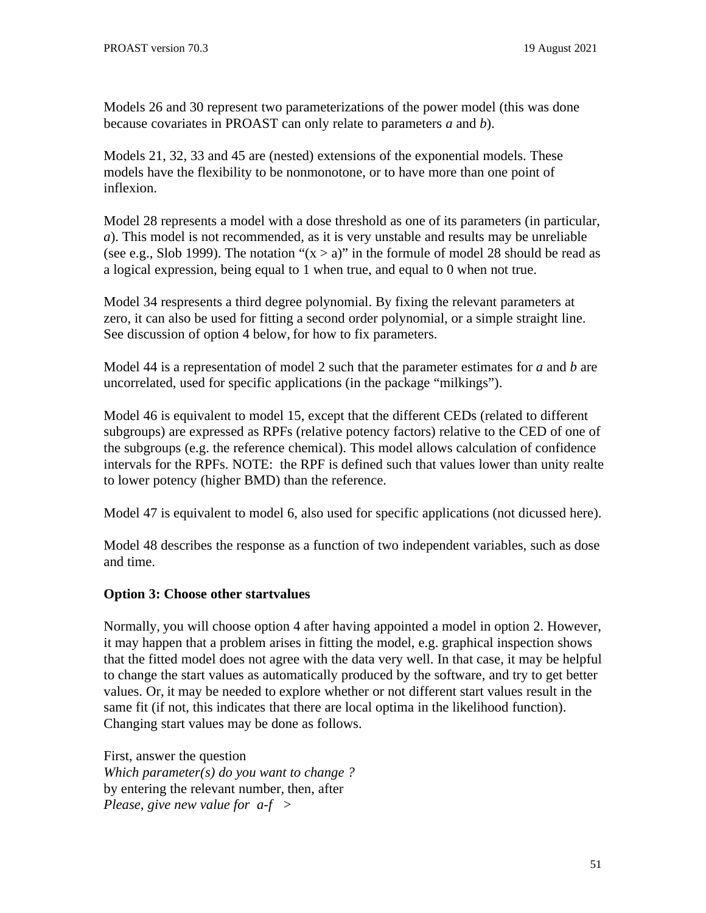Models 26 and 30 represent two parameterizations of the power model (this was done because covariates in PROAST can only relate to parameters *a* and *b*).

Models 21, 32, 33 and 45 are (nested) extensions of the exponential models. These models have the flexibility to be nonmonotone, or to have more than one point of inflexion.

Model 28 represents a model with a dose threshold as one of its parameters (in particular, *a*). This model is not recommended, as it is very unstable and results may be unreliable (see e.g., Slob 1999). The notation “(x > a)” in the formule of model 28 should be read as a logical expression, being equal to 1 when true, and equal to 0 when not true.

Model 34 respresents a third degree polynomial. By fixing the relevant parameters at zero, it can also be used for fitting a second order polynomial, or a simple straight line. See discussion of option 4 below, for how to fix parameters.

Model 44 is a representation of model 2 such that the parameter estimates for *a* and *b* are uncorrelated, used for specific applications (in the package “milkings”).

Model 46 is equivalent to model 15, except that the different CEDs (related to different subgroups) are expressed as RPFs (relative potency factors) relative to the CED of one of the subgroups (e.g. the reference chemical). This model allows calculation of confidence intervals for the RPFs. NOTE: the RPF is defined such that values lower than unity realte to lower potency (higher BMD) than the reference.

Model 47 is equivalent to model 6, also used for specific applications (not dicussed here).

Model 48 describes the response as a function of two independent variables, such as dose and time.

**Option 3: Choose other startvalues**

Normally, you will choose option 4 after having appointed a model in option 2. However, it may happen that a problem arises in fitting the model, e.g. graphical inspection shows that the fitted model does not agree with the data very well. In that case, it may be helpful to change the start values as automatically produced by the software, and try to get better values. Or, it may be needed to explore whether or not different start values result in the same fit (if not, this indicates that there are local optima in the likelihood function). Changing start values may be done as follows.

First, answer the question
*Which parameter(s) do you want to change ?*
by entering the relevant number, then, after
*Please, give new value for a-f >*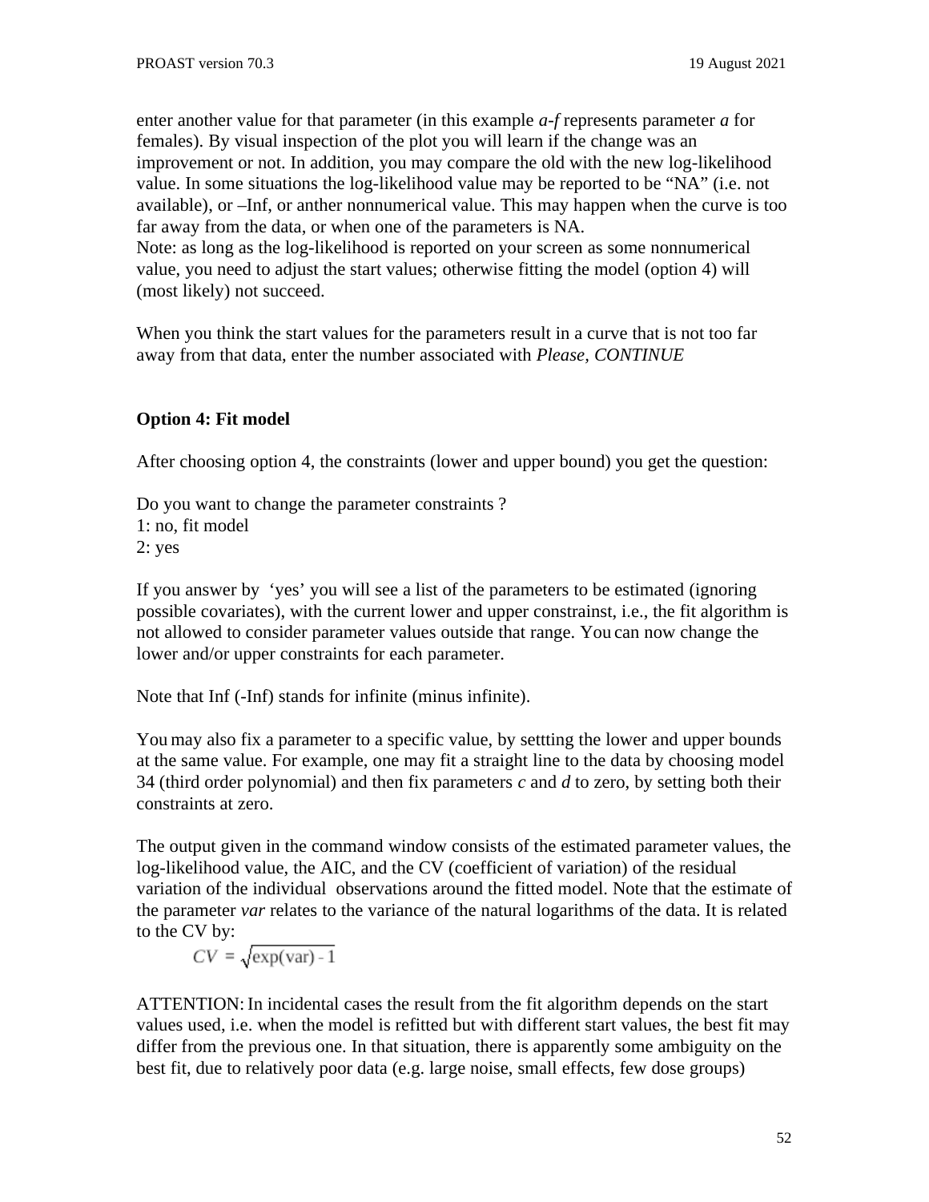enter another value for that parameter (in this example *a-f* represents parameter *a* for females). By visual inspection of the plot you will learn if the change was an improvement or not. In addition, you may compare the old with the new log-likelihood value. In some situations the log-likelihood value may be reported to be “NA” (i.e. not available), or –Inf, or anther nonnumerical value. This may happen when the curve is too far away from the data, or when one of the parameters is NA.
Note: as long as the log-likelihood is reported on your screen as some nonnumerical value, you need to adjust the start values; otherwise fitting the model (option 4) will (most likely) not succeed.

When you think the start values for the parameters result in a curve that is not too far away from that data, enter the number associated with *Please, CONTINUE*

**Option 4: Fit model**

After choosing option 4, the constraints (lower and upper bound) you get the question:

Do you want to change the parameter constraints ?
1: no, fit model
2: yes

If you answer by ‘yes’ you will see a list of the parameters to be estimated (ignoring possible covariates), with the current lower and upper constrainst, i.e., the fit algorithm is not allowed to consider parameter values outside that range. You can now change the lower and/or upper constraints for each parameter.

Note that Inf (-Inf) stands for infinite (minus infinite).

You may also fix a parameter to a specific value, by settting the lower and upper bounds at the same value. For example, one may fit a straight line to the data by choosing model 34 (third order polynomial) and then fix parameters *c* and *d* to zero, by setting both their constraints at zero.

The output given in the command window consists of the estimated parameter values, the log-likelihood value, the AIC, and the CV (coefficient of variation) of the residual variation of the individual observations around the fitted model. Note that the estimate of the parameter *var* relates to the variance of the natural logarithms of the data. It is related to the CV by:

$$CV = \sqrt{\exp(\text{var}) - 1}$$

ATTENTION: In incidental cases the result from the fit algorithm depends on the start values used, i.e. when the model is refitted but with different start values, the best fit may differ from the previous one. In that situation, there is apparently some ambiguity on the best fit, due to relatively poor data (e.g. large noise, small effects, few dose groups)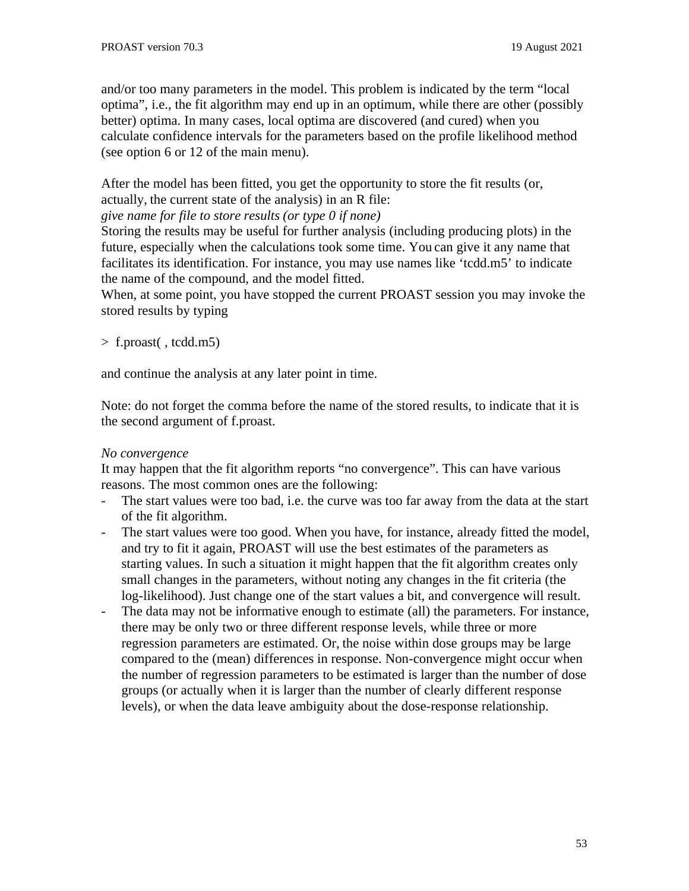and/or too many parameters in the model. This problem is indicated by the term “local optima”, i.e., the fit algorithm may end up in an optimum, while there are other (possibly better) optima. In many cases, local optima are discovered (and cured) when you calculate confidence intervals for the parameters based on the profile likelihood method (see option 6 or 12 of the main menu).

After the model has been fitted, you get the opportunity to store the fit results (or, actually, the current state of the analysis) in an R file:
*give name for file to store results (or type 0 if none)*
Storing the results may be useful for further analysis (including producing plots) in the future, especially when the calculations took some time. You can give it any name that facilitates its identification. For instance, you may use names like ‘tcdd.m5’ to indicate the name of the compound, and the model fitted.
When, at some point, you have stopped the current PROAST session you may invoke the stored results by typing

```
>  f.proast( , tcdd.m5)
```

and continue the analysis at any later point in time.

Note: do not forget the comma before the name of the stored results, to indicate that it is the second argument of f.proast.

*No convergence*
It may happen that the fit algorithm reports “no convergence”. This can have various reasons. The most common ones are the following:

- The start values were too bad, i.e. the curve was too far away from the data at the start of the fit algorithm.
- The start values were too good. When you have, for instance, already fitted the model, and try to fit it again, PROAST will use the best estimates of the parameters as starting values. In such a situation it might happen that the fit algorithm creates only small changes in the parameters, without noting any changes in the fit criteria (the log-likelihood). Just change one of the start values a bit, and convergence will result.
- The data may not be informative enough to estimate (all) the parameters. For instance, there may be only two or three different response levels, while three or more regression parameters are estimated. Or, the noise within dose groups may be large compared to the (mean) differences in response. Non-convergence might occur when the number of regression parameters to be estimated is larger than the number of dose groups (or actually when it is larger than the number of clearly different response levels), or when the data leave ambiguity about the dose-response relationship.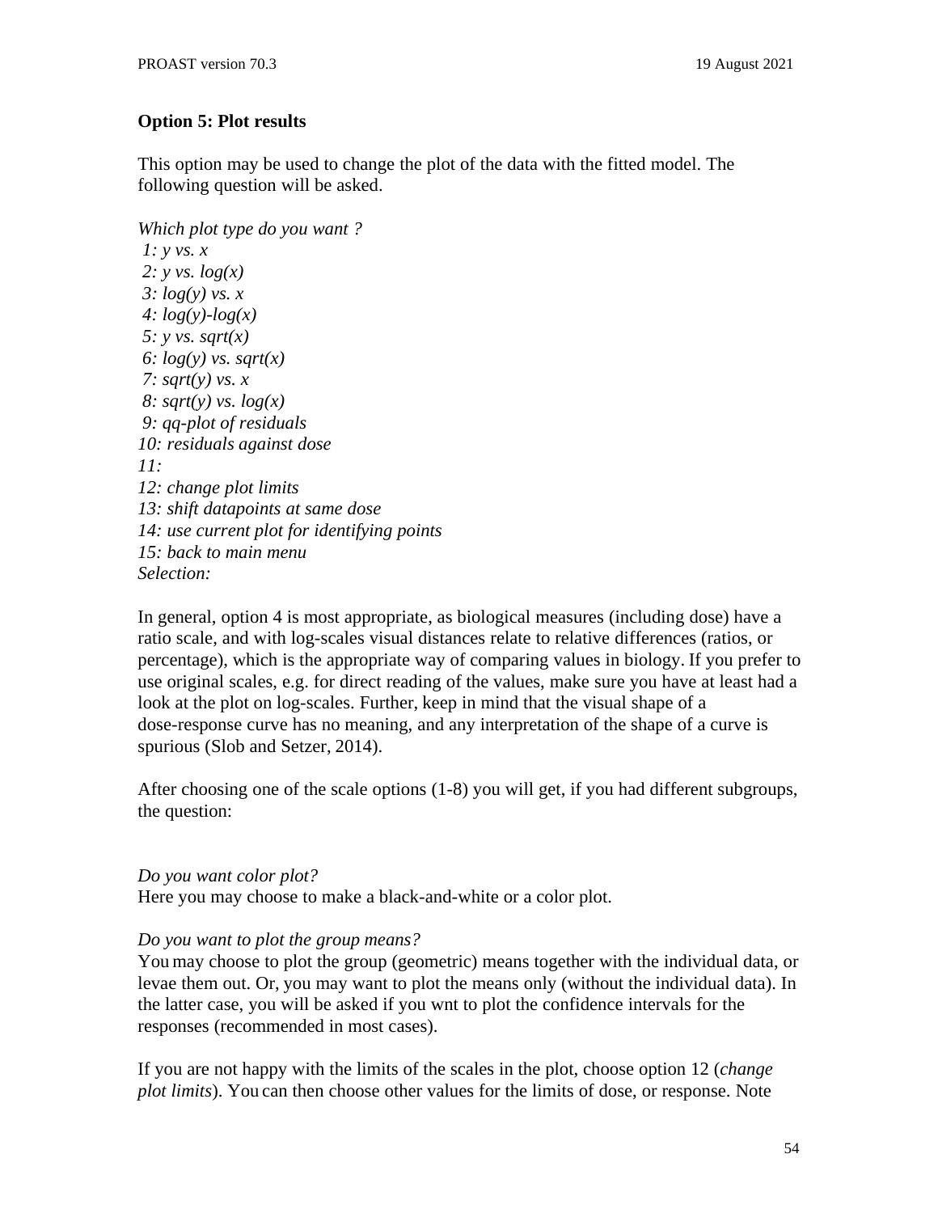**Option 5: Plot results**

This option may be used to change the plot of the data with the fitted model. The following question will be asked.

*Which plot type do you want ?*
*1: y vs. x*
*2: y vs. log(x)*
*3: log(y) vs. x*
*4: log(y)-log(x)*
*5: y vs. sqrt(x)*
*6: log(y) vs. sqrt(x)*
*7: sqrt(y) vs. x*
*8: sqrt(y) vs. log(x)*
*9: qq-plot of residuals*
*10: residuals against dose*
*11:*
*12: change plot limits*
*13: shift datapoints at same dose*
*14: use current plot for identifying points*
*15: back to main menu*
*Selection:*

In general, option 4 is most appropriate, as biological measures (including dose) have a ratio scale, and with log-scales visual distances relate to relative differences (ratios, or percentage), which is the appropriate way of comparing values in biology. If you prefer to use original scales, e.g. for direct reading of the values, make sure you have at least had a look at the plot on log-scales. Further, keep in mind that the visual shape of a dose-response curve has no meaning, and any interpretation of the shape of a curve is spurious (Slob and Setzer, 2014).

After choosing one of the scale options (1-8) you will get, if you had different subgroups, the question:

*Do you want color plot?*
Here you may choose to make a black-and-white or a color plot.

*Do you want to plot the group means?*
You may choose to plot the group (geometric) means together with the individual data, or levae them out. Or, you may want to plot the means only (without the individual data). In the latter case, you will be asked if you wnt to plot the confidence intervals for the responses (recommended in most cases).

If you are not happy with the limits of the scales in the plot, choose option 12 (*change plot limits*). You can then choose other values for the limits of dose, or response. Note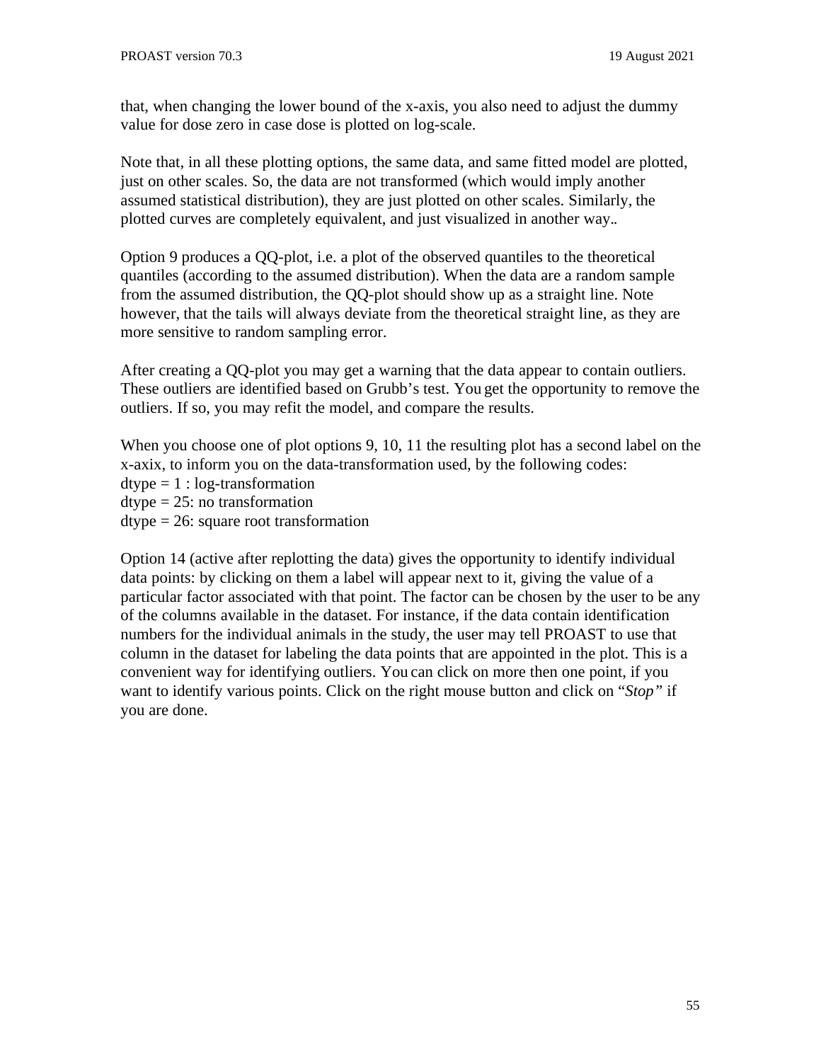that, when changing the lower bound of the x-axis, you also need to adjust the dummy value for dose zero in case dose is plotted on log-scale.

Note that, in all these plotting options, the same data, and same fitted model are plotted, just on other scales. So, the data are not transformed (which would imply another assumed statistical distribution), they are just plotted on other scales. Similarly, the plotted curves are completely equivalent, and just visualized in another way..

Option 9 produces a QQ-plot, i.e. a plot of the observed quantiles to the theoretical quantiles (according to the assumed distribution). When the data are a random sample from the assumed distribution, the QQ-plot should show up as a straight line. Note however, that the tails will always deviate from the theoretical straight line, as they are more sensitive to random sampling error.

After creating a QQ-plot you may get a warning that the data appear to contain outliers. These outliers are identified based on Grubb's test. You get the opportunity to remove the outliers. If so, you may refit the model, and compare the results.

When you choose one of plot options 9, 10, 11 the resulting plot has a second label on the x-axix, to inform you on the data-transformation used, by the following codes:
dtype = 1 : log-transformation
dtype = 25: no transformation
dtype = 26: square root transformation

Option 14 (active after replotting the data) gives the opportunity to identify individual data points: by clicking on them a label will appear next to it, giving the value of a particular factor associated with that point. The factor can be chosen by the user to be any of the columns available in the dataset. For instance, if the data contain identification numbers for the individual animals in the study, the user may tell PROAST to use that column in the dataset for labeling the data points that are appointed in the plot. This is a convenient way for identifying outliers. You can click on more then one point, if you want to identify various points. Click on the right mouse button and click on "*Stop*" if you are done.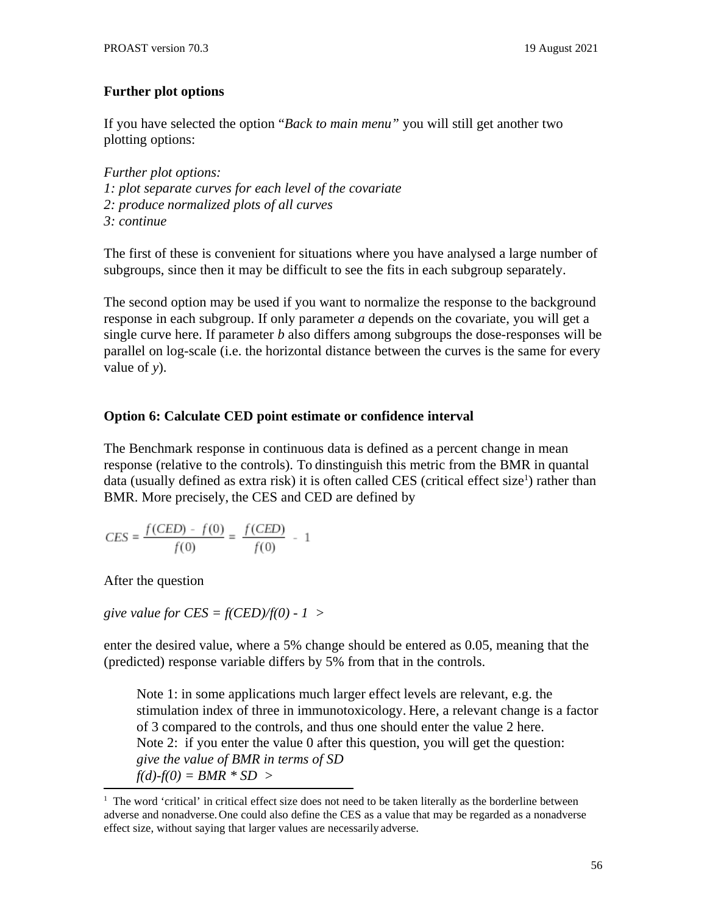**Further plot options**

If you have selected the option "*Back to main menu"* you will still get another two plotting options:

*Further plot options:*
*1: plot separate curves for each level of the covariate*
*2: produce normalized plots of all curves*
*3: continue*

The first of these is convenient for situations where you have analysed a large number of subgroups, since then it may be difficult to see the fits in each subgroup separately.

The second option may be used if you want to normalize the response to the background response in each subgroup. If only parameter *a* depends on the covariate, you will get a single curve here. If parameter *b* also differs among subgroups the dose-responses will be parallel on log-scale (i.e. the horizontal distance between the curves is the same for every value of *y*).

**Option 6: Calculate CED point estimate or confidence interval**

The Benchmark response in continuous data is defined as a percent change in mean response (relative to the controls). To dinstinguish this metric from the BMR in quantal data (usually defined as extra risk) it is often called CES (critical effect size[1]) rather than BMR. More precisely, the CES and CED are defined by

$$CES = \frac{f(CED) - f(0)}{f(0)} = \frac{f(CED)}{f(0)} - 1$$

After the question

*give value for CES = f(CED)/f(0) - 1 >*

enter the desired value, where a 5% change should be entered as 0.05, meaning that the (predicted) response variable differs by 5% from that in the controls.

> Note 1: in some applications much larger effect levels are relevant, e.g. the stimulation index of three in immunotoxicology. Here, a relevant change is a factor of 3 compared to the controls, and thus one should enter the value 2 here.
> Note 2: if you enter the value 0 after this question, you will get the question:
> *give the value of BMR in terms of SD*
> *f(d)-f(0) = BMR * SD >*

---

[1] The word 'critical' in critical effect size does not need to be taken literally as the borderline between adverse and nonadverse. One could also define the CES as a value that may be regarded as a nonadverse effect size, without saying that larger values are necessarily adverse.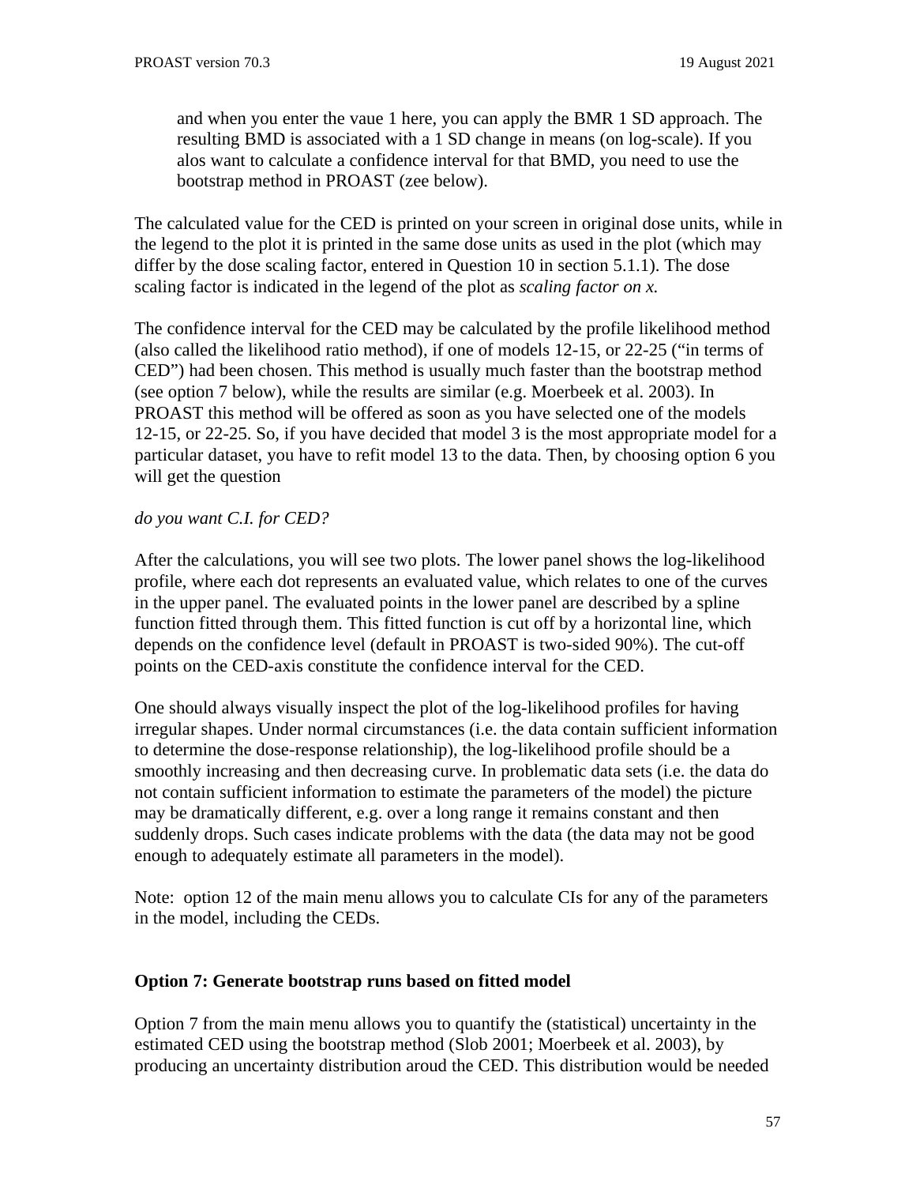and when you enter the vaue 1 here, you can apply the BMR 1 SD approach. The resulting BMD is associated with a 1 SD change in means (on log-scale). If you alos want to calculate a confidence interval for that BMD, you need to use the bootstrap method in PROAST (zee below).

The calculated value for the CED is printed on your screen in original dose units, while in the legend to the plot it is printed in the same dose units as used in the plot (which may differ by the dose scaling factor, entered in Question 10 in section 5.1.1). The dose scaling factor is indicated in the legend of the plot as *scaling factor on x.*

The confidence interval for the CED may be calculated by the profile likelihood method (also called the likelihood ratio method), if one of models 12-15, or 22-25 ("in terms of CED") had been chosen. This method is usually much faster than the bootstrap method (see option 7 below), while the results are similar (e.g. Moerbeek et al. 2003). In PROAST this method will be offered as soon as you have selected one of the models 12-15, or 22-25. So, if you have decided that model 3 is the most appropriate model for a particular dataset, you have to refit model 13 to the data. Then, by choosing option 6 you will get the question

*do you want C.I. for CED?*

After the calculations, you will see two plots. The lower panel shows the log-likelihood profile, where each dot represents an evaluated value, which relates to one of the curves in the upper panel. The evaluated points in the lower panel are described by a spline function fitted through them. This fitted function is cut off by a horizontal line, which depends on the confidence level (default in PROAST is two-sided 90%). The cut-off points on the CED-axis constitute the confidence interval for the CED.

One should always visually inspect the plot of the log-likelihood profiles for having irregular shapes. Under normal circumstances (i.e. the data contain sufficient information to determine the dose-response relationship), the log-likelihood profile should be a smoothly increasing and then decreasing curve. In problematic data sets (i.e. the data do not contain sufficient information to estimate the parameters of the model) the picture may be dramatically different, e.g. over a long range it remains constant and then suddenly drops. Such cases indicate problems with the data (the data may not be good enough to adequately estimate all parameters in the model).

Note: option 12 of the main menu allows you to calculate CIs for any of the parameters in the model, including the CEDs.

**Option 7: Generate bootstrap runs based on fitted model**

Option 7 from the main menu allows you to quantify the (statistical) uncertainty in the estimated CED using the bootstrap method (Slob 2001; Moerbeek et al. 2003), by producing an uncertainty distribution aroud the CED. This distribution would be needed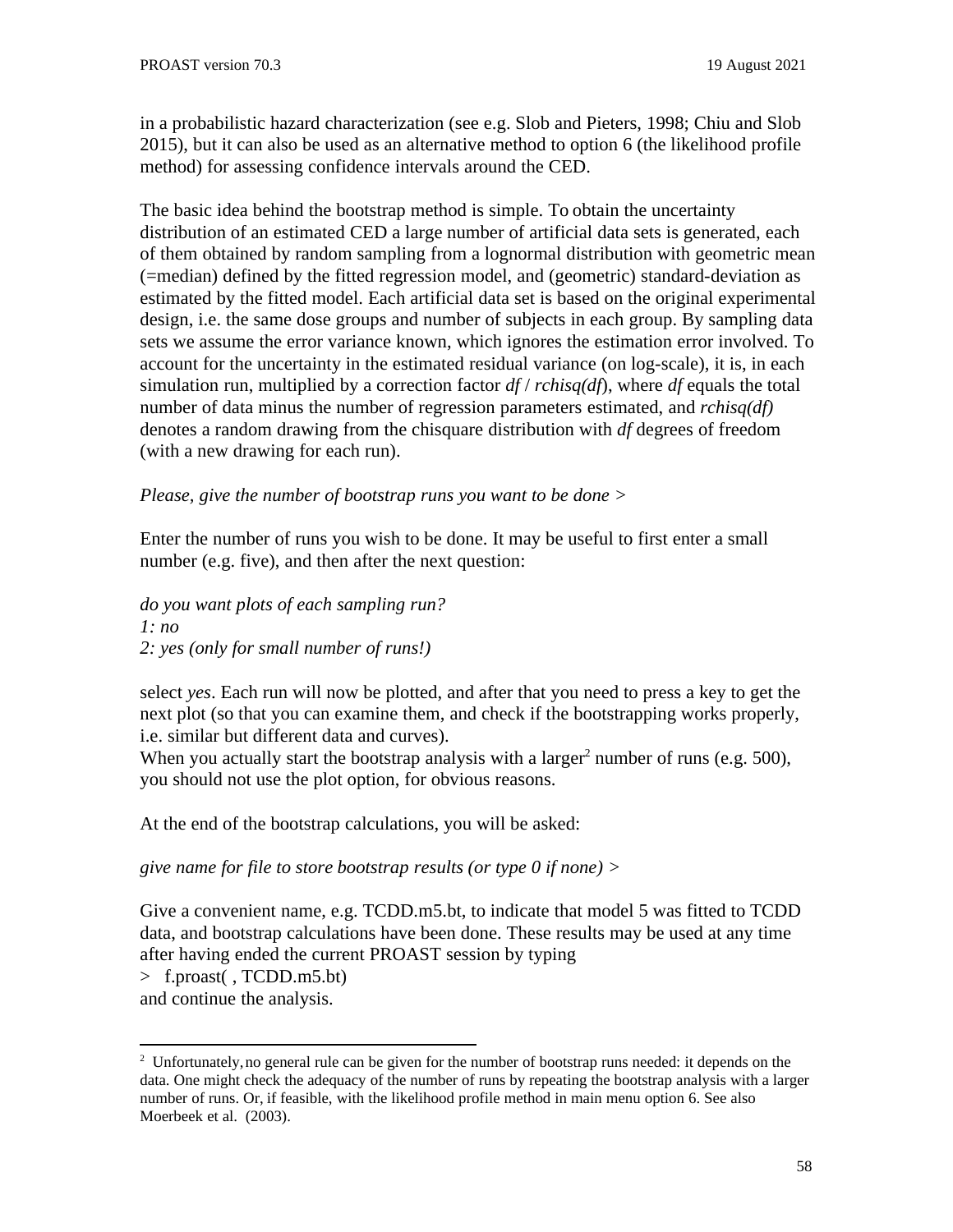in a probabilistic hazard characterization (see e.g. Slob and Pieters, 1998; Chiu and Slob 2015), but it can also be used as an alternative method to option 6 (the likelihood profile method) for assessing confidence intervals around the CED.

The basic idea behind the bootstrap method is simple. To obtain the uncertainty distribution of an estimated CED a large number of artificial data sets is generated, each of them obtained by random sampling from a lognormal distribution with geometric mean (=median) defined by the fitted regression model, and (geometric) standard-deviation as estimated by the fitted model. Each artificial data set is based on the original experimental design, i.e. the same dose groups and number of subjects in each group. By sampling data sets we assume the error variance known, which ignores the estimation error involved. To account for the uncertainty in the estimated residual variance (on log-scale), it is, in each simulation run, multiplied by a correction factor *df* / *rchisq(df*), where *df* equals the total number of data minus the number of regression parameters estimated, and *rchisq(df)* denotes a random drawing from the chisquare distribution with *df* degrees of freedom (with a new drawing for each run).

*Please, give the number of bootstrap runs you want to be done >*

Enter the number of runs you wish to be done. It may be useful to first enter a small number (e.g. five), and then after the next question:

*do you want plots of each sampling run?*
*1: no*
*2: yes (only for small number of runs!)*

select *yes*. Each run will now be plotted, and after that you need to press a key to get the next plot (so that you can examine them, and check if the bootstrapping works properly, i.e. similar but different data and curves).
When you actually start the bootstrap analysis with a larger[2] number of runs (e.g. 500), you should not use the plot option, for obvious reasons.

At the end of the bootstrap calculations, you will be asked:

*give name for file to store bootstrap results (or type 0 if none) >*

Give a convenient name, e.g. TCDD.m5.bt, to indicate that model 5 was fitted to TCDD data, and bootstrap calculations have been done. These results may be used at any time after having ended the current PROAST session by typing
> f.proast( , TCDD.m5.bt)
and continue the analysis.

---

[2] Unfortunately, no general rule can be given for the number of bootstrap runs needed: it depends on the data. One might check the adequacy of the number of runs by repeating the bootstrap analysis with a larger number of runs. Or, if feasible, with the likelihood profile method in main menu option 6. See also Moerbeek et al. (2003).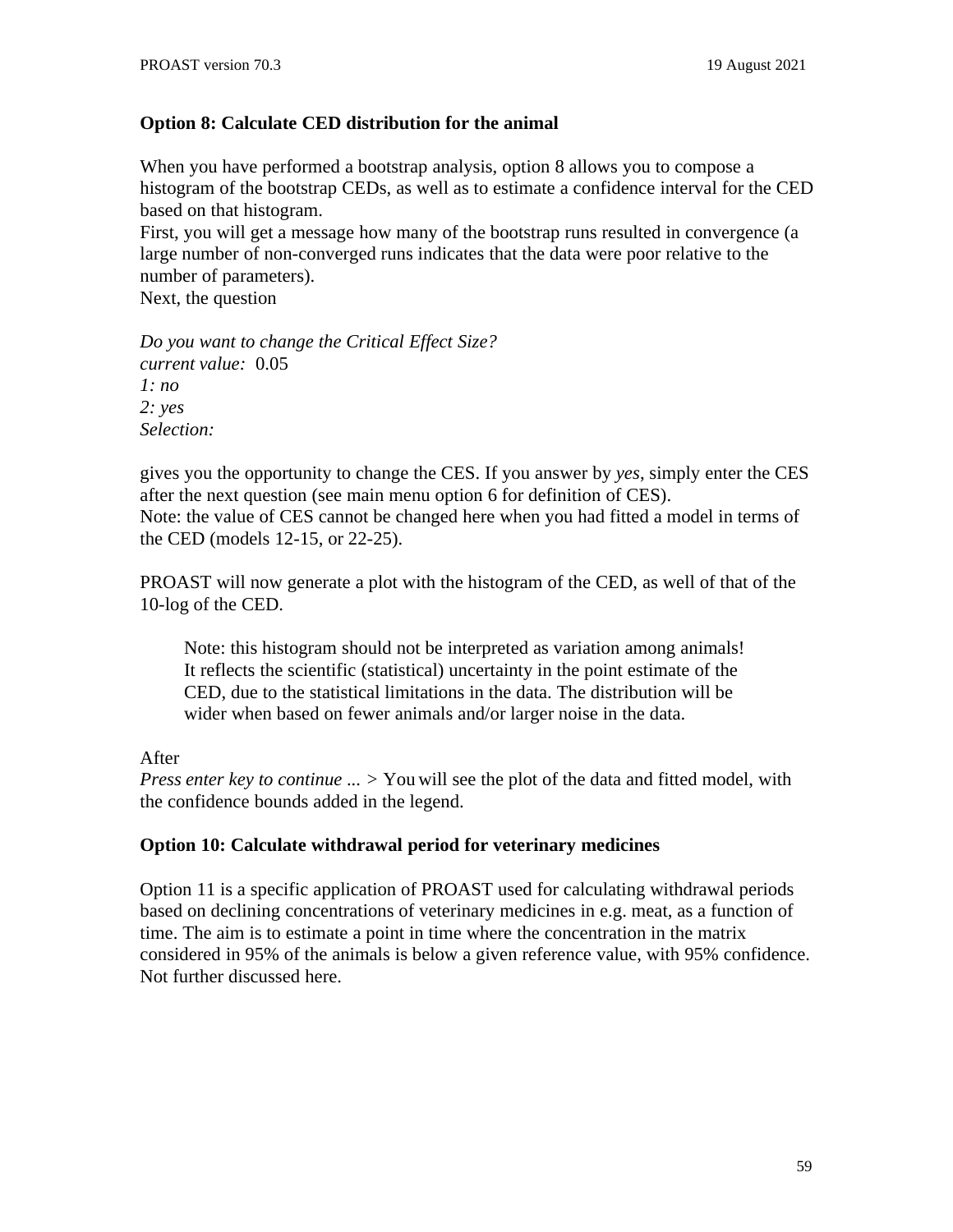**Option 8: Calculate CED distribution for the animal**

When you have performed a bootstrap analysis, option 8 allows you to compose a histogram of the bootstrap CEDs, as well as to estimate a confidence interval for the CED based on that histogram.
First, you will get a message how many of the bootstrap runs resulted in convergence (a large number of non-converged runs indicates that the data were poor relative to the number of parameters).
Next, the question

*Do you want to change the Critical Effect Size?*
*current value:* 0.05
*1: no*
*2: yes*
*Selection:*

gives you the opportunity to change the CES. If you answer by *yes*, simply enter the CES after the next question (see main menu option 6 for definition of CES).
Note: the value of CES cannot be changed here when you had fitted a model in terms of the CED (models 12-15, or 22-25).

PROAST will now generate a plot with the histogram of the CED, as well of that of the 10-log of the CED.

> Note: this histogram should not be interpreted as variation among animals! It reflects the scientific (statistical) uncertainty in the point estimate of the CED, due to the statistical limitations in the data. The distribution will be wider when based on fewer animals and/or larger noise in the data.

After
*Press enter key to continue ...* > You will see the plot of the data and fitted model, with the confidence bounds added in the legend.

**Option 10: Calculate withdrawal period for veterinary medicines**

Option 11 is a specific application of PROAST used for calculating withdrawal periods based on declining concentrations of veterinary medicines in e.g. meat, as a function of time. The aim is to estimate a point in time where the concentration in the matrix considered in 95% of the animals is below a given reference value, with 95% confidence. Not further discussed here.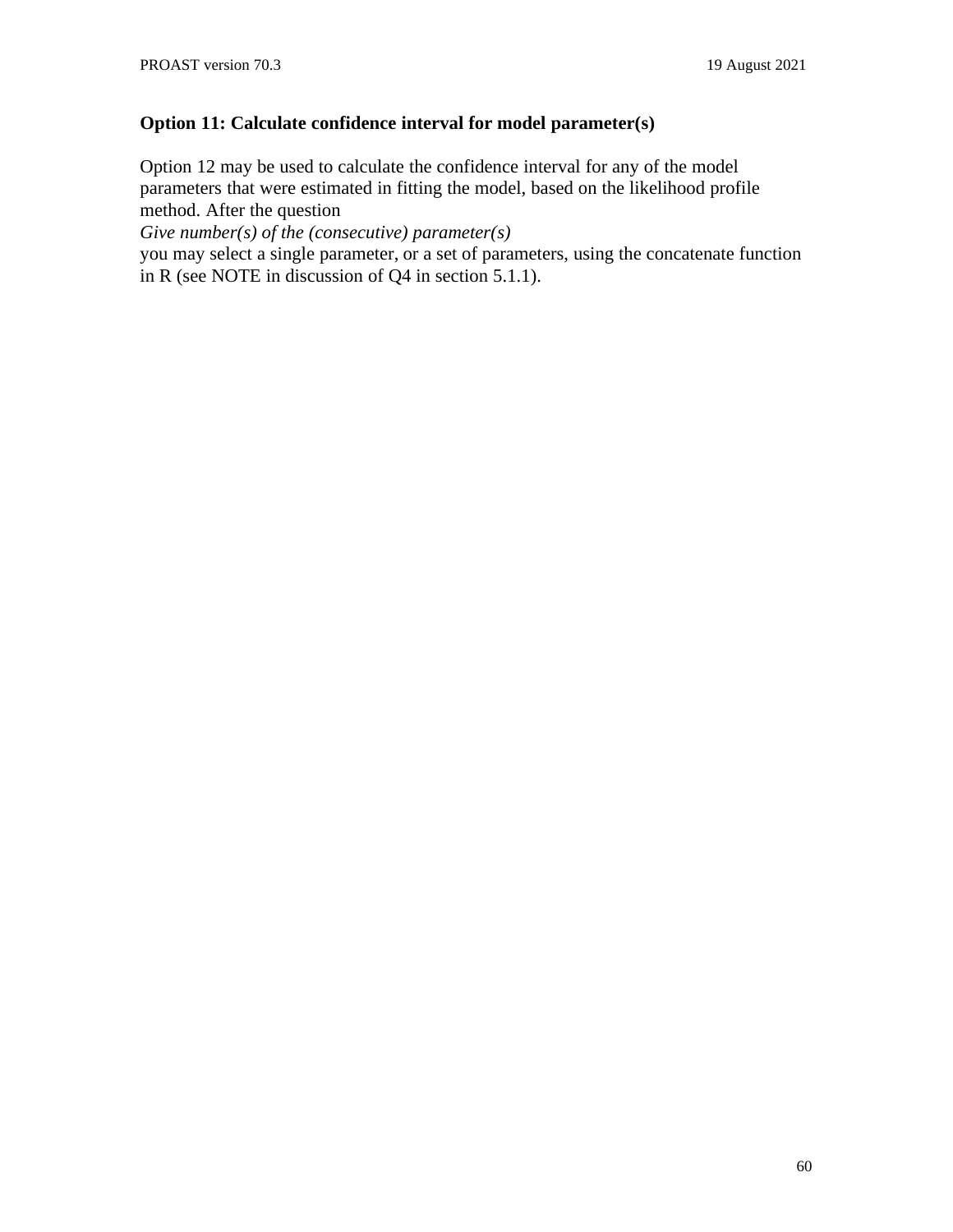### Option 11: Calculate confidence interval for model parameter(s)

Option 12 may be used to calculate the confidence interval for any of the model parameters that were estimated in fitting the model, based on the likelihood profile method. After the question

*Give number(s) of the (consecutive) parameter(s)*

you may select a single parameter, or a set of parameters, using the concatenate function in R (see NOTE in discussion of Q4 in section 5.1.1).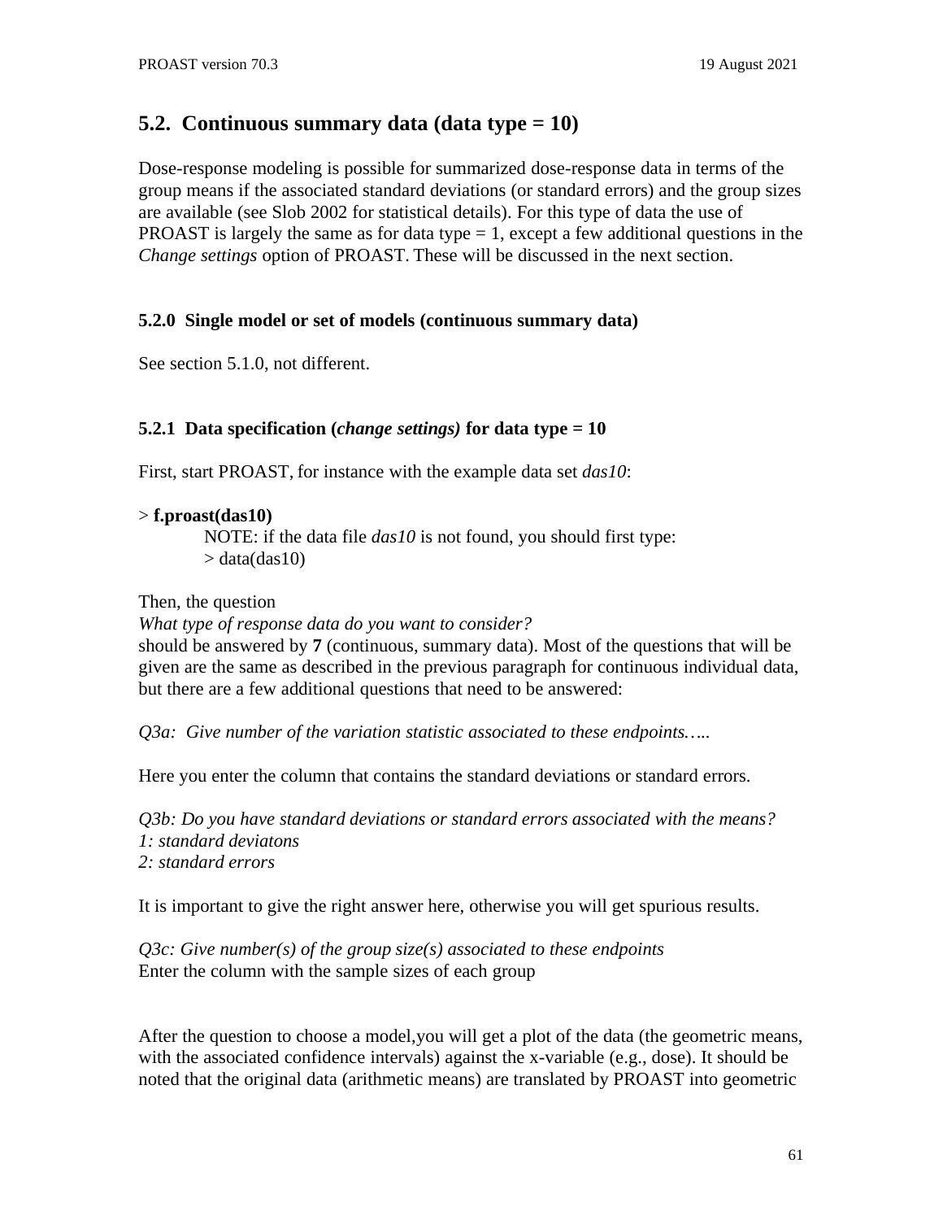## 5.2. Continuous summary data (data type = 10)

Dose-response modeling is possible for summarized dose-response data in terms of the group means if the associated standard deviations (or standard errors) and the group sizes are available (see Slob 2002 for statistical details). For this type of data the use of PROAST is largely the same as for data type = 1, except a few additional questions in the *Change settings* option of PROAST. These will be discussed in the next section.

### 5.2.0 Single model or set of models (continuous summary data)

See section 5.1.0, not different.

### 5.2.1 Data specification (*change settings*) for data type = 10

First, start PROAST, for instance with the example data set *das10*:

\> **f.proast(das10)**

> NOTE: if the data file *das10* is not found, you should first type:
> \> data(das10)

Then, the question
*What type of response data do you want to consider?*
should be answered by **7** (continuous, summary data). Most of the questions that will be given are the same as described in the previous paragraph for continuous individual data, but there are a few additional questions that need to be answered:

*Q3a: Give number of the variation statistic associated to these endpoints…..*

Here you enter the column that contains the standard deviations or standard errors.

*Q3b: Do you have standard deviations or standard errors associated with the means?*
*1: standard deviatons*
*2: standard errors*

It is important to give the right answer here, otherwise you will get spurious results.

*Q3c: Give number(s) of the group size(s) associated to these endpoints*
Enter the column with the sample sizes of each group

After the question to choose a model,you will get a plot of the data (the geometric means, with the associated confidence intervals) against the x-variable (e.g., dose). It should be noted that the original data (arithmetic means) are translated by PROAST into geometric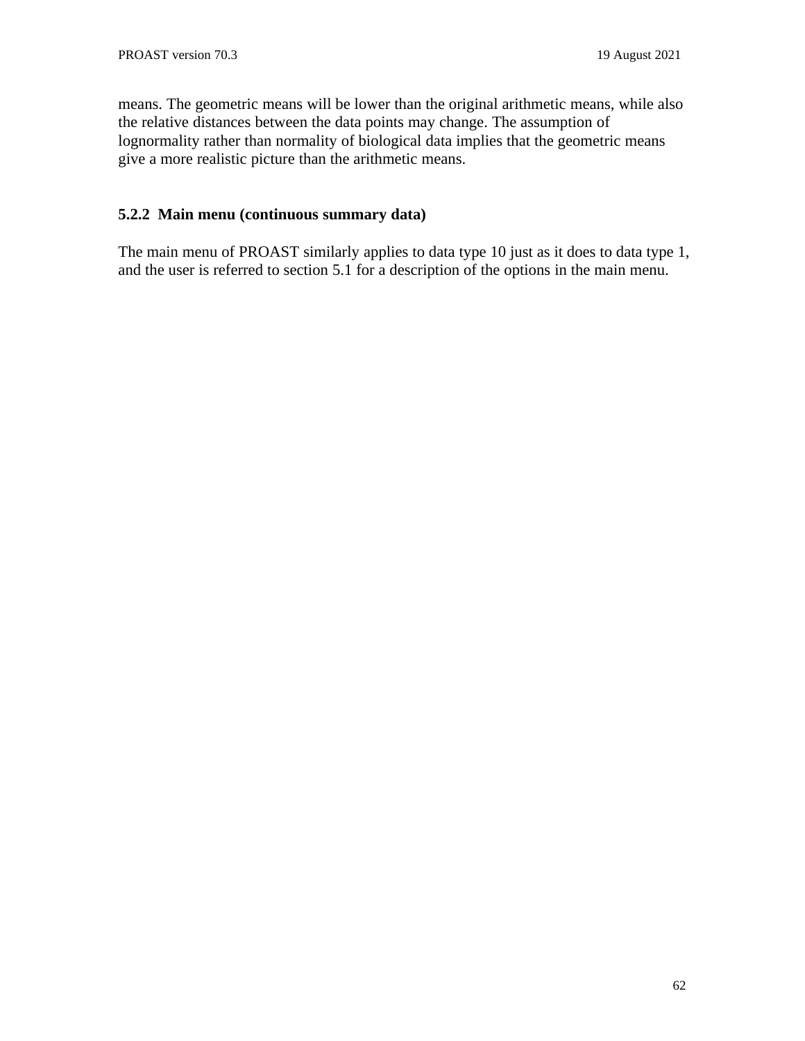means. The geometric means will be lower than the original arithmetic means, while also the relative distances between the data points may change. The assumption of lognormality rather than normality of biological data implies that the geometric means give a more realistic picture than the arithmetic means.

### 5.2.2 Main menu (continuous summary data)

The main menu of PROAST similarly applies to data type 10 just as it does to data type 1, and the user is referred to section 5.1 for a description of the options in the main menu.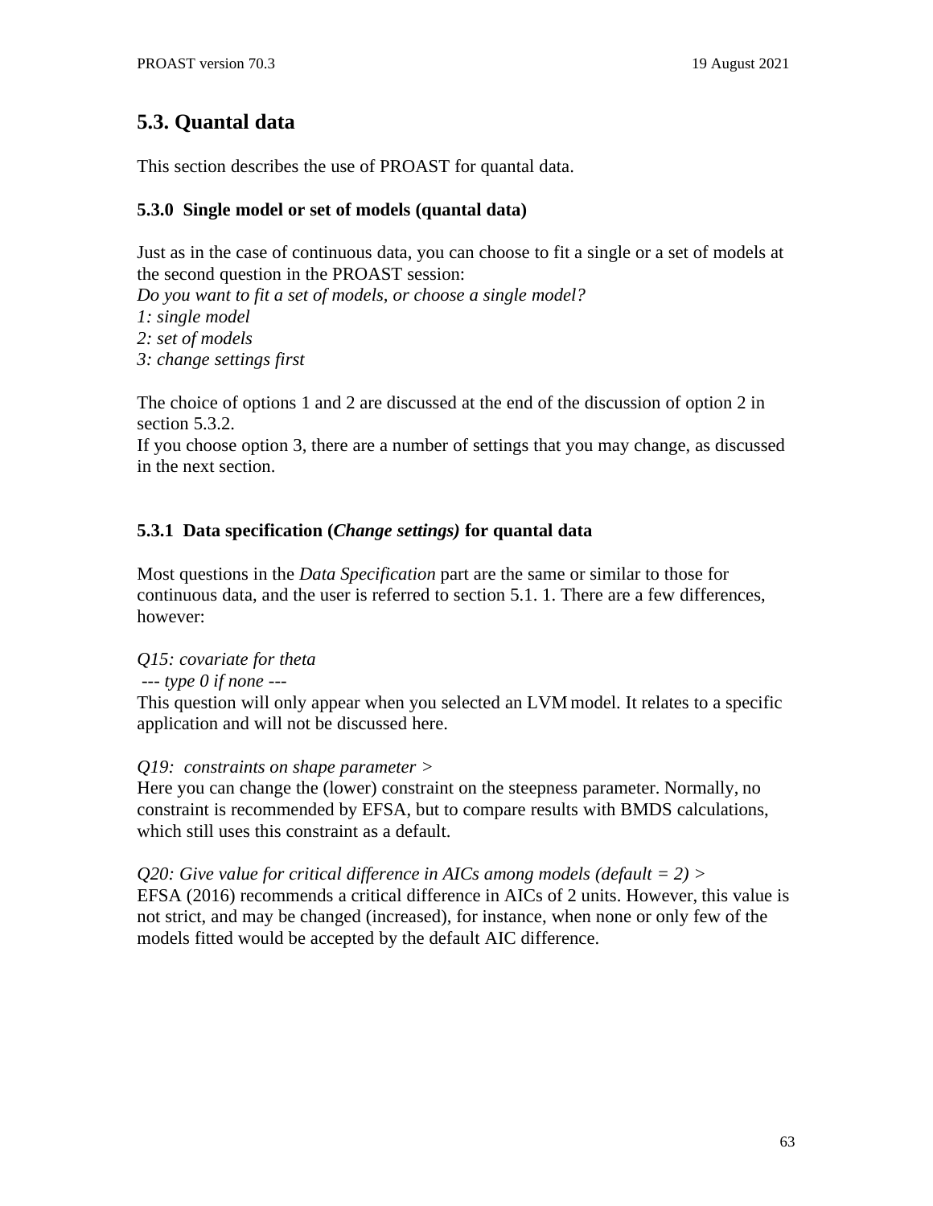## 5.3. Quantal data

This section describes the use of PROAST for quantal data.

### 5.3.0 Single model or set of models (quantal data)

Just as in the case of continuous data, you can choose to fit a single or a set of models at the second question in the PROAST session:
*Do you want to fit a set of models, or choose a single model?*
*1: single model*
*2: set of models*
*3: change settings first*

The choice of options 1 and 2 are discussed at the end of the discussion of option 2 in section 5.3.2.
If you choose option 3, there are a number of settings that you may change, as discussed in the next section.

### 5.3.1 Data specification (*Change settings)* for quantal data

Most questions in the *Data Specification* part are the same or similar to those for continuous data, and the user is referred to section 5.1. 1. There are a few differences, however:

*Q15: covariate for theta*
*--- type 0 if none ---*
This question will only appear when you selected an LVM model. It relates to a specific application and will not be discussed here.

*Q19: constraints on shape parameter >*
Here you can change the (lower) constraint on the steepness parameter. Normally, no constraint is recommended by EFSA, but to compare results with BMDS calculations, which still uses this constraint as a default.

*Q20: Give value for critical difference in AICs among models (default = 2) >*
EFSA (2016) recommends a critical difference in AICs of 2 units. However, this value is not strict, and may be changed (increased), for instance, when none or only few of the models fitted would be accepted by the default AIC difference.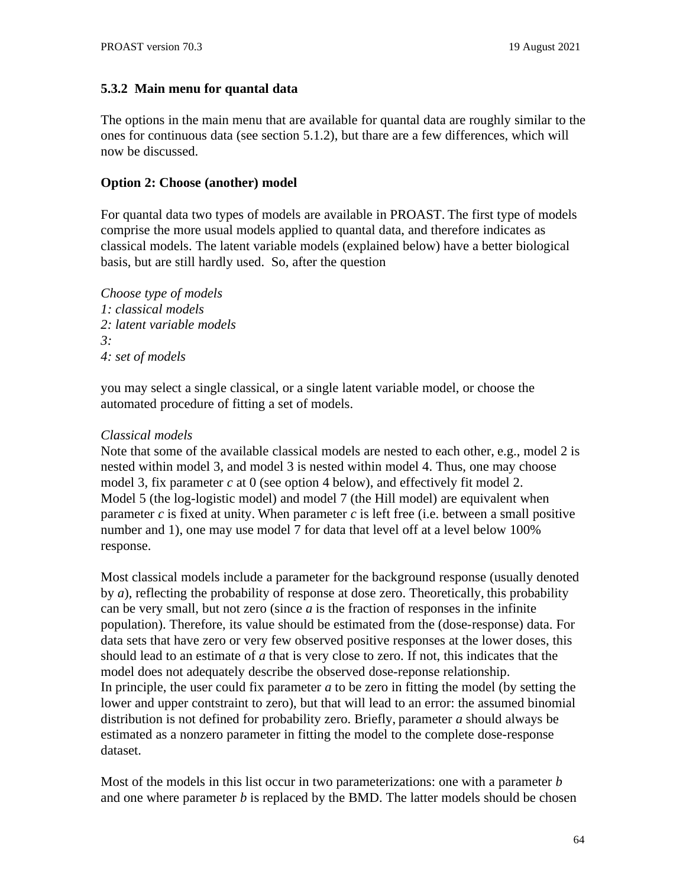### 5.3.2 Main menu for quantal data

The options in the main menu that are available for quantal data are roughly similar to the ones for continuous data (see section 5.1.2), but thare are a few differences, which will now be discussed.

**Option 2: Choose (another) model**

For quantal data two types of models are available in PROAST. The first type of models comprise the more usual models applied to quantal data, and therefore indicates as classical models. The latent variable models (explained below) have a better biological basis, but are still hardly used. So, after the question

*Choose type of models*
*1: classical models*
*2: latent variable models*
*3:*
*4: set of models*

you may select a single classical, or a single latent variable model, or choose the automated procedure of fitting a set of models.

*Classical models*
Note that some of the available classical models are nested to each other, e.g., model 2 is nested within model 3, and model 3 is nested within model 4. Thus, one may choose model 3, fix parameter *c* at 0 (see option 4 below), and effectively fit model 2. Model 5 (the log-logistic model) and model 7 (the Hill model) are equivalent when parameter *c* is fixed at unity. When parameter *c* is left free (i.e. between a small positive number and 1), one may use model 7 for data that level off at a level below 100% response.

Most classical models include a parameter for the background response (usually denoted by *a*), reflecting the probability of response at dose zero. Theoretically, this probability can be very small, but not zero (since *a* is the fraction of responses in the infinite population). Therefore, its value should be estimated from the (dose-response) data. For data sets that have zero or very few observed positive responses at the lower doses, this should lead to an estimate of *a* that is very close to zero. If not, this indicates that the model does not adequately describe the observed dose-reponse relationship.
In principle, the user could fix parameter *a* to be zero in fitting the model (by setting the lower and upper contstraint to zero), but that will lead to an error: the assumed binomial distribution is not defined for probability zero. Briefly, parameter *a* should always be estimated as a nonzero parameter in fitting the model to the complete dose-response dataset.

Most of the models in this list occur in two parameterizations: one with a parameter *b* and one where parameter *b* is replaced by the BMD. The latter models should be chosen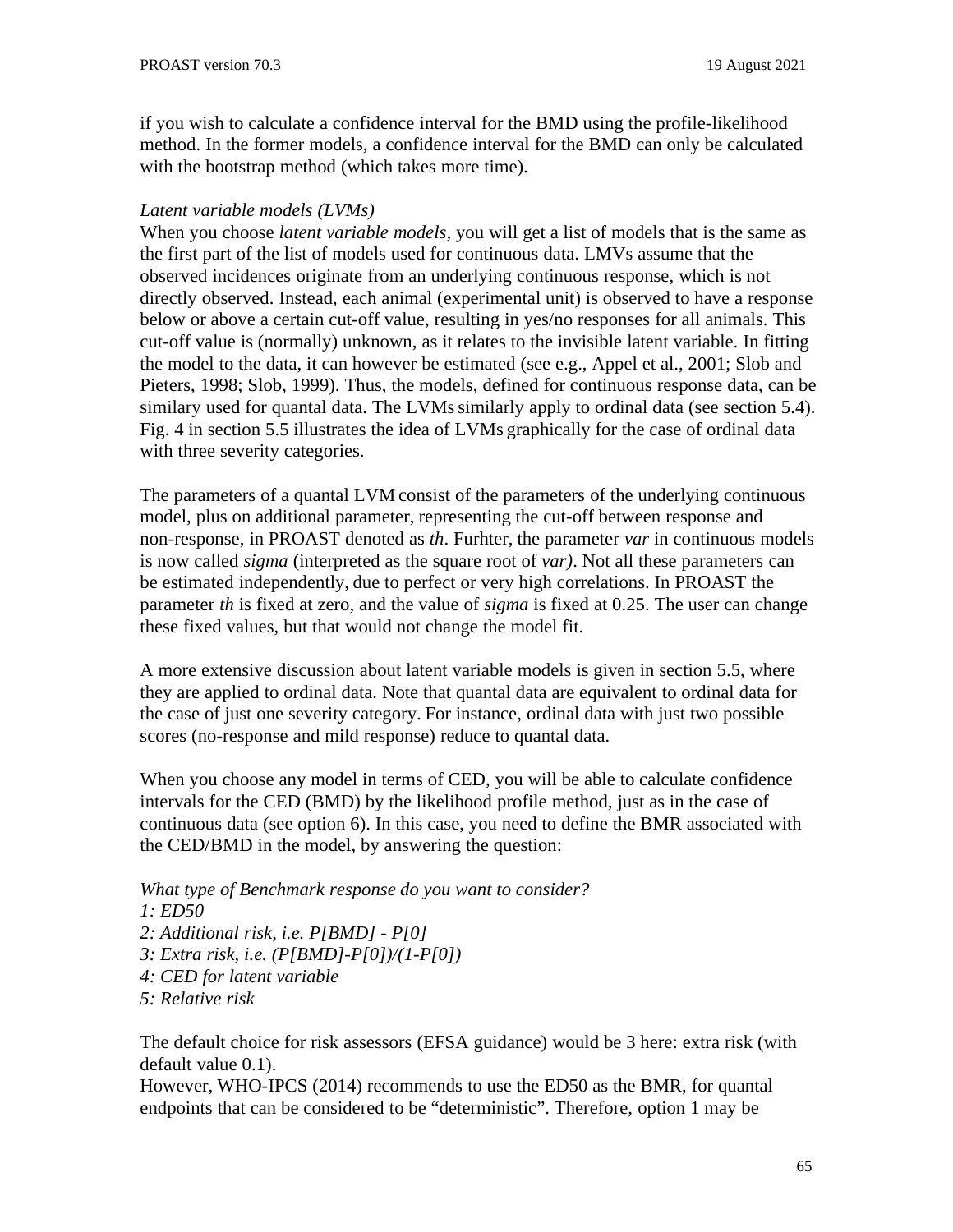if you wish to calculate a confidence interval for the BMD using the profile-likelihood method. In the former models, a confidence interval for the BMD can only be calculated with the bootstrap method (which takes more time).

*Latent variable models (LVMs)*
When you choose *latent variable models*, you will get a list of models that is the same as the first part of the list of models used for continuous data. LMVs assume that the observed incidences originate from an underlying continuous response, which is not directly observed. Instead, each animal (experimental unit) is observed to have a response below or above a certain cut-off value, resulting in yes/no responses for all animals. This cut-off value is (normally) unknown, as it relates to the invisible latent variable. In fitting the model to the data, it can however be estimated (see e.g., Appel et al., 2001; Slob and Pieters, 1998; Slob, 1999). Thus, the models, defined for continuous response data, can be similary used for quantal data. The LVMs similarly apply to ordinal data (see section 5.4). Fig. 4 in section 5.5 illustrates the idea of LVMs graphically for the case of ordinal data with three severity categories.

The parameters of a quantal LVM consist of the parameters of the underlying continuous model, plus on additional parameter, representing the cut-off between response and non-response, in PROAST denoted as *th*. Furhter, the parameter *var* in continuous models is now called *sigma* (interpreted as the square root of *var)*. Not all these parameters can be estimated independently, due to perfect or very high correlations. In PROAST the parameter *th* is fixed at zero, and the value of *sigma* is fixed at 0.25. The user can change these fixed values, but that would not change the model fit.

A more extensive discussion about latent variable models is given in section 5.5, where they are applied to ordinal data. Note that quantal data are equivalent to ordinal data for the case of just one severity category. For instance, ordinal data with just two possible scores (no-response and mild response) reduce to quantal data.

When you choose any model in terms of CED, you will be able to calculate confidence intervals for the CED (BMD) by the likelihood profile method, just as in the case of continuous data (see option 6). In this case, you need to define the BMR associated with the CED/BMD in the model, by answering the question:

*What type of Benchmark response do you want to consider?*
*1: ED50*
*2: Additional risk, i.e. P[BMD] - P[0]*
*3: Extra risk, i.e. (P[BMD]-P[0])/(1-P[0])*
*4: CED for latent variable*
*5: Relative risk*

The default choice for risk assessors (EFSA guidance) would be 3 here: extra risk (with default value 0.1).
However, WHO-IPCS (2014) recommends to use the ED50 as the BMR, for quantal endpoints that can be considered to be “deterministic”. Therefore, option 1 may be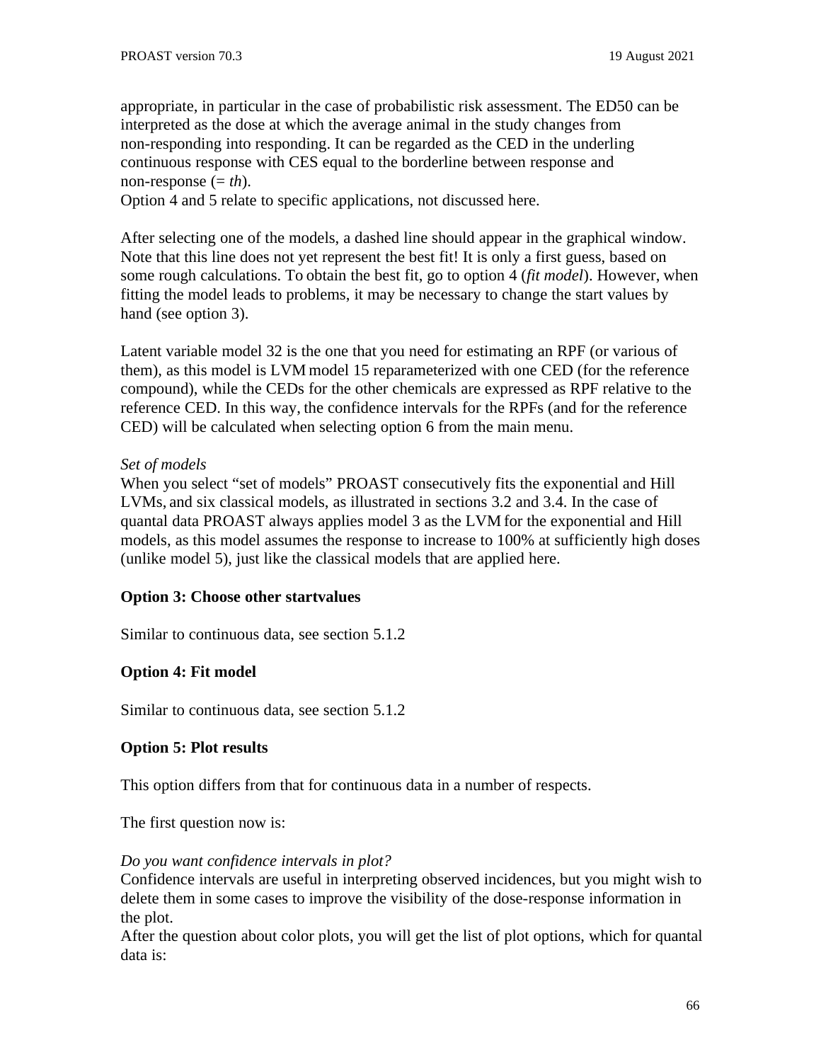appropriate, in particular in the case of probabilistic risk assessment. The ED50 can be interpreted as the dose at which the average animal in the study changes from non-responding into responding. It can be regarded as the CED in the underling continuous response with CES equal to the borderline between response and non-response (= *th*).
Option 4 and 5 relate to specific applications, not discussed here.

After selecting one of the models, a dashed line should appear in the graphical window. Note that this line does not yet represent the best fit! It is only a first guess, based on some rough calculations. To obtain the best fit, go to option 4 (*fit model*). However, when fitting the model leads to problems, it may be necessary to change the start values by hand (see option 3).

Latent variable model 32 is the one that you need for estimating an RPF (or various of them), as this model is LVM model 15 reparameterized with one CED (for the reference compound), while the CEDs for the other chemicals are expressed as RPF relative to the reference CED. In this way, the confidence intervals for the RPFs (and for the reference CED) will be calculated when selecting option 6 from the main menu.

*Set of models*
When you select "set of models" PROAST consecutively fits the exponential and Hill LVMs, and six classical models, as illustrated in sections 3.2 and 3.4. In the case of quantal data PROAST always applies model 3 as the LVM for the exponential and Hill models, as this model assumes the response to increase to 100% at sufficiently high doses (unlike model 5), just like the classical models that are applied here.

**Option 3: Choose other startvalues**

Similar to continuous data, see section 5.1.2

**Option 4: Fit model**

Similar to continuous data, see section 5.1.2

**Option 5: Plot results**

This option differs from that for continuous data in a number of respects.

The first question now is:

*Do you want confidence intervals in plot?*
Confidence intervals are useful in interpreting observed incidences, but you might wish to delete them in some cases to improve the visibility of the dose-response information in the plot.
After the question about color plots, you will get the list of plot options, which for quantal data is: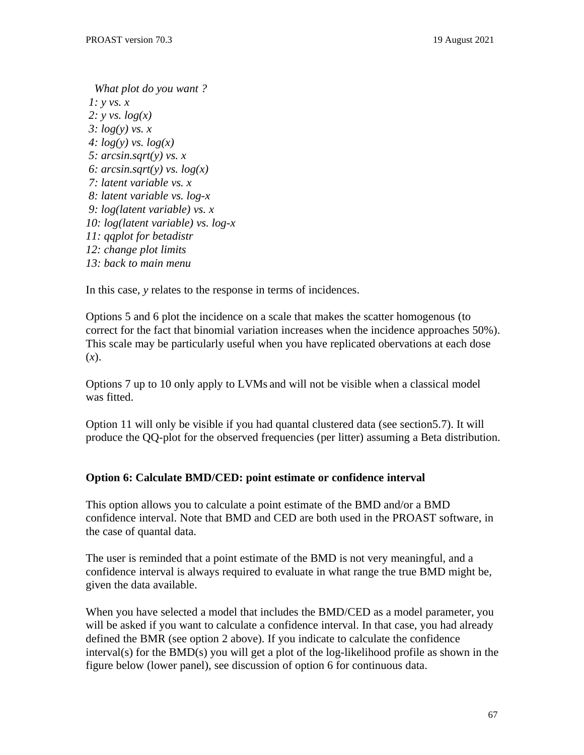*What plot do you want ?*
*1: y vs. x*
*2: y vs. log(x)*
*3: log(y) vs. x*
*4: log(y) vs. log(x)*
*5: arcsin.sqrt(y) vs. x*
*6: arcsin.sqrt(y) vs. log(x)*
*7: latent variable vs. x*
*8: latent variable vs. log-x*
*9: log(latent variable) vs. x*
*10: log(latent variable) vs. log-x*
*11: qqplot for betadistr*
*12: change plot limits*
*13: back to main menu*

In this case, *y* relates to the response in terms of incidences.

Options 5 and 6 plot the incidence on a scale that makes the scatter homogenous (to correct for the fact that binomial variation increases when the incidence approaches 50%). This scale may be particularly useful when you have replicated obervations at each dose (*x*).

Options 7 up to 10 only apply to LVMs and will not be visible when a classical model was fitted.

Option 11 will only be visible if you had quantal clustered data (see section5.7). It will produce the QQ-plot for the observed frequencies (per litter) assuming a Beta distribution.

**Option 6: Calculate BMD/CED: point estimate or confidence interval**

This option allows you to calculate a point estimate of the BMD and/or a BMD confidence interval. Note that BMD and CED are both used in the PROAST software, in the case of quantal data.

The user is reminded that a point estimate of the BMD is not very meaningful, and a confidence interval is always required to evaluate in what range the true BMD might be, given the data available.

When you have selected a model that includes the BMD/CED as a model parameter, you will be asked if you want to calculate a confidence interval. In that case, you had already defined the BMR (see option 2 above). If you indicate to calculate the confidence interval(s) for the BMD(s) you will get a plot of the log-likelihood profile as shown in the figure below (lower panel), see discussion of option 6 for continuous data.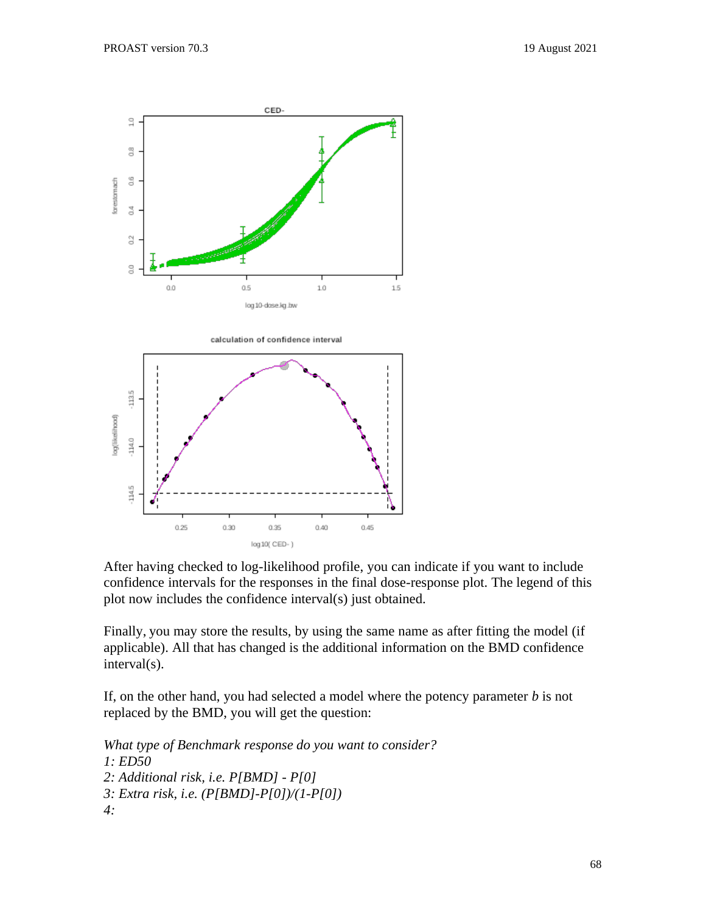After having checked to log-likelihood profile, you can indicate if you want to include confidence intervals for the responses in the final dose-response plot. The legend of this plot now includes the confidence interval(s) just obtained.

Finally, you may store the results, by using the same name as after fitting the model (if applicable). All that has changed is the additional information on the BMD confidence interval(s).

If, on the other hand, you had selected a model where the potency parameter *b* is not replaced by the BMD, you will get the question:

*What type of Benchmark response do you want to consider?*
*1: ED50*
*2: Additional risk, i.e. P[BMD] - P[0]*
*3: Extra risk, i.e. (P[BMD]-P[0])/(1-P[0])*
*4:*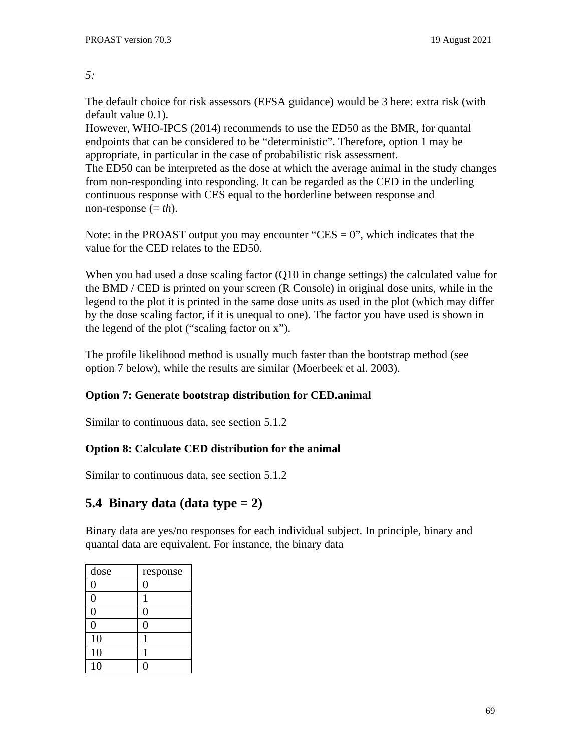*5:*

The default choice for risk assessors (EFSA guidance) would be 3 here: extra risk (with default value 0.1).
However, WHO-IPCS (2014) recommends to use the ED50 as the BMR, for quantal endpoints that can be considered to be "deterministic". Therefore, option 1 may be appropriate, in particular in the case of probabilistic risk assessment.
The ED50 can be interpreted as the dose at which the average animal in the study changes from non-responding into responding. It can be regarded as the CED in the underling continuous response with CES equal to the borderline between response and non-response (= *th*).

Note: in the PROAST output you may encounter "CES = 0", which indicates that the value for the CED relates to the ED50.

When you had used a dose scaling factor (Q10 in change settings) the calculated value for the BMD / CED is printed on your screen (R Console) in original dose units, while in the legend to the plot it is printed in the same dose units as used in the plot (which may differ by the dose scaling factor, if it is unequal to one). The factor you have used is shown in the legend of the plot ("scaling factor on x").

The profile likelihood method is usually much faster than the bootstrap method (see option 7 below), while the results are similar (Moerbeek et al. 2003).

**Option 7: Generate bootstrap distribution for CED.animal**

Similar to continuous data, see section 5.1.2

**Option 8: Calculate CED distribution for the animal**

Similar to continuous data, see section 5.1.2

## 5.4 Binary data (data type = 2)

Binary data are yes/no responses for each individual subject. In principle, binary and quantal data are equivalent. For instance, the binary data

| dose | response |
|---|---|
| 0 | 0 |
| 0 | 1 |
| 0 | 0 |
| 0 | 0 |
| 10 | 1 |
| 10 | 1 |
| 10 | 0 |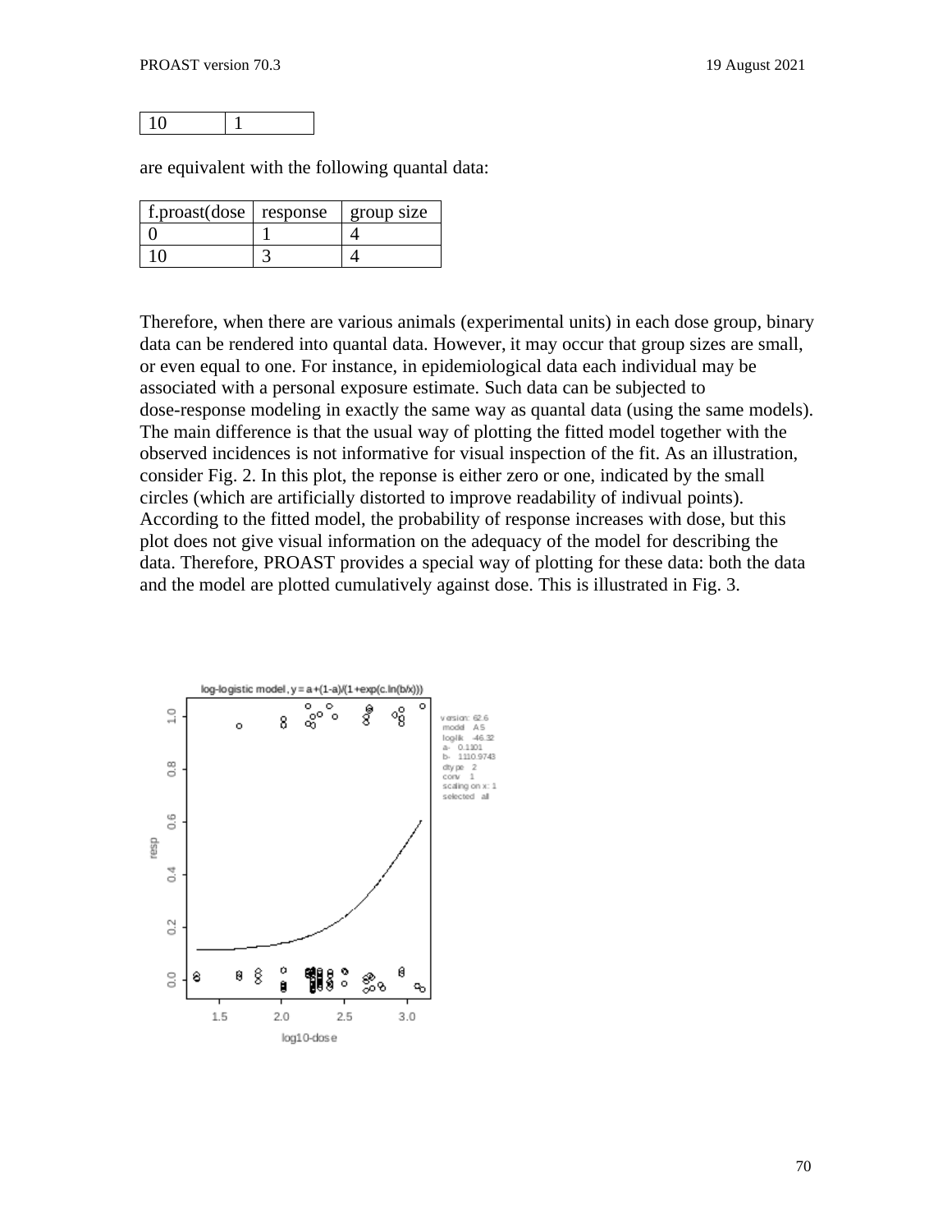| 10 | 1 |
|---|---|

are equivalent with the following quantal data:

| f.proast(dose | response | group size |
|---|---|---|
| 0 | 1 | 4 |
| 10 | 3 | 4 |

Therefore, when there are various animals (experimental units) in each dose group, binary data can be rendered into quantal data. However, it may occur that group sizes are small, or even equal to one. For instance, in epidemiological data each individual may be associated with a personal exposure estimate. Such data can be subjected to dose-response modeling in exactly the same way as quantal data (using the same models). The main difference is that the usual way of plotting the fitted model together with the observed incidences is not informative for visual inspection of the fit. As an illustration, consider Fig. 2. In this plot, the reponse is either zero or one, indicated by the small circles (which are artificially distorted to improve readability of indivual points). According to the fitted model, the probability of response increases with dose, but this plot does not give visual information on the adequacy of the model for describing the data. Therefore, PROAST provides a special way of plotting for these data: both the data and the model are plotted cumulatively against dose. This is illustrated in Fig. 3.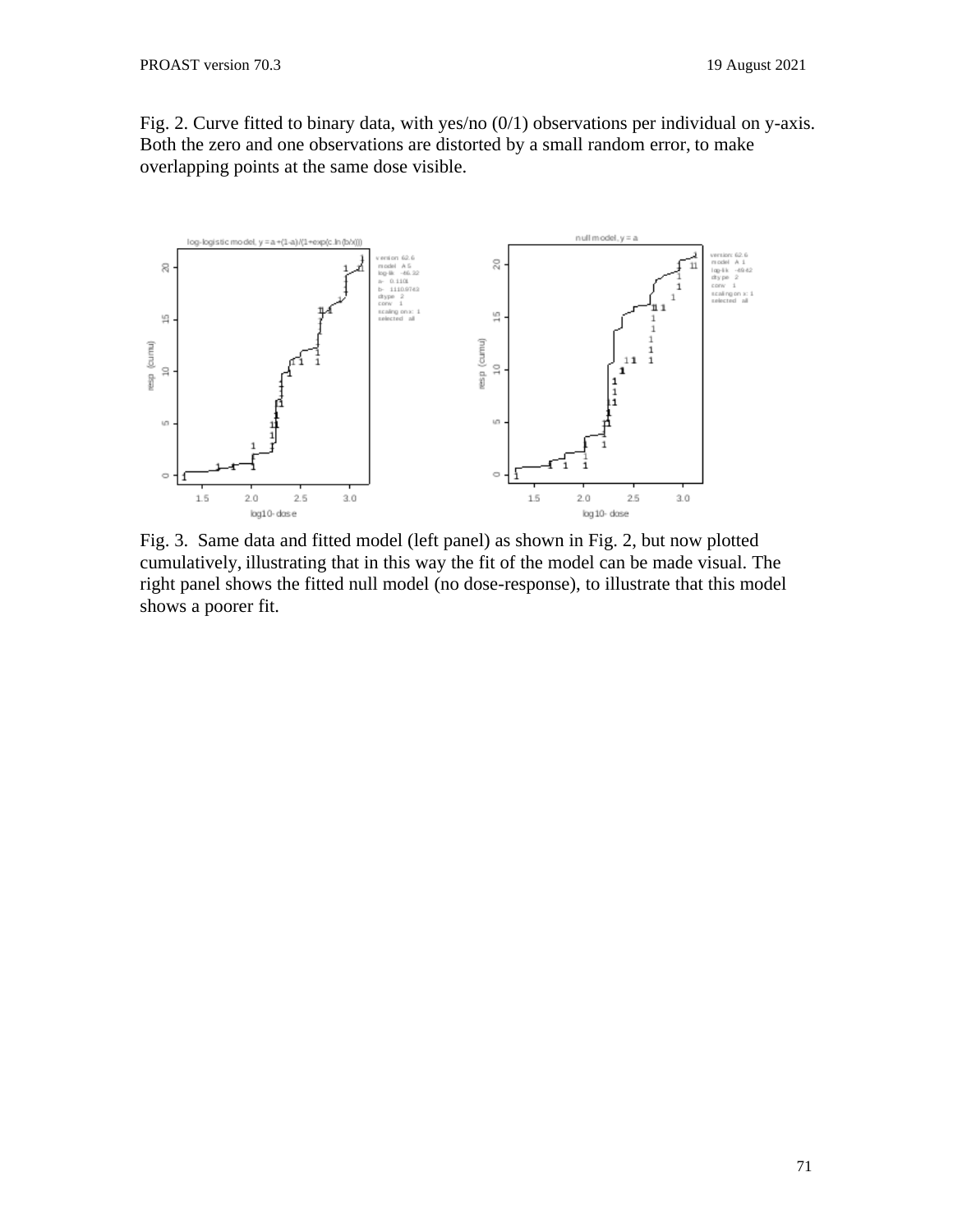Fig. 2. Curve fitted to binary data, with yes/no (0/1) observations per individual on y-axis. Both the zero and one observations are distorted by a small random error, to make overlapping points at the same dose visible.

Fig. 3. Same data and fitted model (left panel) as shown in Fig. 2, but now plotted cumulatively, illustrating that in this way the fit of the model can be made visual. The right panel shows the fitted null model (no dose-response), to illustrate that this model shows a poorer fit.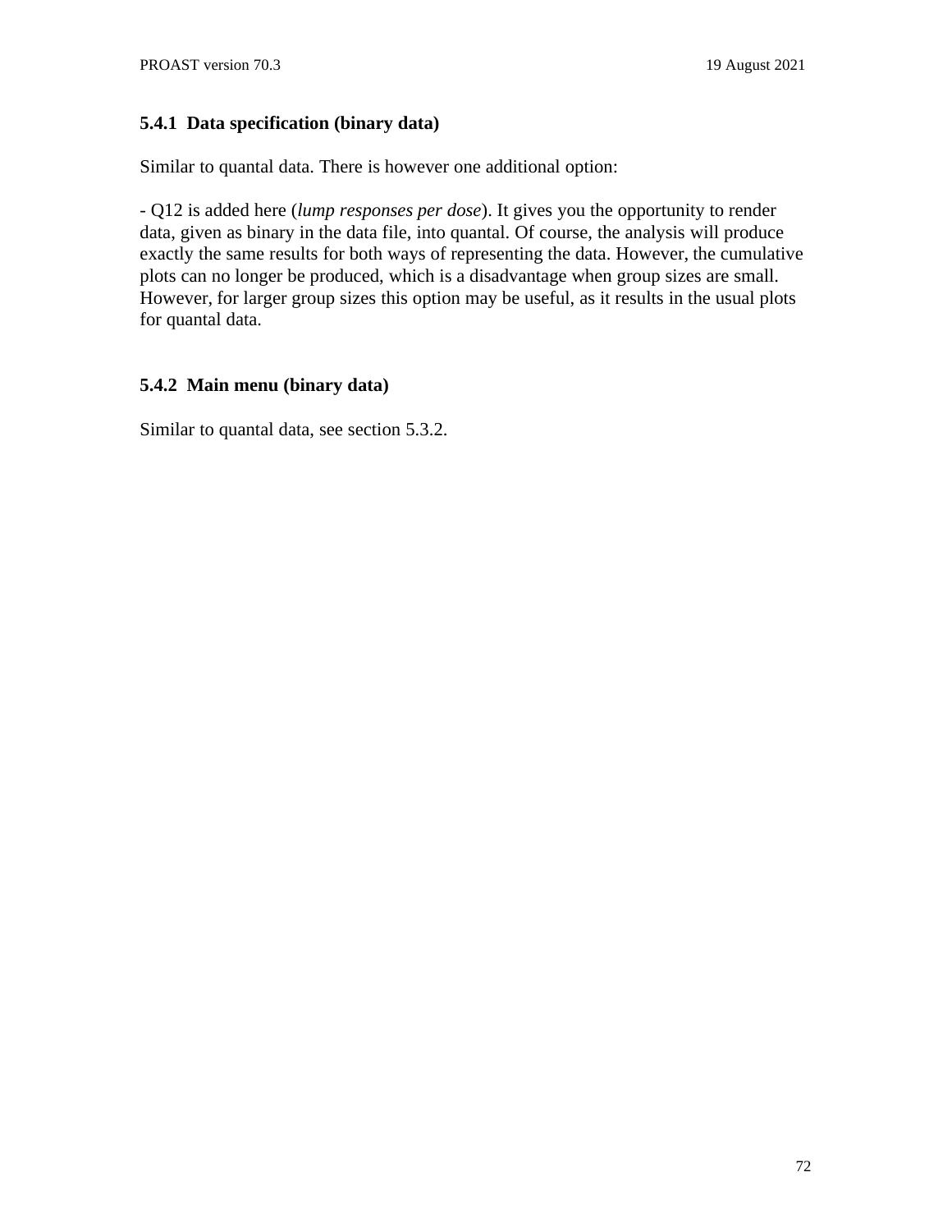### 5.4.1 Data specification (binary data)

Similar to quantal data. There is however one additional option:

- Q12 is added here (*lump responses per dose*). It gives you the opportunity to render data, given as binary in the data file, into quantal. Of course, the analysis will produce exactly the same results for both ways of representing the data. However, the cumulative plots can no longer be produced, which is a disadvantage when group sizes are small. However, for larger group sizes this option may be useful, as it results in the usual plots for quantal data.

### 5.4.2 Main menu (binary data)

Similar to quantal data, see section 5.3.2.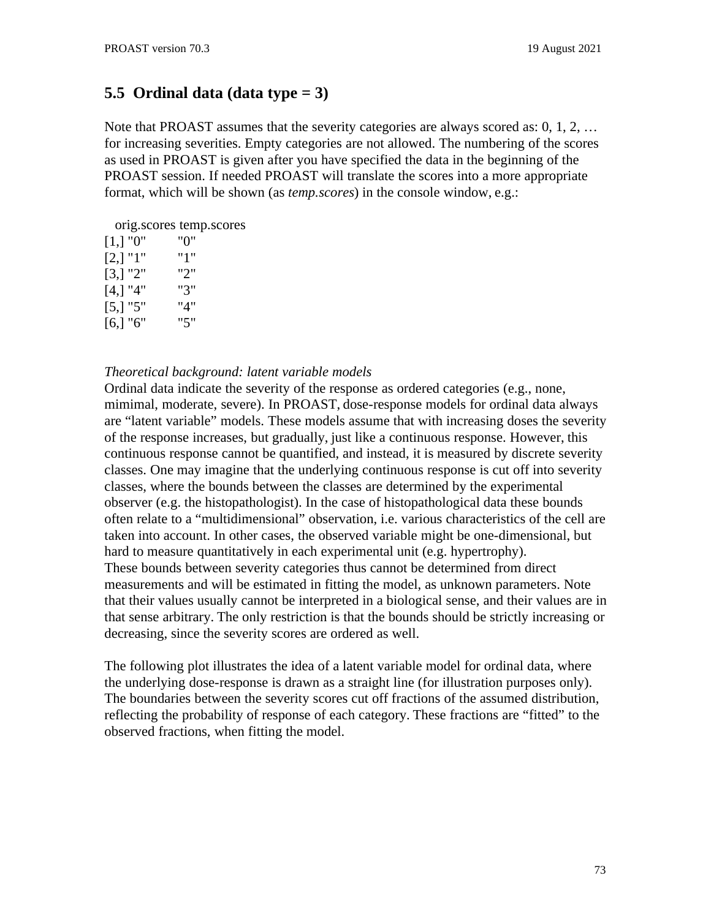## 5.5 Ordinal data (data type = 3)

Note that PROAST assumes that the severity categories are always scored as: 0, 1, 2, … for increasing severities. Empty categories are not allowed. The numbering of the scores as used in PROAST is given after you have specified the data in the beginning of the PROAST session. If needed PROAST will translate the scores into a more appropriate format, which will be shown (as *temp.scores*) in the console window, e.g.:

```
   orig.scores temp.scores
[1,] "0"        "0"
[2,] "1"        "1"
[3,] "2"        "2"
[4,] "4"        "3"
[5,] "5"        "4"
[6,] "6"        "5"
```

*Theoretical background: latent variable models*

Ordinal data indicate the severity of the response as ordered categories (e.g., none, mimimal, moderate, severe). In PROAST, dose-response models for ordinal data always are "latent variable" models. These models assume that with increasing doses the severity of the response increases, but gradually, just like a continuous response. However, this continuous response cannot be quantified, and instead, it is measured by discrete severity classes. One may imagine that the underlying continuous response is cut off into severity classes, where the bounds between the classes are determined by the experimental observer (e.g. the histopathologist). In the case of histopathological data these bounds often relate to a "multidimensional" observation, i.e. various characteristics of the cell are taken into account. In other cases, the observed variable might be one-dimensional, but hard to measure quantitatively in each experimental unit (e.g. hypertrophy).
These bounds between severity categories thus cannot be determined from direct measurements and will be estimated in fitting the model, as unknown parameters. Note that their values usually cannot be interpreted in a biological sense, and their values are in that sense arbitrary. The only restriction is that the bounds should be strictly increasing or decreasing, since the severity scores are ordered as well.

The following plot illustrates the idea of a latent variable model for ordinal data, where the underlying dose-response is drawn as a straight line (for illustration purposes only). The boundaries between the severity scores cut off fractions of the assumed distribution, reflecting the probability of response of each category. These fractions are "fitted" to the observed fractions, when fitting the model.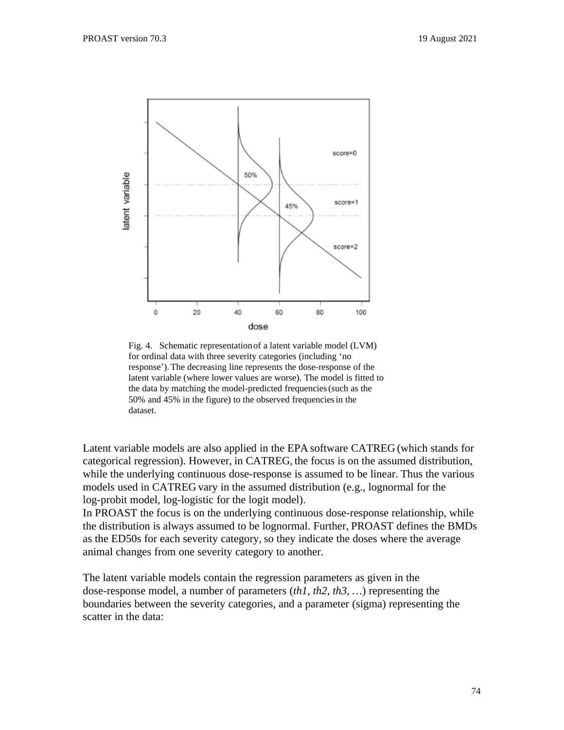Fig. 4. Schematic representation of a latent variable model (LVM) for ordinal data with three severity categories (including 'no response'). The decreasing line represents the dose-response of the latent variable (where lower values are worse). The model is fitted to the data by matching the model-predicted frequencies (such as the 50% and 45% in the figure) to the observed frequencies in the dataset.

Latent variable models are also applied in the EPA software CATREG (which stands for categorical regression). However, in CATREG, the focus is on the assumed distribution, while the underlying continuous dose-response is assumed to be linear. Thus the various models used in CATREG vary in the assumed distribution (e.g., lognormal for the log-probit model, log-logistic for the logit model).
In PROAST the focus is on the underlying continuous dose-response relationship, while the distribution is always assumed to be lognormal. Further, PROAST defines the BMDs as the ED50s for each severity category, so they indicate the doses where the average animal changes from one severity category to another.

The latent variable models contain the regression parameters as given in the dose-response model, a number of parameters (*th1, th2, th3, …*) representing the boundaries between the severity categories, and a parameter (sigma) representing the scatter in the data: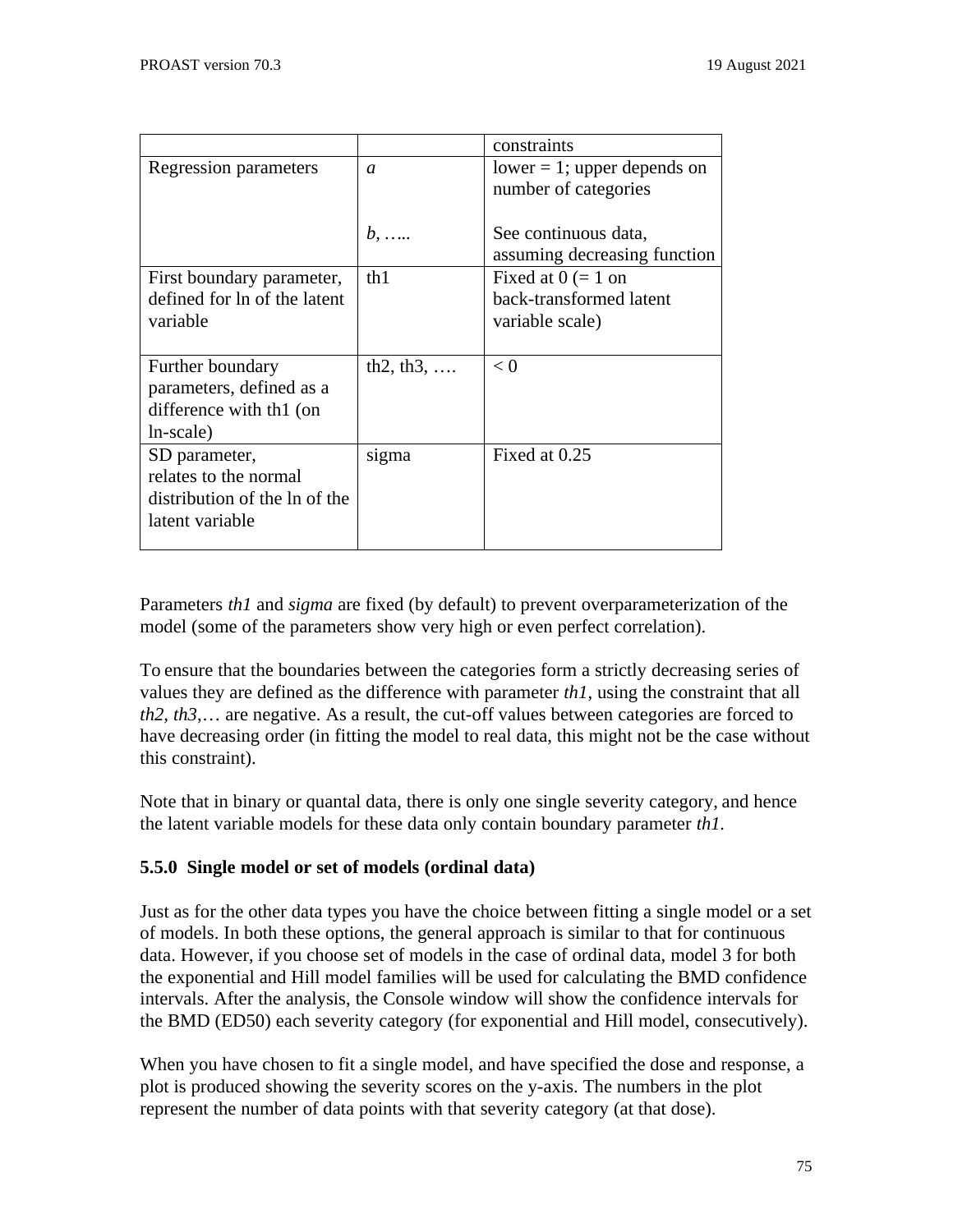| | | constraints |
|---|---|---|
| Regression parameters | *a*<br><br><br>*b*, ….. | lower = 1; upper depends on number of categories<br><br>See continuous data, assuming decreasing function |
| First boundary parameter, defined for ln of the latent variable | th1 | Fixed at 0 (= 1 on back-transformed latent variable scale) |
| Further boundary parameters, defined as a difference with th1 (on ln-scale) | th2, th3, …. | < 0 |
| SD parameter, relates to the normal distribution of the ln of the latent variable | sigma | Fixed at 0.25 |

Parameters *th1* and *sigma* are fixed (by default) to prevent overparameterization of the model (some of the parameters show very high or even perfect correlation).

To ensure that the boundaries between the categories form a strictly decreasing series of values they are defined as the difference with parameter *th1*, using the constraint that all *th2, th3*,… are negative. As a result, the cut-off values between categories are forced to have decreasing order (in fitting the model to real data, this might not be the case without this constraint).

Note that in binary or quantal data, there is only one single severity category, and hence the latent variable models for these data only contain boundary parameter *th1*.

### 5.5.0 Single model or set of models (ordinal data)

Just as for the other data types you have the choice between fitting a single model or a set of models. In both these options, the general approach is similar to that for continuous data. However, if you choose set of models in the case of ordinal data, model 3 for both the exponential and Hill model families will be used for calculating the BMD confidence intervals. After the analysis, the Console window will show the confidence intervals for the BMD (ED50) each severity category (for exponential and Hill model, consecutively).

When you have chosen to fit a single model, and have specified the dose and response, a plot is produced showing the severity scores on the y-axis. The numbers in the plot represent the number of data points with that severity category (at that dose).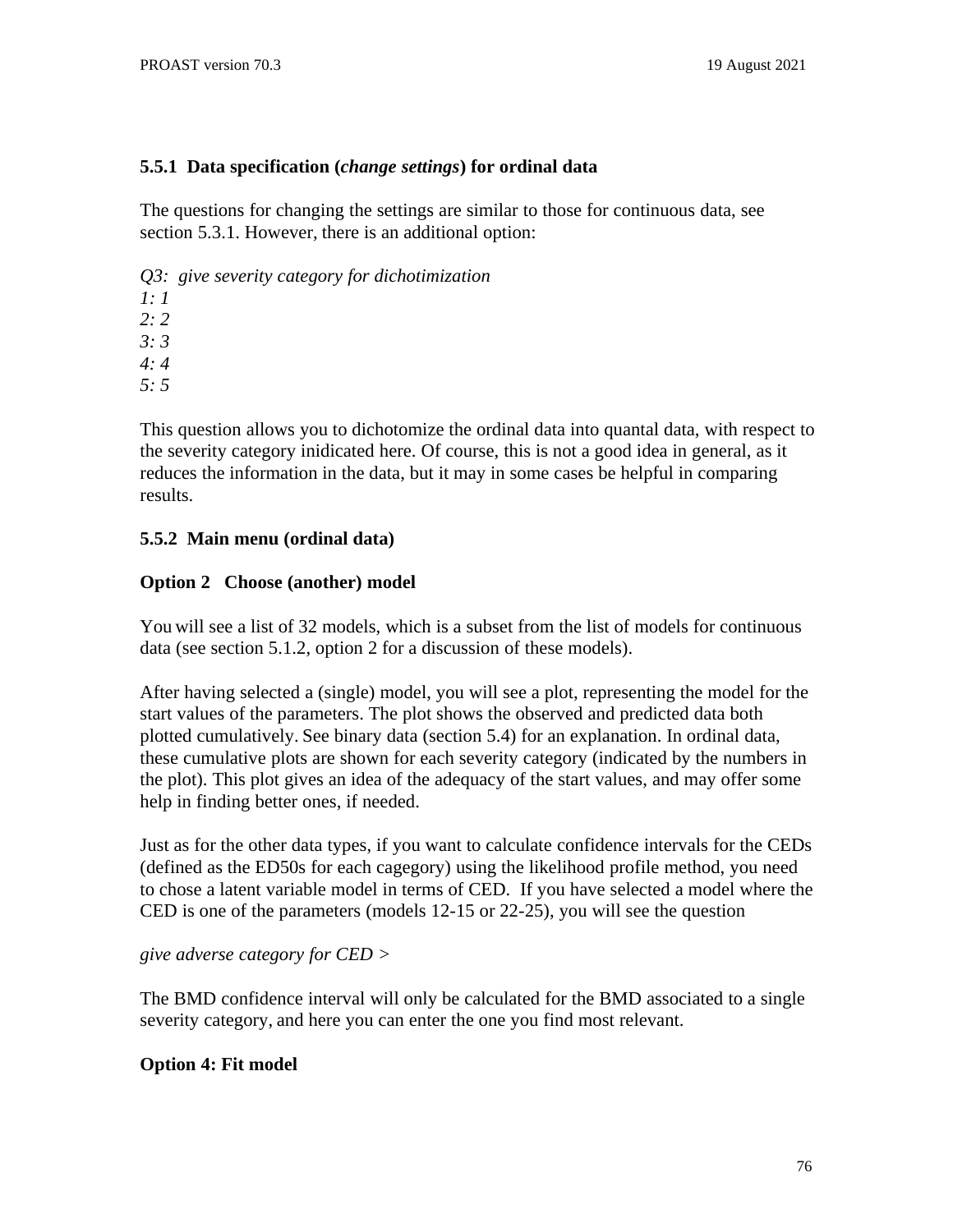### 5.5.1 Data specification (*change settings*) for ordinal data

The questions for changing the settings are similar to those for continuous data, see section 5.3.1. However, there is an additional option:

*Q3: give severity category for dichotimization*
*1: 1*
*2: 2*
*3: 3*
*4: 4*
*5: 5*

This question allows you to dichotomize the ordinal data into quantal data, with respect to the severity category inidicated here. Of course, this is not a good idea in general, as it reduces the information in the data, but it may in some cases be helpful in comparing results.

### 5.5.2 Main menu (ordinal data)

**Option 2 Choose (another) model**

You will see a list of 32 models, which is a subset from the list of models for continuous data (see section 5.1.2, option 2 for a discussion of these models).

After having selected a (single) model, you will see a plot, representing the model for the start values of the parameters. The plot shows the observed and predicted data both plotted cumulatively. See binary data (section 5.4) for an explanation. In ordinal data, these cumulative plots are shown for each severity category (indicated by the numbers in the plot). This plot gives an idea of the adequacy of the start values, and may offer some help in finding better ones, if needed.

Just as for the other data types, if you want to calculate confidence intervals for the CEDs (defined as the ED50s for each cagegory) using the likelihood profile method, you need to chose a latent variable model in terms of CED. If you have selected a model where the CED is one of the parameters (models 12-15 or 22-25), you will see the question

*give adverse category for CED >*

The BMD confidence interval will only be calculated for the BMD associated to a single severity category, and here you can enter the one you find most relevant.

**Option 4: Fit model**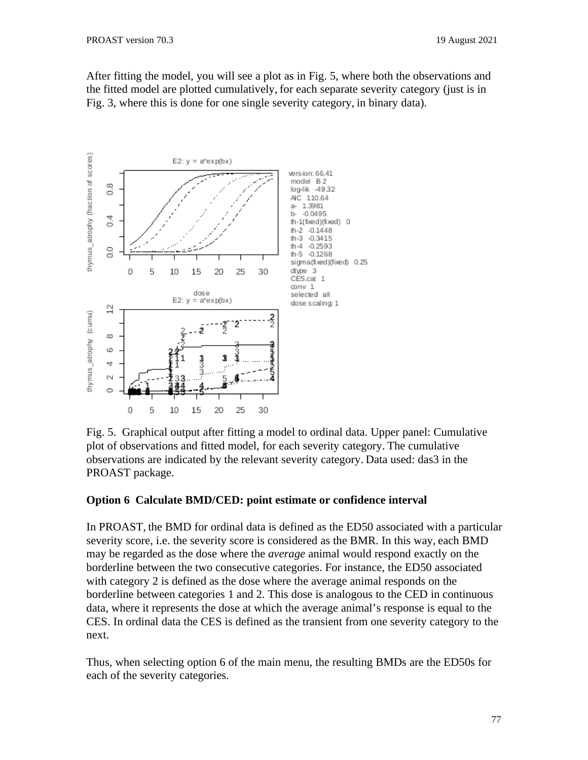After fitting the model, you will see a plot as in Fig. 5, where both the observations and the fitted model are plotted cumulatively, for each separate severity category (just is in Fig. 3, where this is done for one single severity category, in binary data).

Fig. 5. Graphical output after fitting a model to ordinal data. Upper panel: Cumulative plot of observations and fitted model, for each severity category. The cumulative observations are indicated by the relevant severity category. Data used: das3 in the PROAST package.

**Option 6 Calculate BMD/CED: point estimate or confidence interval**

In PROAST, the BMD for ordinal data is defined as the ED50 associated with a particular severity score, i.e. the severity score is considered as the BMR. In this way, each BMD may be regarded as the dose where the *average* animal would respond exactly on the borderline between the two consecutive categories. For instance, the ED50 associated with category 2 is defined as the dose where the average animal responds on the borderline between categories 1 and 2. This dose is analogous to the CED in continuous data, where it represents the dose at which the average animal's response is equal to the CES. In ordinal data the CES is defined as the transient from one severity category to the next.

Thus, when selecting option 6 of the main menu, the resulting BMDs are the ED50s for each of the severity categories.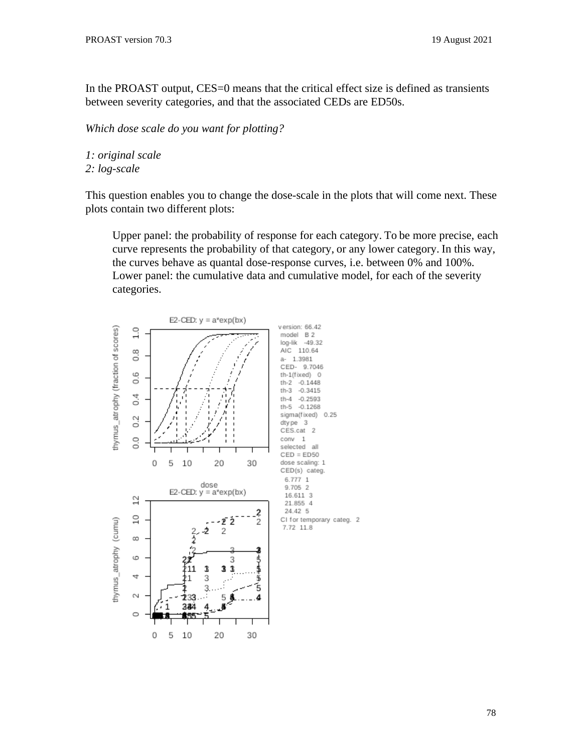In the PROAST output, CES=0 means that the critical effect size is defined as transients between severity categories, and that the associated CEDs are ED50s.

*Which dose scale do you want for plotting?*

*1: original scale*
*2: log-scale*

This question enables you to change the dose-scale in the plots that will come next. These plots contain two different plots:

> Upper panel: the probability of response for each category. To be more precise, each curve represents the probability of that category, or any lower category. In this way, the curves behave as quantal dose-response curves, i.e. between 0% and 100%.
> Lower panel: the cumulative data and cumulative model, for each of the severity categories.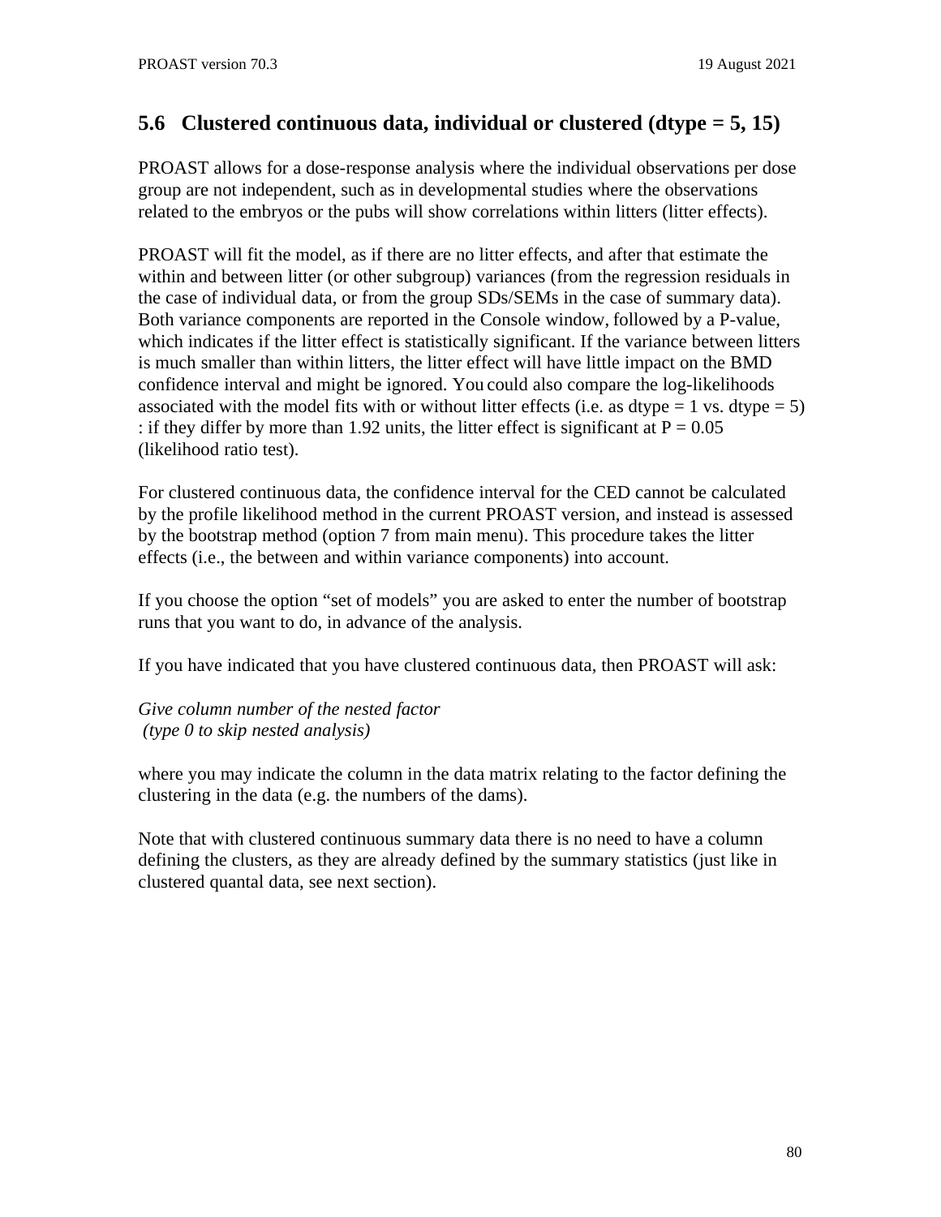## 5.6 Clustered continuous data, individual or clustered (dtype = 5, 15)

PROAST allows for a dose-response analysis where the individual observations per dose group are not independent, such as in developmental studies where the observations related to the embryos or the pubs will show correlations within litters (litter effects).

PROAST will fit the model, as if there are no litter effects, and after that estimate the within and between litter (or other subgroup) variances (from the regression residuals in the case of individual data, or from the group SDs/SEMs in the case of summary data). Both variance components are reported in the Console window, followed by a P-value, which indicates if the litter effect is statistically significant. If the variance between litters is much smaller than within litters, the litter effect will have little impact on the BMD confidence interval and might be ignored. You could also compare the log-likelihoods associated with the model fits with or without litter effects (i.e. as dtype = 1 vs. dtype = 5) : if they differ by more than 1.92 units, the litter effect is significant at P = 0.05 (likelihood ratio test).

For clustered continuous data, the confidence interval for the CED cannot be calculated by the profile likelihood method in the current PROAST version, and instead is assessed by the bootstrap method (option 7 from main menu). This procedure takes the litter effects (i.e., the between and within variance components) into account.

If you choose the option “set of models” you are asked to enter the number of bootstrap runs that you want to do, in advance of the analysis.

If you have indicated that you have clustered continuous data, then PROAST will ask:

*Give column number of the nested factor*
*(type 0 to skip nested analysis)*

where you may indicate the column in the data matrix relating to the factor defining the clustering in the data (e.g. the numbers of the dams).

Note that with clustered continuous summary data there is no need to have a column defining the clusters, as they are already defined by the summary statistics (just like in clustered quantal data, see next section).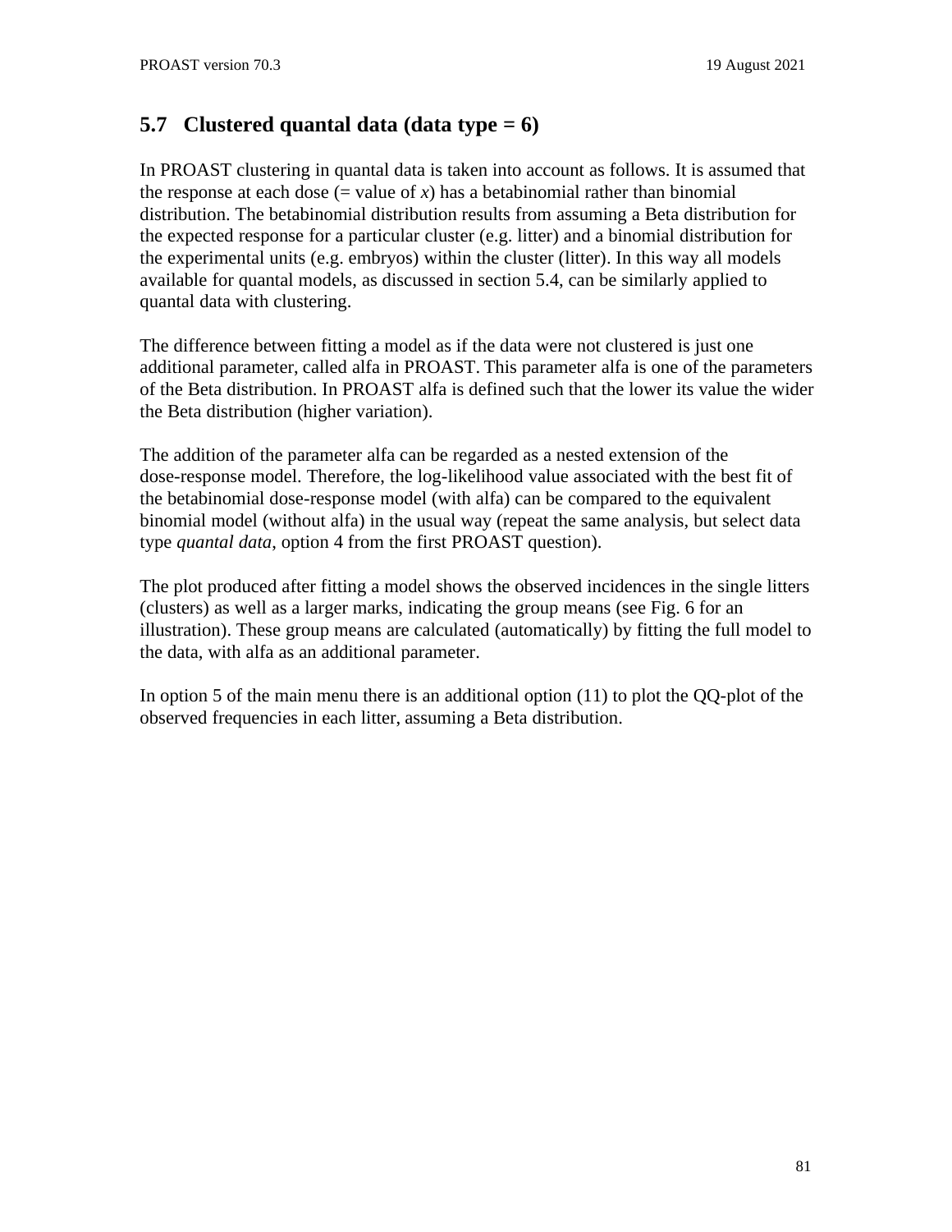## 5.7 Clustered quantal data (data type = 6)

In PROAST clustering in quantal data is taken into account as follows. It is assumed that the response at each dose (= value of *x*) has a betabinomial rather than binomial distribution. The betabinomial distribution results from assuming a Beta distribution for the expected response for a particular cluster (e.g. litter) and a binomial distribution for the experimental units (e.g. embryos) within the cluster (litter). In this way all models available for quantal models, as discussed in section 5.4, can be similarly applied to quantal data with clustering.

The difference between fitting a model as if the data were not clustered is just one additional parameter, called alfa in PROAST. This parameter alfa is one of the parameters of the Beta distribution. In PROAST alfa is defined such that the lower its value the wider the Beta distribution (higher variation).

The addition of the parameter alfa can be regarded as a nested extension of the dose-response model. Therefore, the log-likelihood value associated with the best fit of the betabinomial dose-response model (with alfa) can be compared to the equivalent binomial model (without alfa) in the usual way (repeat the same analysis, but select data type *quantal data*, option 4 from the first PROAST question).

The plot produced after fitting a model shows the observed incidences in the single litters (clusters) as well as a larger marks, indicating the group means (see Fig. 6 for an illustration). These group means are calculated (automatically) by fitting the full model to the data, with alfa as an additional parameter.

In option 5 of the main menu there is an additional option (11) to plot the QQ-plot of the observed frequencies in each litter, assuming a Beta distribution.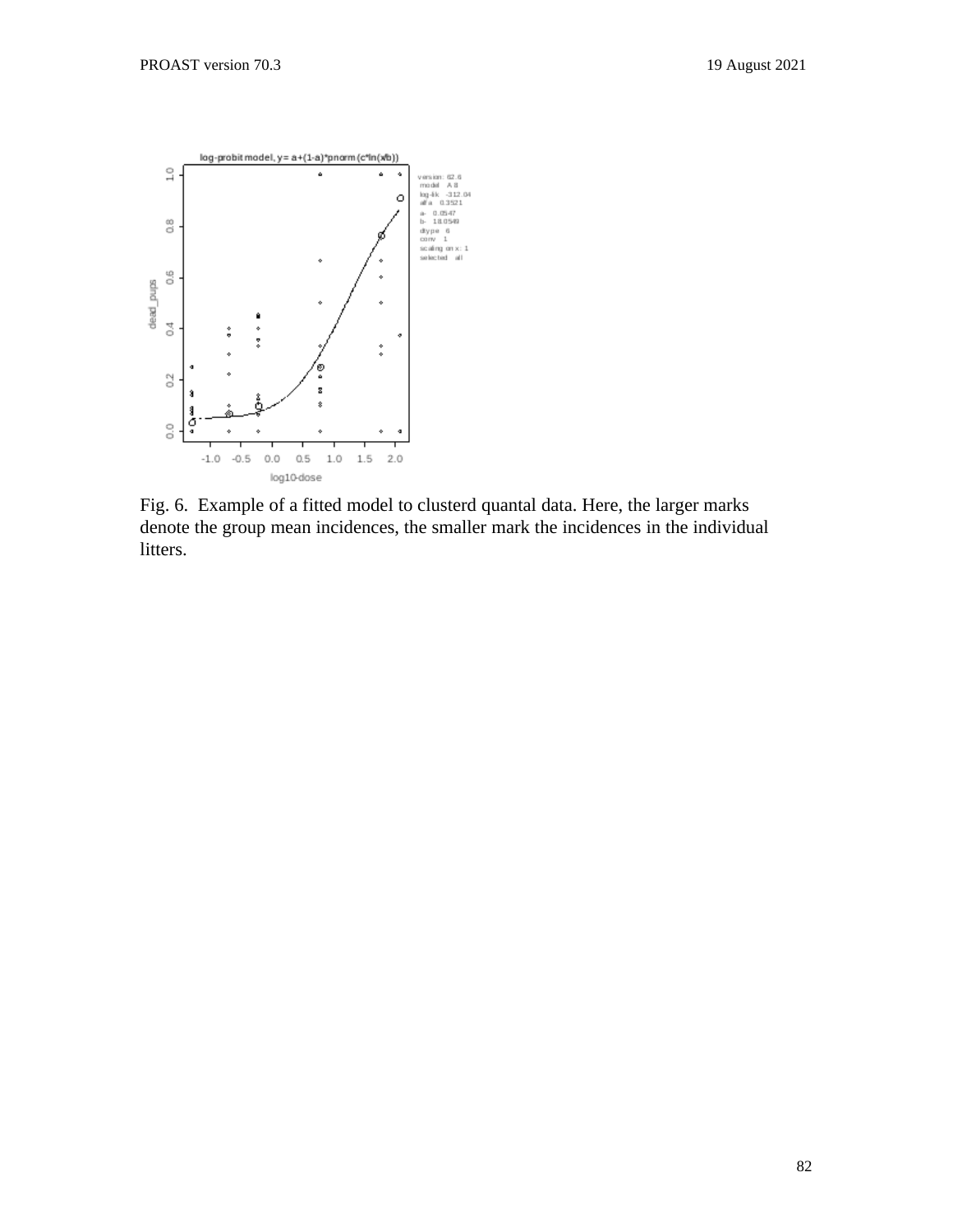Fig. 6. Example of a fitted model to clusterd quantal data. Here, the larger marks denote the group mean incidences, the smaller mark the incidences in the individual litters.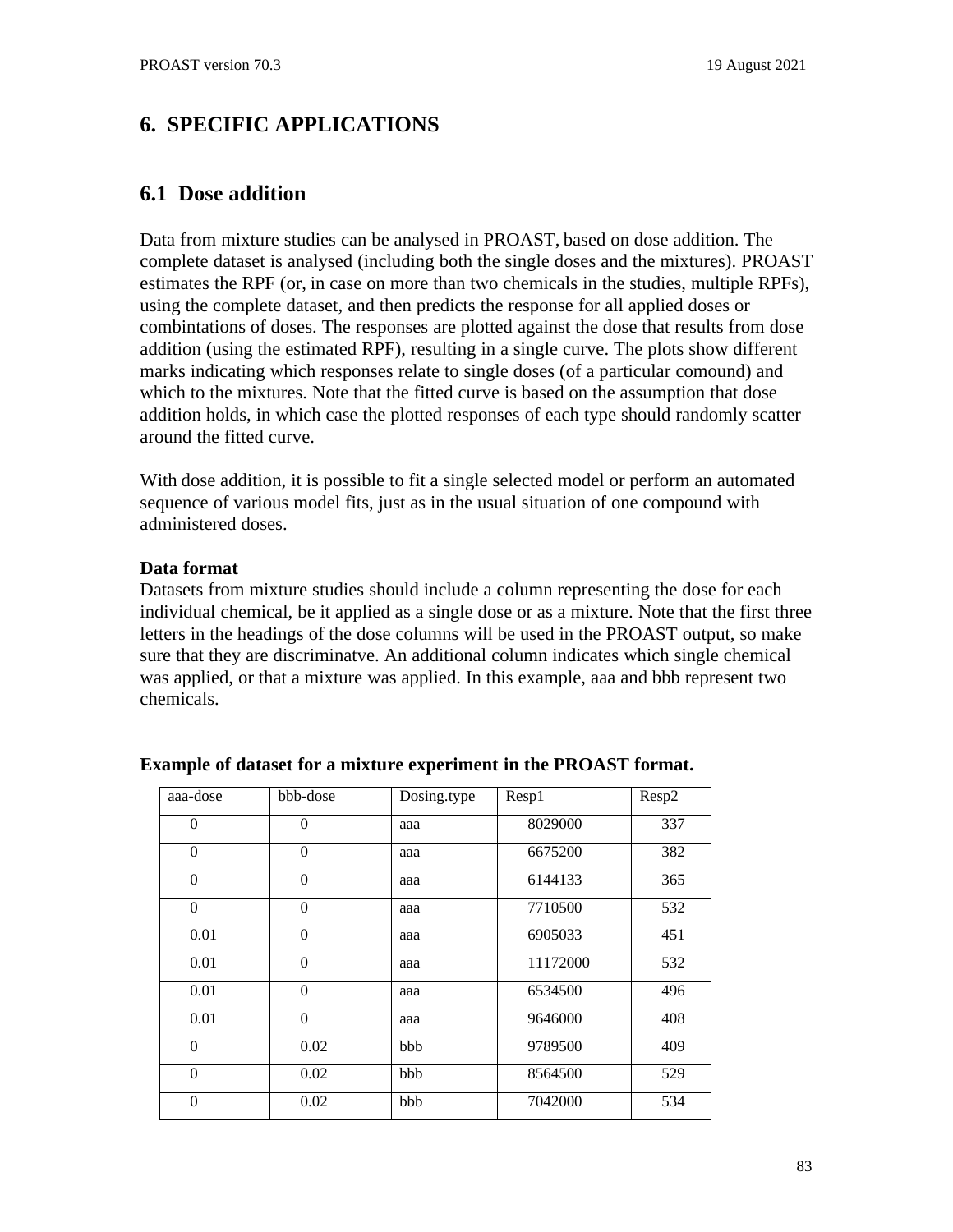# 6. SPECIFIC APPLICATIONS

## 6.1 Dose addition

Data from mixture studies can be analysed in PROAST, based on dose addition. The complete dataset is analysed (including both the single doses and the mixtures). PROAST estimates the RPF (or, in case on more than two chemicals in the studies, multiple RPFs), using the complete dataset, and then predicts the response for all applied doses or combintations of doses. The responses are plotted against the dose that results from dose addition (using the estimated RPF), resulting in a single curve. The plots show different marks indicating which responses relate to single doses (of a particular comound) and which to the mixtures. Note that the fitted curve is based on the assumption that dose addition holds, in which case the plotted responses of each type should randomly scatter around the fitted curve.

With dose addition, it is possible to fit a single selected model or perform an automated sequence of various model fits, just as in the usual situation of one compound with administered doses.

**Data format**

Datasets from mixture studies should include a column representing the dose for each individual chemical, be it applied as a single dose or as a mixture. Note that the first three letters in the headings of the dose columns will be used in the PROAST output, so make sure that they are discriminatve. An additional column indicates which single chemical was applied, or that a mixture was applied. In this example, aaa and bbb represent two chemicals.

**Example of dataset for a mixture experiment in the PROAST format.**

| aaa-dose | bbb-dose | Dosing.type | Resp1 | Resp2 |
|---|---|---|---|---|
| 0 | 0 | aaa | 8029000 | 337 |
| 0 | 0 | aaa | 6675200 | 382 |
| 0 | 0 | aaa | 6144133 | 365 |
| 0 | 0 | aaa | 7710500 | 532 |
| 0.01 | 0 | aaa | 6905033 | 451 |
| 0.01 | 0 | aaa | 11172000 | 532 |
| 0.01 | 0 | aaa | 6534500 | 496 |
| 0.01 | 0 | aaa | 9646000 | 408 |
| 0 | 0.02 | bbb | 9789500 | 409 |
| 0 | 0.02 | bbb | 8564500 | 529 |
| 0 | 0.02 | bbb | 7042000 | 534 |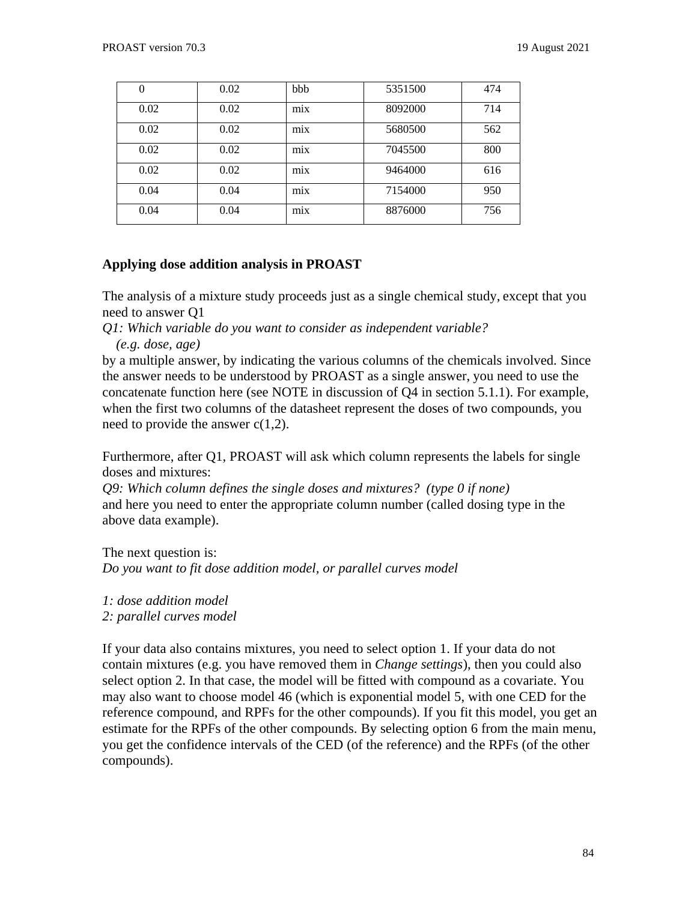| | | | | |
|---|---|---|---|---|
| 0 | 0.02 | bbb | 5351500 | 474 |
| 0.02 | 0.02 | mix | 8092000 | 714 |
| 0.02 | 0.02 | mix | 5680500 | 562 |
| 0.02 | 0.02 | mix | 7045500 | 800 |
| 0.02 | 0.02 | mix | 9464000 | 616 |
| 0.04 | 0.04 | mix | 7154000 | 950 |
| 0.04 | 0.04 | mix | 8876000 | 756 |

### Applying dose addition analysis in PROAST

The analysis of a mixture study proceeds just as a single chemical study, except that you need to answer Q1

*Q1: Which variable do you want to consider as independent variable?*
*(e.g. dose, age)*

by a multiple answer, by indicating the various columns of the chemicals involved. Since the answer needs to be understood by PROAST as a single answer, you need to use the concatenate function here (see NOTE in discussion of Q4 in section 5.1.1). For example, when the first two columns of the datasheet represent the doses of two compounds, you need to provide the answer c(1,2).

Furthermore, after Q1, PROAST will ask which column represents the labels for single doses and mixtures:

*Q9: Which column defines the single doses and mixtures? (type 0 if none)*

and here you need to enter the appropriate column number (called dosing type in the above data example).

The next question is:

*Do you want to fit dose addition model, or parallel curves model*

*1: dose addition model*
*2: parallel curves model*

If your data also contains mixtures, you need to select option 1. If your data do not contain mixtures (e.g. you have removed them in *Change settings*), then you could also select option 2. In that case, the model will be fitted with compound as a covariate. You may also want to choose model 46 (which is exponential model 5, with one CED for the reference compound, and RPFs for the other compounds). If you fit this model, you get an estimate for the RPFs of the other compounds. By selecting option 6 from the main menu, you get the confidence intervals of the CED (of the reference) and the RPFs (of the other compounds).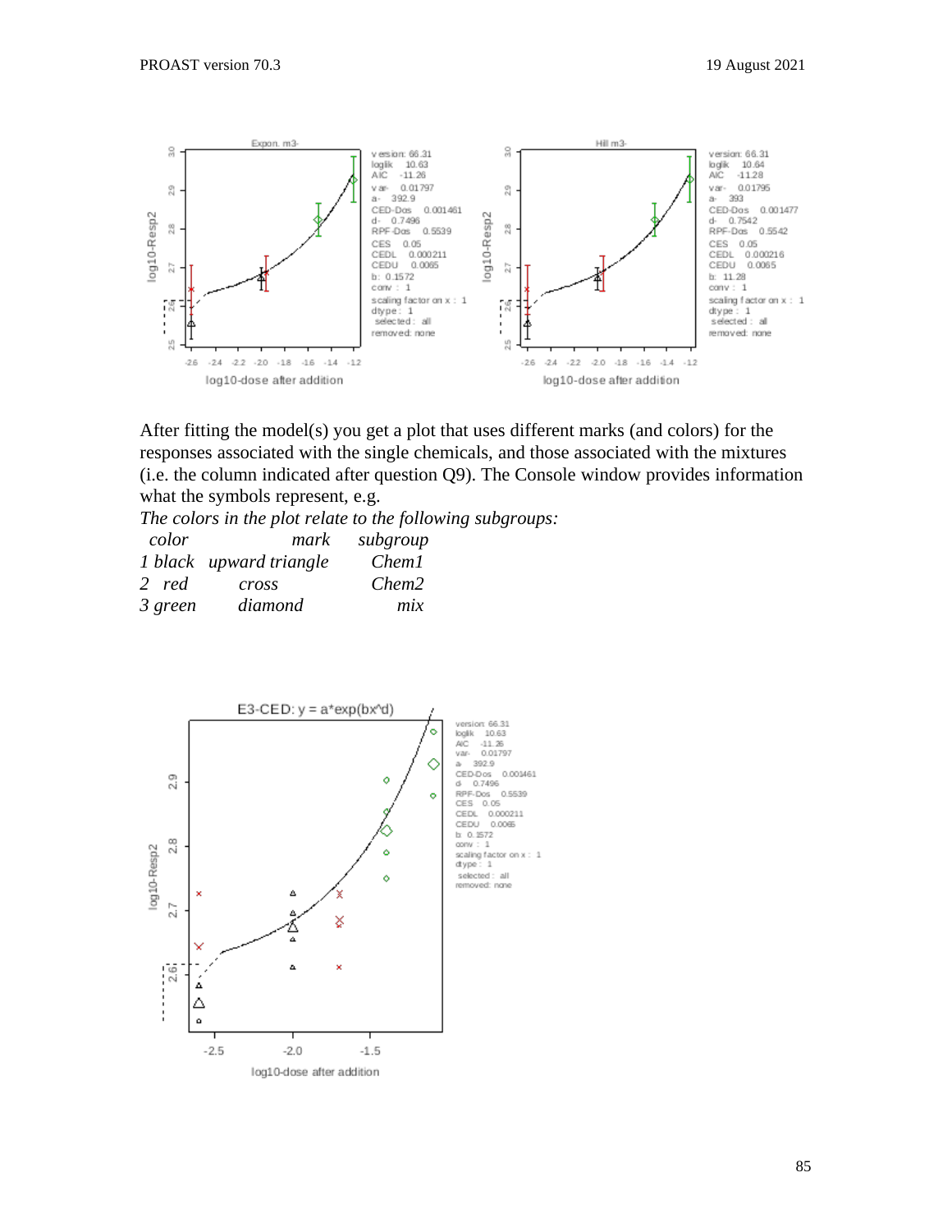After fitting the model(s) you get a plot that uses different marks (and colors) for the responses associated with the single chemicals, and those associated with the mixtures (i.e. the column indicated after question Q9). The Console window provides information what the symbols represent, e.g.

*The colors in the plot relate to the following subgroups:*

| *color* | *mark* | *subgroup* |
|---|---|---|
| *1 black* | *upward triangle* | *Chem1* |
| *2 red* | *cross* | *Chem2* |
| *3 green* | *diamond* | *mix* |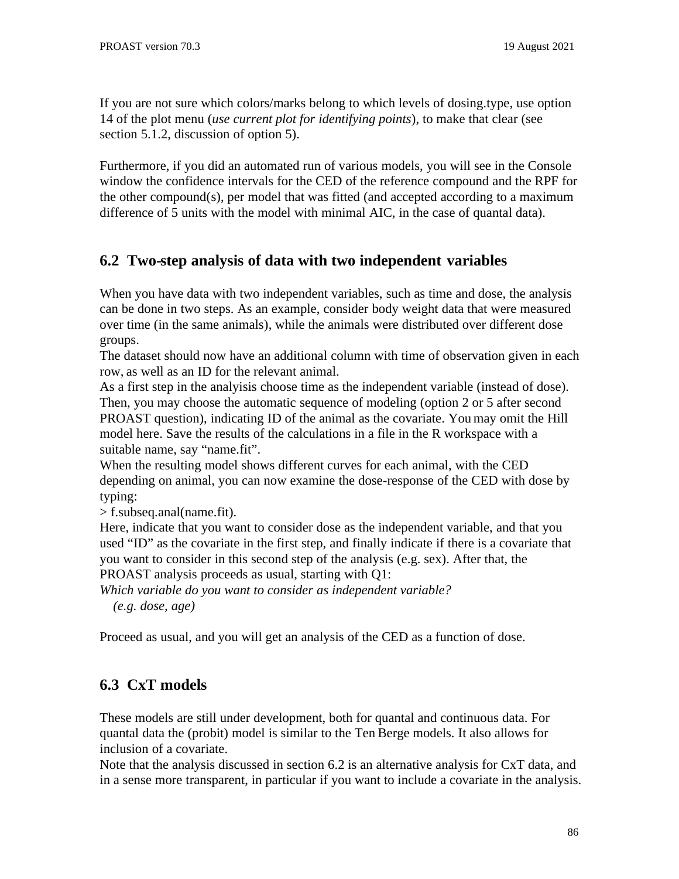If you are not sure which colors/marks belong to which levels of dosing.type, use option 14 of the plot menu (*use current plot for identifying points*), to make that clear (see section 5.1.2, discussion of option 5).

Furthermore, if you did an automated run of various models, you will see in the Console window the confidence intervals for the CED of the reference compound and the RPF for the other compound(s), per model that was fitted (and accepted according to a maximum difference of 5 units with the model with minimal AIC, in the case of quantal data).

## 6.2 Two-step analysis of data with two independent variables

When you have data with two independent variables, such as time and dose, the analysis can be done in two steps. As an example, consider body weight data that were measured over time (in the same animals), while the animals were distributed over different dose groups.
The dataset should now have an additional column with time of observation given in each row, as well as an ID for the relevant animal.
As a first step in the analyisis choose time as the independent variable (instead of dose). Then, you may choose the automatic sequence of modeling (option 2 or 5 after second PROAST question), indicating ID of the animal as the covariate. You may omit the Hill model here. Save the results of the calculations in a file in the R workspace with a suitable name, say “name.fit”.
When the resulting model shows different curves for each animal, with the CED depending on animal, you can now examine the dose-response of the CED with dose by typing:
> f.subseq.anal(name.fit).
Here, indicate that you want to consider dose as the independent variable, and that you used “ID” as the covariate in the first step, and finally indicate if there is a covariate that you want to consider in this second step of the analysis (e.g. sex). After that, the PROAST analysis proceeds as usual, starting with Q1:
*Which variable do you want to consider as independent variable?*
*(e.g. dose, age)*

Proceed as usual, and you will get an analysis of the CED as a function of dose.

## 6.3 CxT models

These models are still under development, both for quantal and continuous data. For quantal data the (probit) model is similar to the Ten Berge models. It also allows for inclusion of a covariate.
Note that the analysis discussed in section 6.2 is an alternative analysis for CxT data, and in a sense more transparent, in particular if you want to include a covariate in the analysis.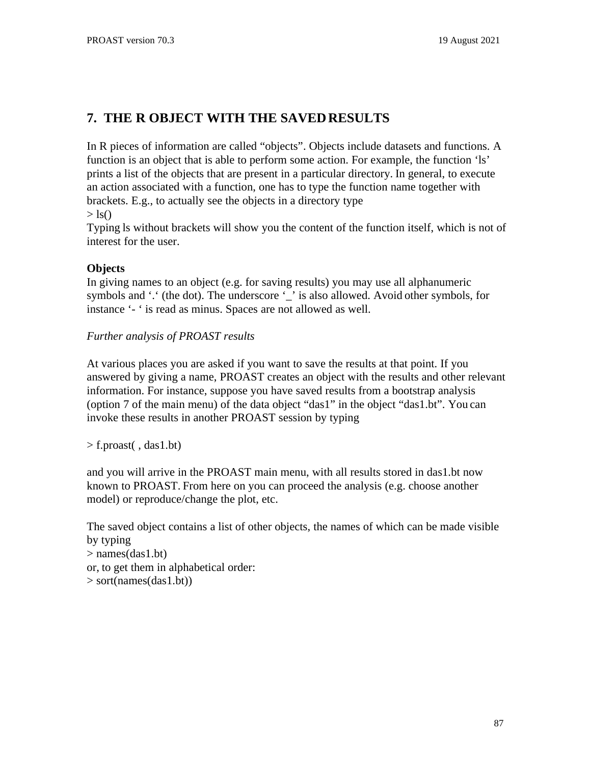## 7. THE R OBJECT WITH THE SAVED RESULTS

In R pieces of information are called “objects”. Objects include datasets and functions. A function is an object that is able to perform some action. For example, the function ‘ls’ prints a list of the objects that are present in a particular directory. In general, to execute an action associated with a function, one has to type the function name together with brackets. E.g., to actually see the objects in a directory type

```
> ls()
```

Typing ls without brackets will show you the content of the function itself, which is not of interest for the user.

**Objects**

In giving names to an object (e.g. for saving results) you may use all alphanumeric symbols and ‘.‘ (the dot). The underscore ‘_’ is also allowed. Avoid other symbols, for instance ‘- ‘ is read as minus. Spaces are not allowed as well.

*Further analysis of PROAST results*

At various places you are asked if you want to save the results at that point. If you answered by giving a name, PROAST creates an object with the results and other relevant information. For instance, suppose you have saved results from a bootstrap analysis (option 7 of the main menu) of the data object “das1” in the object “das1.bt”. You can invoke these results in another PROAST session by typing

```
> f.proast( , das1.bt)
```

and you will arrive in the PROAST main menu, with all results stored in das1.bt now known to PROAST. From here on you can proceed the analysis (e.g. choose another model) or reproduce/change the plot, etc.

The saved object contains a list of other objects, the names of which can be made visible by typing

```
> names(das1.bt)
```

or, to get them in alphabetical order:

```
> sort(names(das1.bt))
```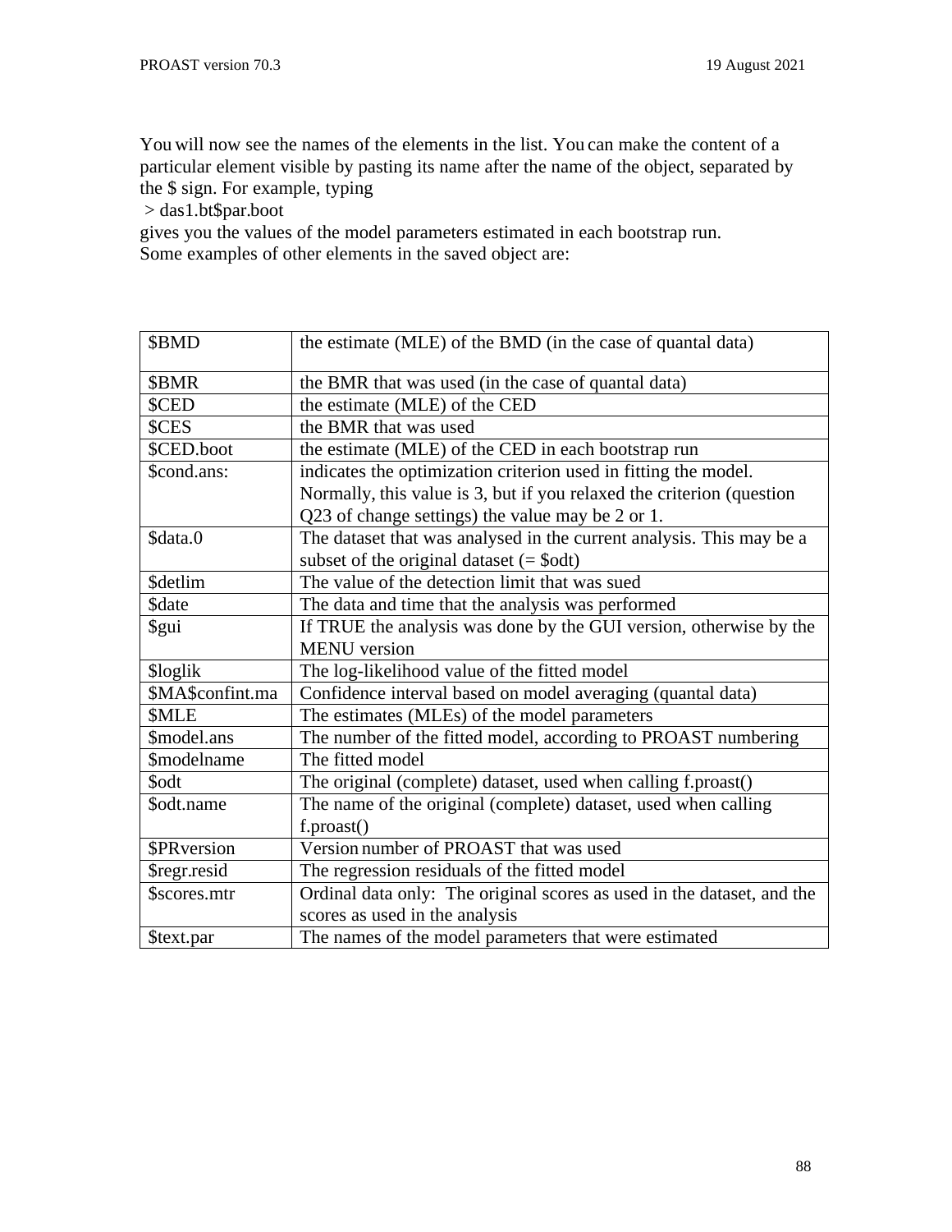You will now see the names of the elements in the list. You can make the content of a particular element visible by pasting its name after the name of the object, separated by the $ sign. For example, typing

> das1.bt$par.boot

gives you the values of the model parameters estimated in each bootstrap run.
Some examples of other elements in the saved object are:

| | |
|---|---|
| $BMD | the estimate (MLE) of the BMD (in the case of quantal data) |
| $BMR | the BMR that was used (in the case of quantal data) |
| $CED | the estimate (MLE) of the CED |
| $CES | the BMR that was used |
| $CED.boot | the estimate (MLE) of the CED in each bootstrap run |
| $cond.ans: | indicates the optimization criterion used in fitting the model. Normally, this value is 3, but if you relaxed the criterion (question Q23 of change settings) the value may be 2 or 1. |
| $data.0 | The dataset that was analysed in the current analysis. This may be a subset of the original dataset (= $odt) |
| $detlim | The value of the detection limit that was sued |
| $date | The data and time that the analysis was performed |
| $gui | If TRUE the analysis was done by the GUI version, otherwise by the MENU version |
| $loglik | The log-likelihood value of the fitted model |
| $MA$confint.ma | Confidence interval based on model averaging (quantal data) |
| $MLE | The estimates (MLEs) of the model parameters |
| $model.ans | The number of the fitted model, according to PROAST numbering |
| $modelname | The fitted model |
| $odt | The original (complete) dataset, used when calling f.proast() |
| $odt.name | The name of the original (complete) dataset, used when calling f.proast() |
| $PRversion | Version number of PROAST that was used |
| $regr.resid | The regression residuals of the fitted model |
| $scores.mtr | Ordinal data only: The original scores as used in the dataset, and the scores as used in the analysis |
| $text.par | The names of the model parameters that were estimated |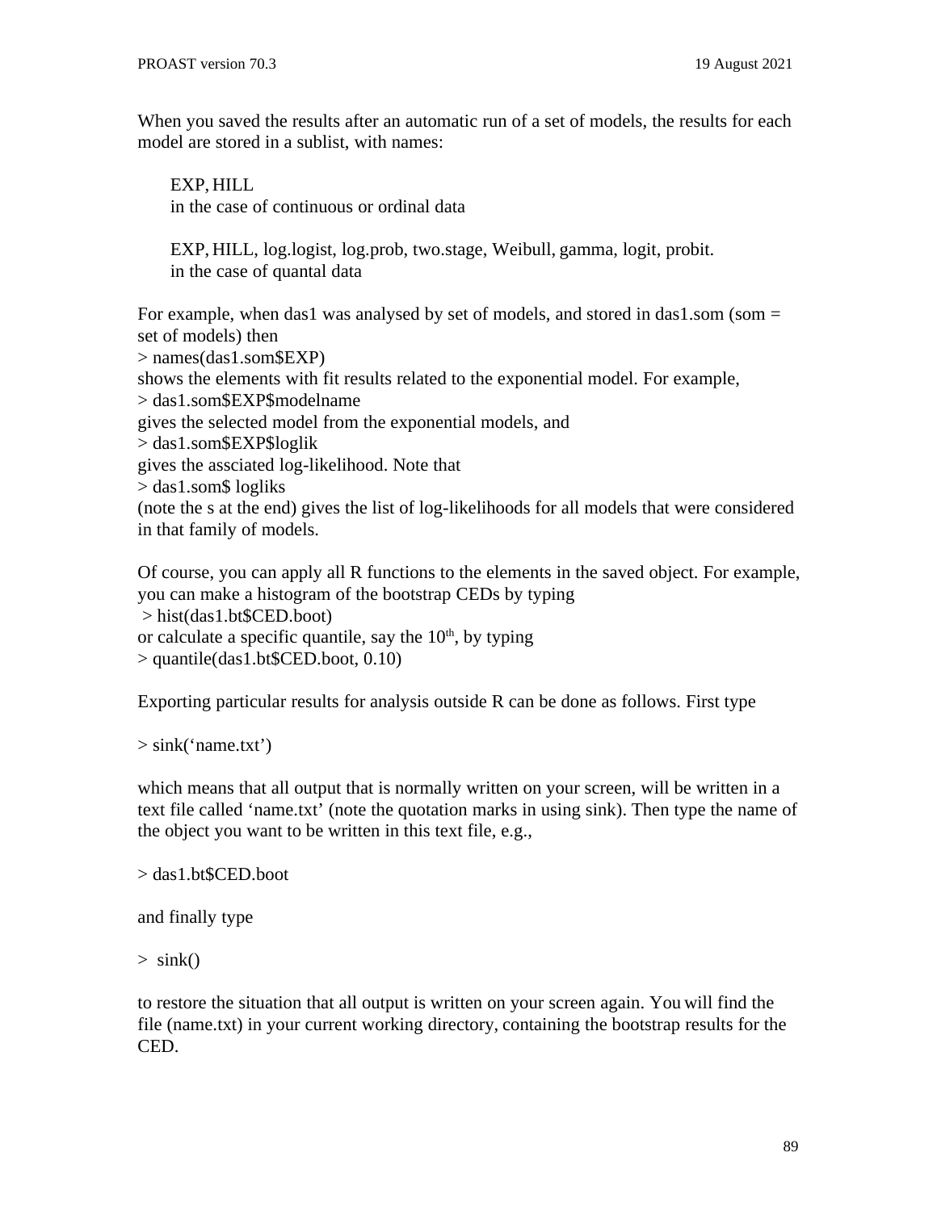When you saved the results after an automatic run of a set of models, the results for each model are stored in a sublist, with names:

EXP, HILL
in the case of continuous or ordinal data

EXP, HILL, log.logist, log.prob, two.stage, Weibull, gamma, logit, probit.
in the case of quantal data

For example, when das1 was analysed by set of models, and stored in das1.som (som = set of models) then

> names(das1.som$EXP)

shows the elements with fit results related to the exponential model. For example,

> das1.som$EXP$modelname

gives the selected model from the exponential models, and

> das1.som$EXP$loglik

gives the assciated log-likelihood. Note that

> das1.som$ logliks

(note the s at the end) gives the list of log-likelihoods for all models that were considered in that family of models.

Of course, you can apply all R functions to the elements in the saved object. For example, you can make a histogram of the bootstrap CEDs by typing

> hist(das1.bt$CED.boot)

or calculate a specific quantile, say the 10th, by typing

> quantile(das1.bt$CED.boot, 0.10)

Exporting particular results for analysis outside R can be done as follows. First type

> sink('name.txt')

which means that all output that is normally written on your screen, will be written in a text file called 'name.txt' (note the quotation marks in using sink). Then type the name of the object you want to be written in this text file, e.g.,

> das1.bt$CED.boot

and finally type

> sink()

to restore the situation that all output is written on your screen again. You will find the file (name.txt) in your current working directory, containing the bootstrap results for the CED.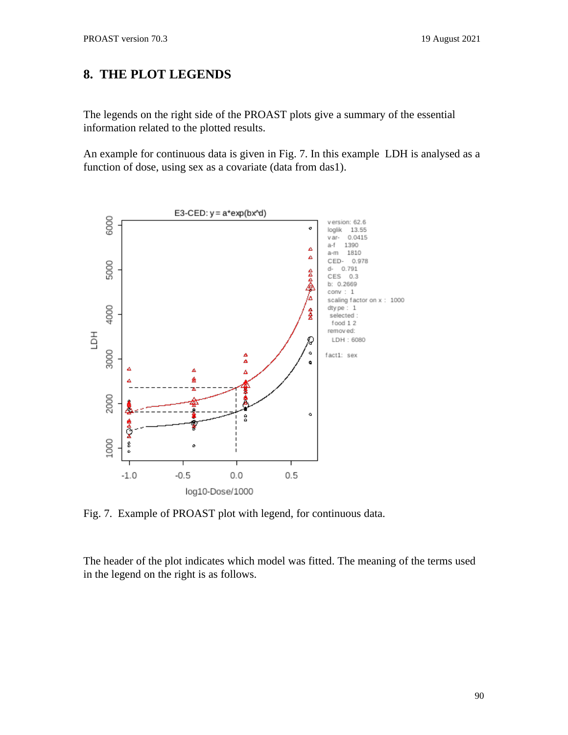## 8. THE PLOT LEGENDS

The legends on the right side of the PROAST plots give a summary of the essential information related to the plotted results.

An example for continuous data is given in Fig. 7. In this example LDH is analysed as a function of dose, using sex as a covariate (data from das1).

Fig. 7. Example of PROAST plot with legend, for continuous data.

The header of the plot indicates which model was fitted. The meaning of the terms used in the legend on the right is as follows.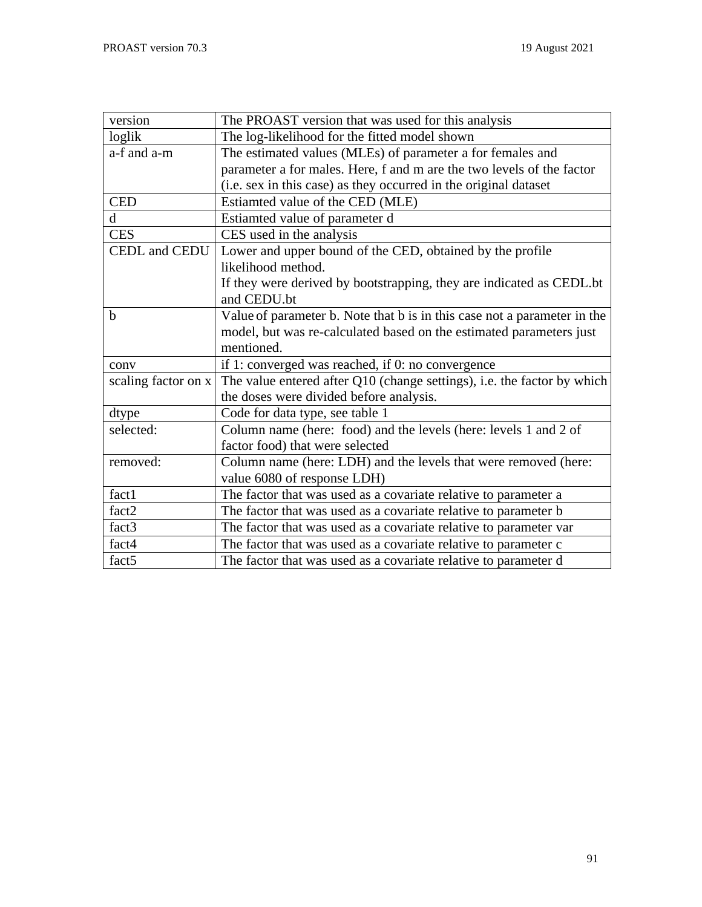| version | The PROAST version that was used for this analysis |
|---|---|
| loglik | The log-likelihood for the fitted model shown |
| a-f and a-m | The estimated values (MLEs) of parameter a for females and parameter a for males. Here, f and m are the two levels of the factor (i.e. sex in this case) as they occurred in the original dataset |
| CED | Estiamted value of the CED (MLE) |
| d | Estiamted value of parameter d |
| CES | CES used in the analysis |
| CEDL and CEDU | Lower and upper bound of the CED, obtained by the profile likelihood method. If they were derived by bootstrapping, they are indicated as CEDL.bt and CEDU.bt |
| b | Value of parameter b. Note that b is in this case not a parameter in the model, but was re-calculated based on the estimated parameters just mentioned. |
| conv | if 1: converged was reached, if 0: no convergence |
| scaling factor on x | The value entered after Q10 (change settings), i.e. the factor by which the doses were divided before analysis. |
| dtype | Code for data type, see table 1 |
| selected: | Column name (here: food) and the levels (here: levels 1 and 2 of factor food) that were selected |
| removed: | Column name (here: LDH) and the levels that were removed (here: value 6080 of response LDH) |
| fact1 | The factor that was used as a covariate relative to parameter a |
| fact2 | The factor that was used as a covariate relative to parameter b |
| fact3 | The factor that was used as a covariate relative to parameter var |
| fact4 | The factor that was used as a covariate relative to parameter c |
| fact5 | The factor that was used as a covariate relative to parameter d |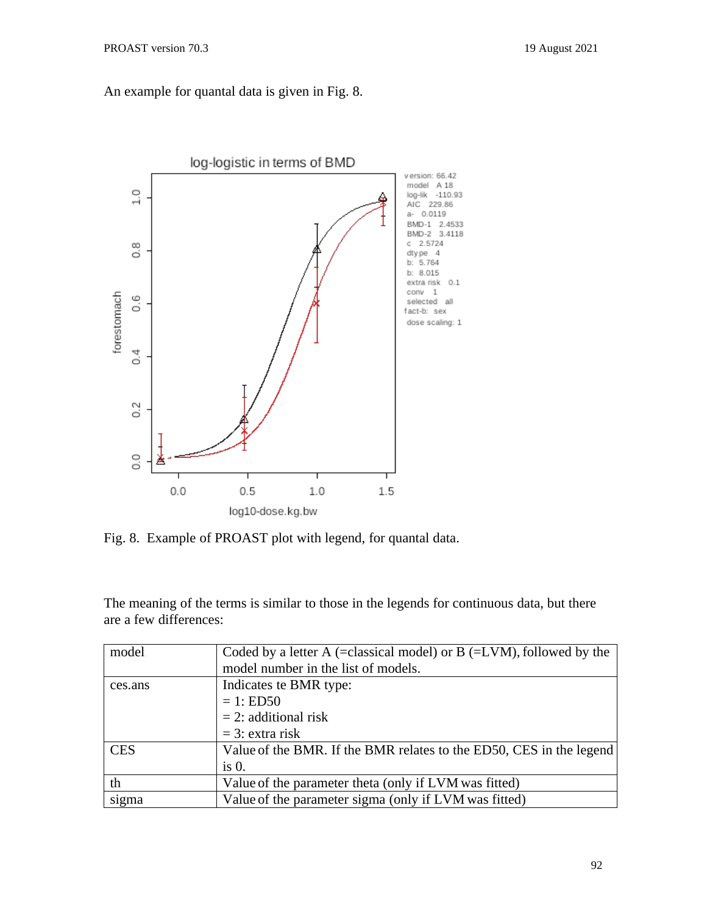An example for quantal data is given in Fig. 8.

Fig. 8. Example of PROAST plot with legend, for quantal data.

The meaning of the terms is similar to those in the legends for continuous data, but there are a few differences:

| model | Coded by a letter A (=classical model) or B (=LVM), followed by the model number in the list of models. |
|---|---|
| ces.ans | Indicates te BMR type:<br>= 1: ED50<br>= 2: additional risk<br>= 3: extra risk |
| CES | Value of the BMR. If the BMR relates to the ED50, CES in the legend is 0. |
| th | Value of the parameter theta (only if LVM was fitted) |
| sigma | Value of the parameter sigma (only if LVM was fitted) |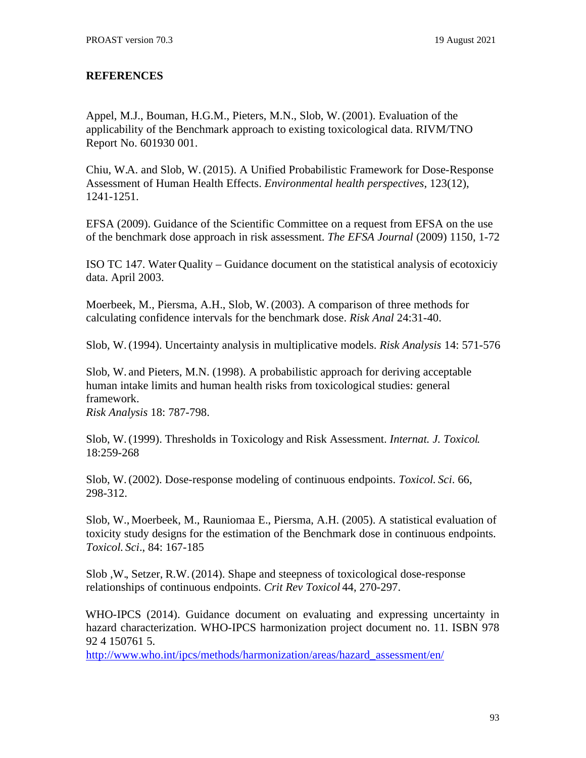## REFERENCES

Appel, M.J., Bouman, H.G.M., Pieters, M.N., Slob, W. (2001). Evaluation of the applicability of the Benchmark approach to existing toxicological data. RIVM/TNO Report No. 601930 001.

Chiu, W.A. and Slob, W. (2015). A Unified Probabilistic Framework for Dose-Response Assessment of Human Health Effects. *Environmental health perspectives*, 123(12), 1241-1251.

EFSA (2009). Guidance of the Scientific Committee on a request from EFSA on the use of the benchmark dose approach in risk assessment. *The EFSA Journal* (2009) 1150, 1-72

ISO TC 147. Water Quality – Guidance document on the statistical analysis of ecotoxiciy data. April 2003.

Moerbeek, M., Piersma, A.H., Slob, W. (2003). A comparison of three methods for calculating confidence intervals for the benchmark dose. *Risk Anal* 24:31-40.

Slob, W. (1994). Uncertainty analysis in multiplicative models. *Risk Analysis* 14: 571-576

Slob, W. and Pieters, M.N. (1998). A probabilistic approach for deriving acceptable human intake limits and human health risks from toxicological studies: general framework.
*Risk Analysis* 18: 787-798.

Slob, W. (1999). Thresholds in Toxicology and Risk Assessment. *Internat. J. Toxicol.* 18:259-268

Slob, W. (2002). Dose-response modeling of continuous endpoints. *Toxicol. Sci*. 66, 298-312.

Slob, W., Moerbeek, M., Rauniomaa E., Piersma, A.H. (2005). A statistical evaluation of toxicity study designs for the estimation of the Benchmark dose in continuous endpoints. *Toxicol. Sci*., 84: 167-185

Slob ,W., Setzer, R.W. (2014). Shape and steepness of toxicological dose-response relationships of continuous endpoints. *Crit Rev Toxicol* 44, 270-297.

WHO-IPCS (2014). Guidance document on evaluating and expressing uncertainty in hazard characterization. WHO-IPCS harmonization project document no. 11. ISBN 978 92 4 150761 5.
http://www.who.int/ipcs/methods/harmonization/areas/hazard_assessment/en/